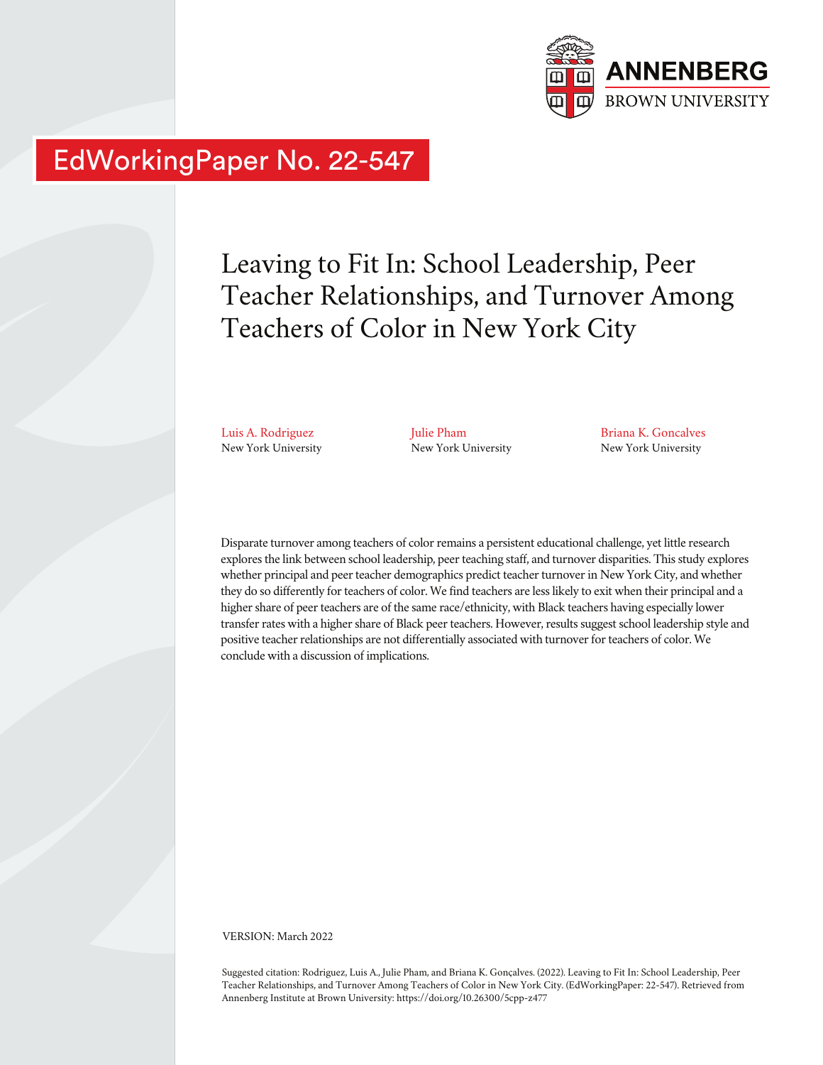ANNENBERG
BROWN UNIVERSITY

EdWorkingPaper No. 22-547

# Leaving to Fit In: School Leadership, Peer Teacher Relationships, and Turnover Among Teachers of Color in New York City

Luis A. Rodriguez
New York University

Julie Pham
New York University

Briana K. Goncalves
New York University

Disparate turnover among teachers of color remains a persistent educational challenge, yet little research explores the link between school leadership, peer teaching staff, and turnover disparities. This study explores whether principal and peer teacher demographics predict teacher turnover in New York City, and whether they do so differently for teachers of color. We find teachers are less likely to exit when their principal and a higher share of peer teachers are of the same race/ethnicity, with Black teachers having especially lower transfer rates with a higher share of Black peer teachers. However, results suggest school leadership style and positive teacher relationships are not differentially associated with turnover for teachers of color. We conclude with a discussion of implications.

VERSION: March 2022

Suggested citation: Rodriguez, Luis A., Julie Pham, and Briana K. Gonçalves. (2022). Leaving to Fit In: School Leadership, Peer Teacher Relationships, and Turnover Among Teachers of Color in New York City. (EdWorkingPaper: 22-547). Retrieved from Annenberg Institute at Brown University: https://doi.org/10.26300/5cpp-z477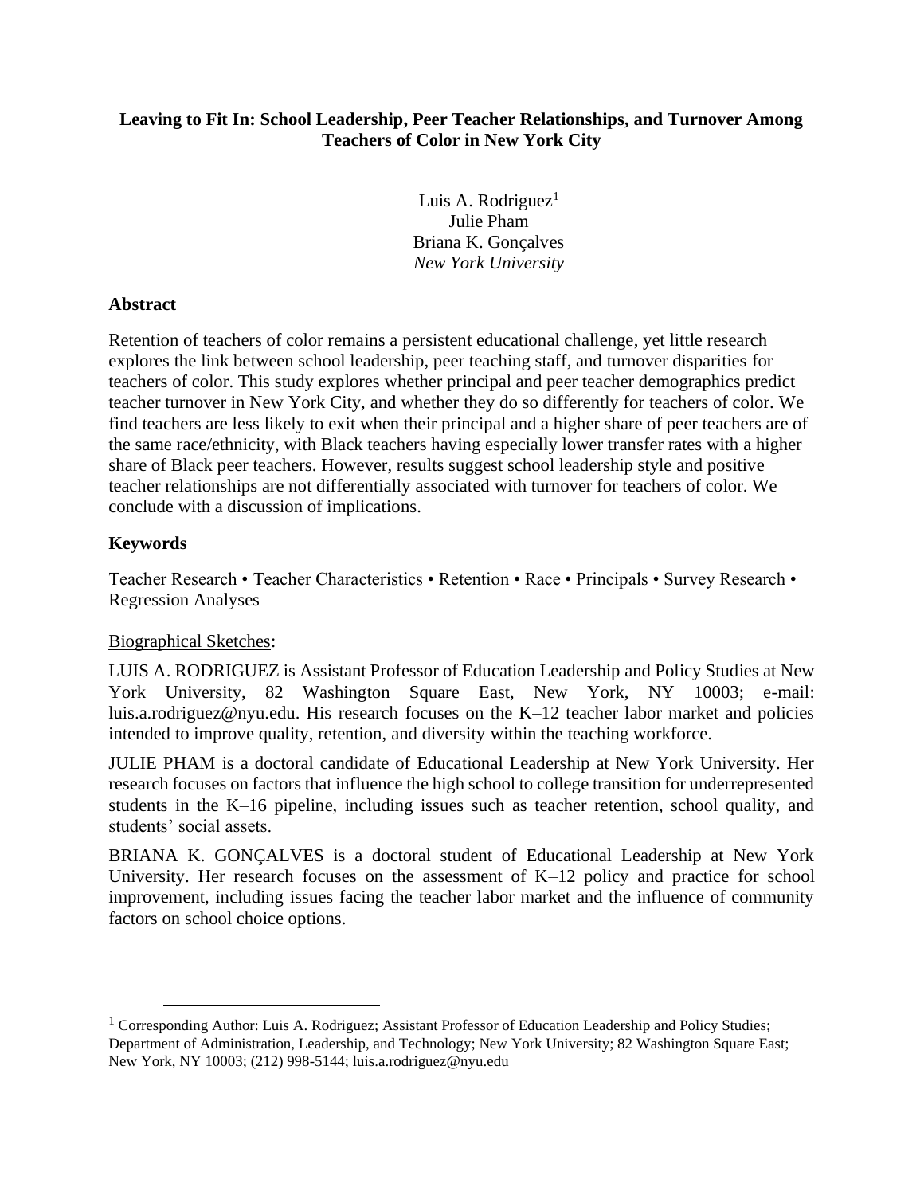**Leaving to Fit In: School Leadership, Peer Teacher Relationships, and Turnover Among Teachers of Color in New York City**

Luis A. Rodriguez[1]
Julie Pham
Briana K. Gonçalves
*New York University*

## Abstract

Retention of teachers of color remains a persistent educational challenge, yet little research explores the link between school leadership, peer teaching staff, and turnover disparities for teachers of color. This study explores whether principal and peer teacher demographics predict teacher turnover in New York City, and whether they do so differently for teachers of color. We find teachers are less likely to exit when their principal and a higher share of peer teachers are of the same race/ethnicity, with Black teachers having especially lower transfer rates with a higher share of Black peer teachers. However, results suggest school leadership style and positive teacher relationships are not differentially associated with turnover for teachers of color. We conclude with a discussion of implications.

## Keywords

Teacher Research • Teacher Characteristics • Retention • Race • Principals • Survey Research • Regression Analyses

Biographical Sketches:

LUIS A. RODRIGUEZ is Assistant Professor of Education Leadership and Policy Studies at New York University, 82 Washington Square East, New York, NY 10003; e-mail: luis.a.rodriguez@nyu.edu. His research focuses on the K–12 teacher labor market and policies intended to improve quality, retention, and diversity within the teaching workforce.

JULIE PHAM is a doctoral candidate of Educational Leadership at New York University. Her research focuses on factors that influence the high school to college transition for underrepresented students in the K–16 pipeline, including issues such as teacher retention, school quality, and students' social assets.

BRIANA K. GONÇALVES is a doctoral student of Educational Leadership at New York University. Her research focuses on the assessment of K–12 policy and practice for school improvement, including issues facing the teacher labor market and the influence of community factors on school choice options.

[1] Corresponding Author: Luis A. Rodriguez; Assistant Professor of Education Leadership and Policy Studies; Department of Administration, Leadership, and Technology; New York University; 82 Washington Square East; New York, NY 10003; (212) 998-5144; luis.a.rodriguez@nyu.edu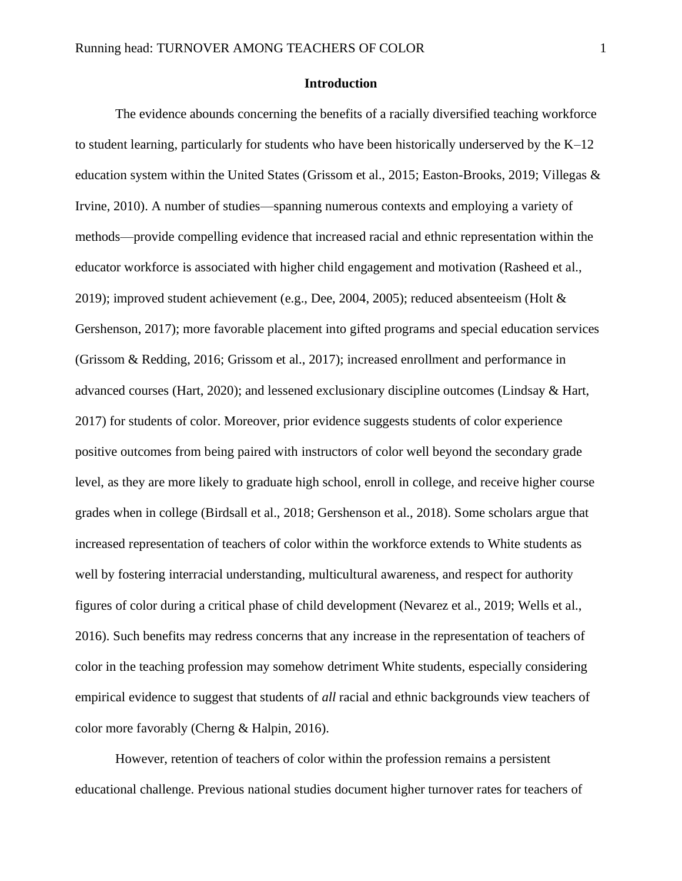# Introduction

The evidence abounds concerning the benefits of a racially diversified teaching workforce to student learning, particularly for students who have been historically underserved by the K–12 education system within the United States (Grissom et al., 2015; Easton-Brooks, 2019; Villegas & Irvine, 2010). A number of studies—spanning numerous contexts and employing a variety of methods—provide compelling evidence that increased racial and ethnic representation within the educator workforce is associated with higher child engagement and motivation (Rasheed et al., 2019); improved student achievement (e.g., Dee, 2004, 2005); reduced absenteeism (Holt & Gershenson, 2017); more favorable placement into gifted programs and special education services (Grissom & Redding, 2016; Grissom et al., 2017); increased enrollment and performance in advanced courses (Hart, 2020); and lessened exclusionary discipline outcomes (Lindsay & Hart, 2017) for students of color. Moreover, prior evidence suggests students of color experience positive outcomes from being paired with instructors of color well beyond the secondary grade level, as they are more likely to graduate high school, enroll in college, and receive higher course grades when in college (Birdsall et al., 2018; Gershenson et al., 2018). Some scholars argue that increased representation of teachers of color within the workforce extends to White students as well by fostering interracial understanding, multicultural awareness, and respect for authority figures of color during a critical phase of child development (Nevarez et al., 2019; Wells et al., 2016). Such benefits may redress concerns that any increase in the representation of teachers of color in the teaching profession may somehow detriment White students, especially considering empirical evidence to suggest that students of *all* racial and ethnic backgrounds view teachers of color more favorably (Cherng & Halpin, 2016).

However, retention of teachers of color within the profession remains a persistent educational challenge. Previous national studies document higher turnover rates for teachers of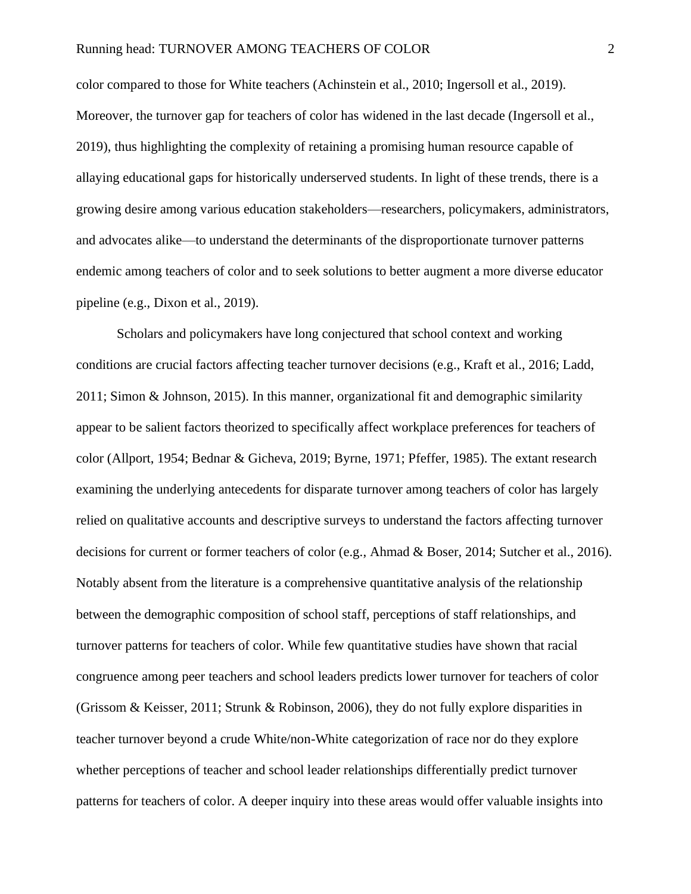color compared to those for White teachers (Achinstein et al., 2010; Ingersoll et al., 2019). Moreover, the turnover gap for teachers of color has widened in the last decade (Ingersoll et al., 2019), thus highlighting the complexity of retaining a promising human resource capable of allaying educational gaps for historically underserved students. In light of these trends, there is a growing desire among various education stakeholders—researchers, policymakers, administrators, and advocates alike—to understand the determinants of the disproportionate turnover patterns endemic among teachers of color and to seek solutions to better augment a more diverse educator pipeline (e.g., Dixon et al., 2019).

Scholars and policymakers have long conjectured that school context and working conditions are crucial factors affecting teacher turnover decisions (e.g., Kraft et al., 2016; Ladd, 2011; Simon & Johnson, 2015). In this manner, organizational fit and demographic similarity appear to be salient factors theorized to specifically affect workplace preferences for teachers of color (Allport, 1954; Bednar & Gicheva, 2019; Byrne, 1971; Pfeffer, 1985). The extant research examining the underlying antecedents for disparate turnover among teachers of color has largely relied on qualitative accounts and descriptive surveys to understand the factors affecting turnover decisions for current or former teachers of color (e.g., Ahmad & Boser, 2014; Sutcher et al., 2016). Notably absent from the literature is a comprehensive quantitative analysis of the relationship between the demographic composition of school staff, perceptions of staff relationships, and turnover patterns for teachers of color. While few quantitative studies have shown that racial congruence among peer teachers and school leaders predicts lower turnover for teachers of color (Grissom & Keisser, 2011; Strunk & Robinson, 2006), they do not fully explore disparities in teacher turnover beyond a crude White/non-White categorization of race nor do they explore whether perceptions of teacher and school leader relationships differentially predict turnover patterns for teachers of color. A deeper inquiry into these areas would offer valuable insights into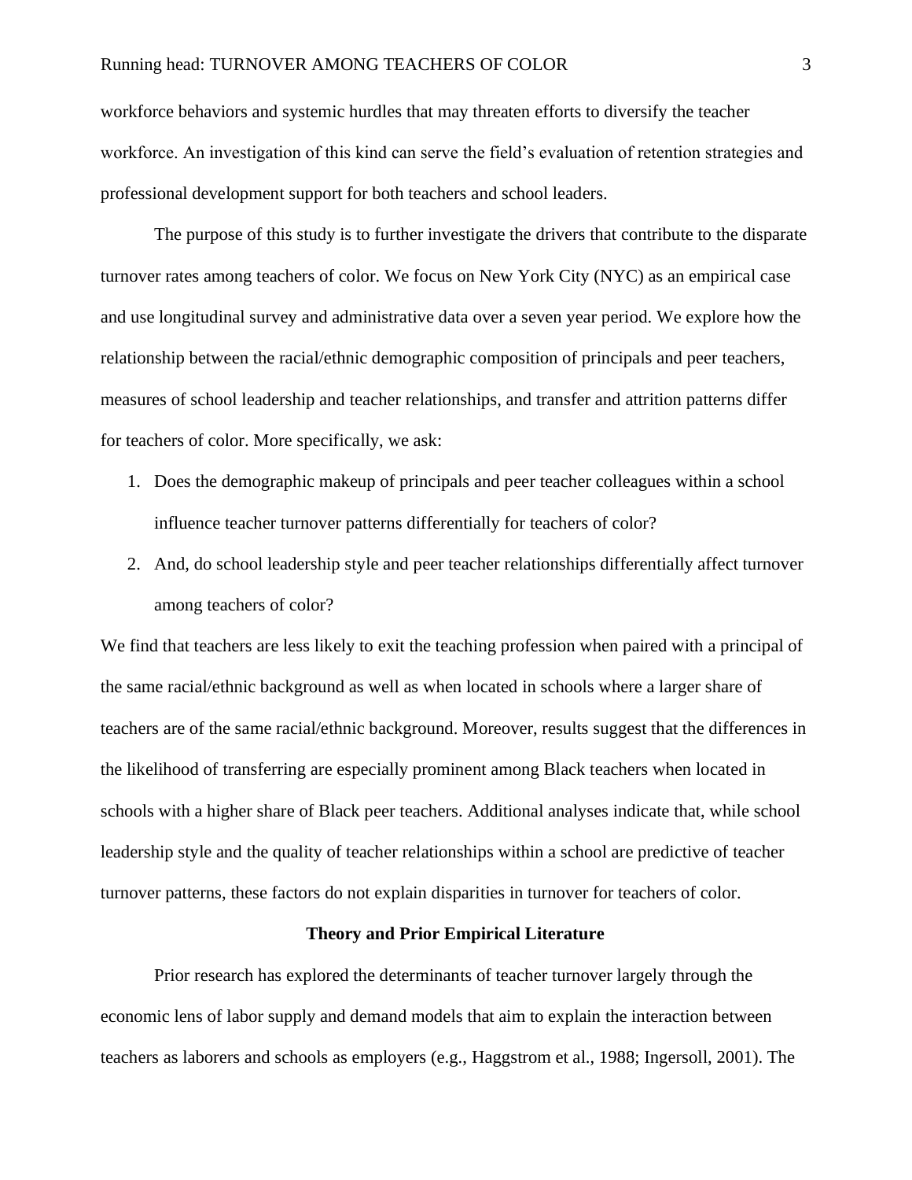workforce behaviors and systemic hurdles that may threaten efforts to diversify the teacher workforce. An investigation of this kind can serve the field's evaluation of retention strategies and professional development support for both teachers and school leaders.

The purpose of this study is to further investigate the drivers that contribute to the disparate turnover rates among teachers of color. We focus on New York City (NYC) as an empirical case and use longitudinal survey and administrative data over a seven year period. We explore how the relationship between the racial/ethnic demographic composition of principals and peer teachers, measures of school leadership and teacher relationships, and transfer and attrition patterns differ for teachers of color. More specifically, we ask:

1. Does the demographic makeup of principals and peer teacher colleagues within a school influence teacher turnover patterns differentially for teachers of color?
2. And, do school leadership style and peer teacher relationships differentially affect turnover among teachers of color?

We find that teachers are less likely to exit the teaching profession when paired with a principal of the same racial/ethnic background as well as when located in schools where a larger share of teachers are of the same racial/ethnic background. Moreover, results suggest that the differences in the likelihood of transferring are especially prominent among Black teachers when located in schools with a higher share of Black peer teachers. Additional analyses indicate that, while school leadership style and the quality of teacher relationships within a school are predictive of teacher turnover patterns, these factors do not explain disparities in turnover for teachers of color.

## Theory and Prior Empirical Literature

Prior research has explored the determinants of teacher turnover largely through the economic lens of labor supply and demand models that aim to explain the interaction between teachers as laborers and schools as employers (e.g., Haggstrom et al., 1988; Ingersoll, 2001). The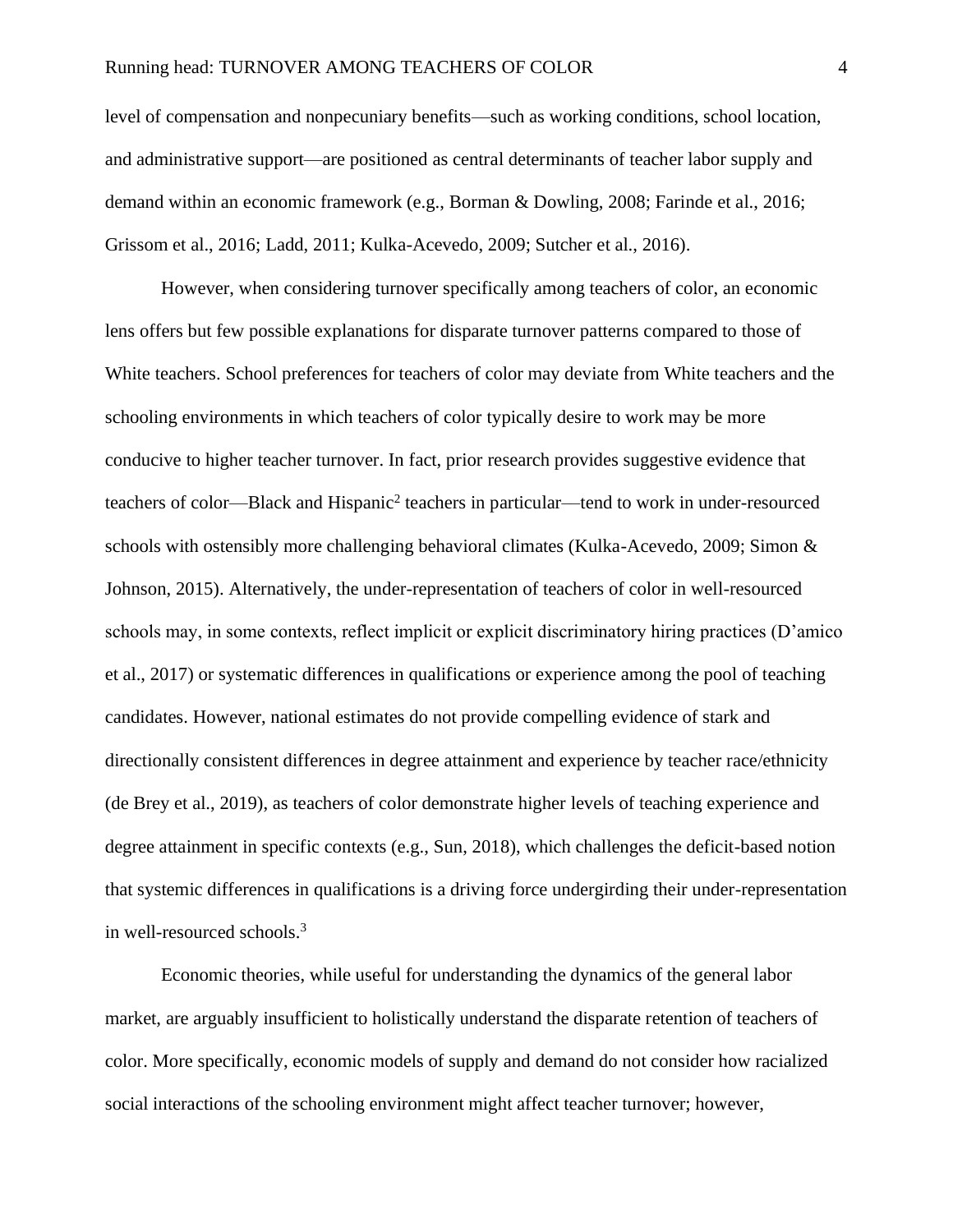level of compensation and nonpecuniary benefits—such as working conditions, school location, and administrative support—are positioned as central determinants of teacher labor supply and demand within an economic framework (e.g., Borman & Dowling, 2008; Farinde et al., 2016; Grissom et al., 2016; Ladd, 2011; Kulka-Acevedo, 2009; Sutcher et al., 2016).

However, when considering turnover specifically among teachers of color, an economic lens offers but few possible explanations for disparate turnover patterns compared to those of White teachers. School preferences for teachers of color may deviate from White teachers and the schooling environments in which teachers of color typically desire to work may be more conducive to higher teacher turnover. In fact, prior research provides suggestive evidence that teachers of color—Black and Hispanic[2] teachers in particular—tend to work in under-resourced schools with ostensibly more challenging behavioral climates (Kulka-Acevedo, 2009; Simon & Johnson, 2015). Alternatively, the under-representation of teachers of color in well-resourced schools may, in some contexts, reflect implicit or explicit discriminatory hiring practices (D'amico et al., 2017) or systematic differences in qualifications or experience among the pool of teaching candidates. However, national estimates do not provide compelling evidence of stark and directionally consistent differences in degree attainment and experience by teacher race/ethnicity (de Brey et al., 2019), as teachers of color demonstrate higher levels of teaching experience and degree attainment in specific contexts (e.g., Sun, 2018), which challenges the deficit-based notion that systemic differences in qualifications is a driving force undergirding their under-representation in well-resourced schools.[3]

Economic theories, while useful for understanding the dynamics of the general labor market, are arguably insufficient to holistically understand the disparate retention of teachers of color. More specifically, economic models of supply and demand do not consider how racialized social interactions of the schooling environment might affect teacher turnover; however,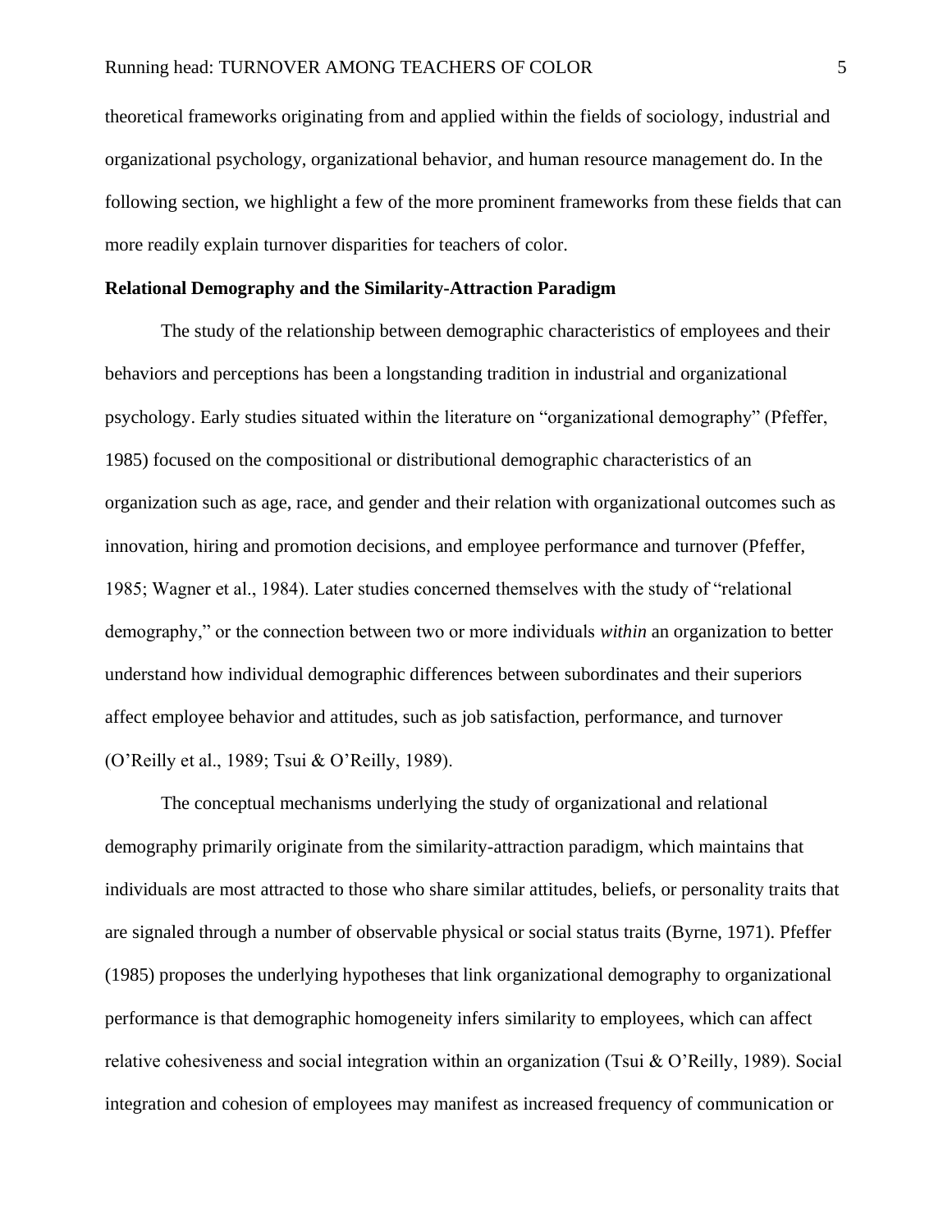theoretical frameworks originating from and applied within the fields of sociology, industrial and organizational psychology, organizational behavior, and human resource management do. In the following section, we highlight a few of the more prominent frameworks from these fields that can more readily explain turnover disparities for teachers of color.

**Relational Demography and the Similarity-Attraction Paradigm**

The study of the relationship between demographic characteristics of employees and their behaviors and perceptions has been a longstanding tradition in industrial and organizational psychology. Early studies situated within the literature on "organizational demography" (Pfeffer, 1985) focused on the compositional or distributional demographic characteristics of an organization such as age, race, and gender and their relation with organizational outcomes such as innovation, hiring and promotion decisions, and employee performance and turnover (Pfeffer, 1985; Wagner et al., 1984). Later studies concerned themselves with the study of "relational demography," or the connection between two or more individuals *within* an organization to better understand how individual demographic differences between subordinates and their superiors affect employee behavior and attitudes, such as job satisfaction, performance, and turnover (O'Reilly et al., 1989; Tsui & O'Reilly, 1989).

The conceptual mechanisms underlying the study of organizational and relational demography primarily originate from the similarity-attraction paradigm, which maintains that individuals are most attracted to those who share similar attitudes, beliefs, or personality traits that are signaled through a number of observable physical or social status traits (Byrne, 1971). Pfeffer (1985) proposes the underlying hypotheses that link organizational demography to organizational performance is that demographic homogeneity infers similarity to employees, which can affect relative cohesiveness and social integration within an organization (Tsui & O'Reilly, 1989). Social integration and cohesion of employees may manifest as increased frequency of communication or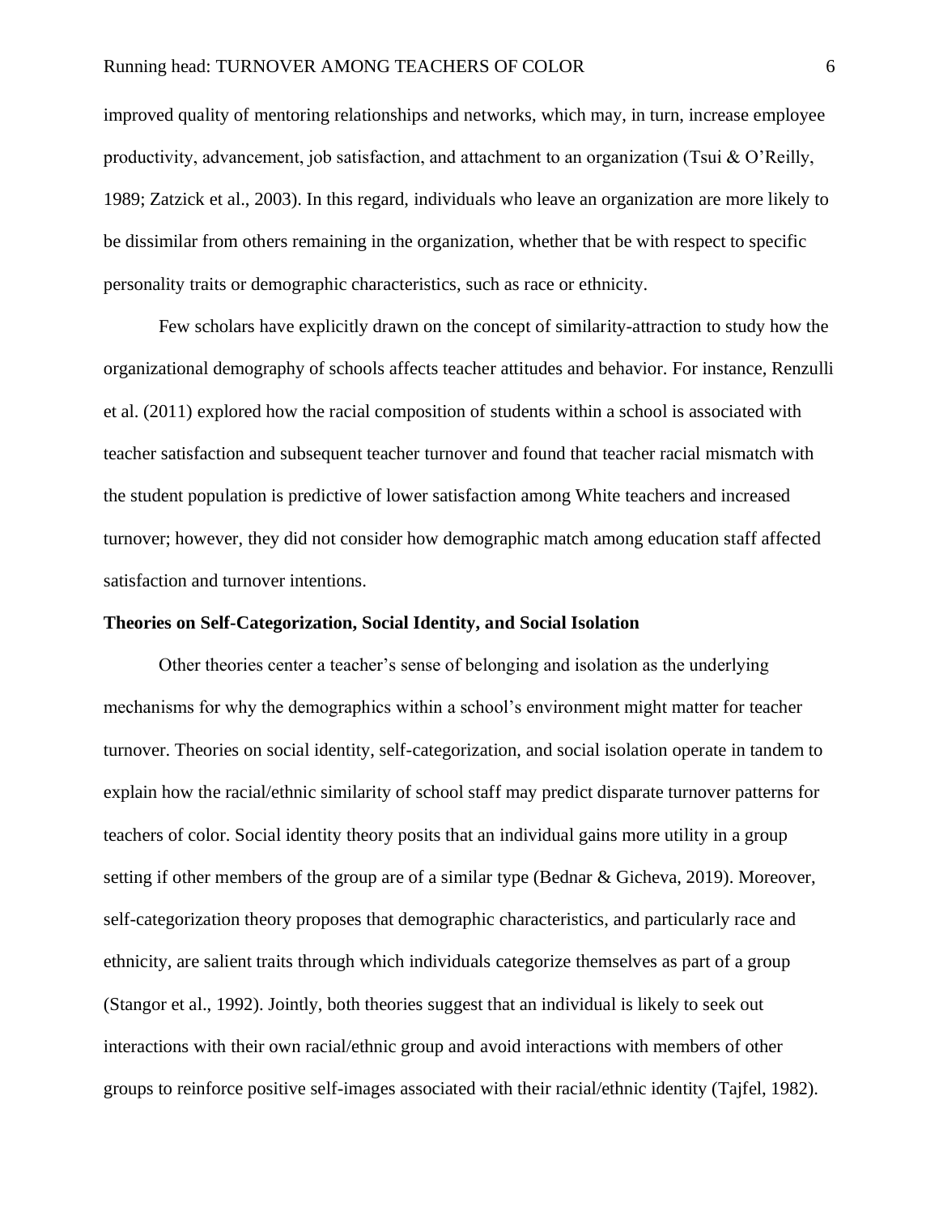improved quality of mentoring relationships and networks, which may, in turn, increase employee productivity, advancement, job satisfaction, and attachment to an organization (Tsui & O'Reilly, 1989; Zatzick et al., 2003). In this regard, individuals who leave an organization are more likely to be dissimilar from others remaining in the organization, whether that be with respect to specific personality traits or demographic characteristics, such as race or ethnicity.

Few scholars have explicitly drawn on the concept of similarity-attraction to study how the organizational demography of schools affects teacher attitudes and behavior. For instance, Renzulli et al. (2011) explored how the racial composition of students within a school is associated with teacher satisfaction and subsequent teacher turnover and found that teacher racial mismatch with the student population is predictive of lower satisfaction among White teachers and increased turnover; however, they did not consider how demographic match among education staff affected satisfaction and turnover intentions.

### Theories on Self-Categorization, Social Identity, and Social Isolation

Other theories center a teacher's sense of belonging and isolation as the underlying mechanisms for why the demographics within a school's environment might matter for teacher turnover. Theories on social identity, self-categorization, and social isolation operate in tandem to explain how the racial/ethnic similarity of school staff may predict disparate turnover patterns for teachers of color. Social identity theory posits that an individual gains more utility in a group setting if other members of the group are of a similar type (Bednar & Gicheva, 2019). Moreover, self-categorization theory proposes that demographic characteristics, and particularly race and ethnicity, are salient traits through which individuals categorize themselves as part of a group (Stangor et al., 1992). Jointly, both theories suggest that an individual is likely to seek out interactions with their own racial/ethnic group and avoid interactions with members of other groups to reinforce positive self-images associated with their racial/ethnic identity (Tajfel, 1982).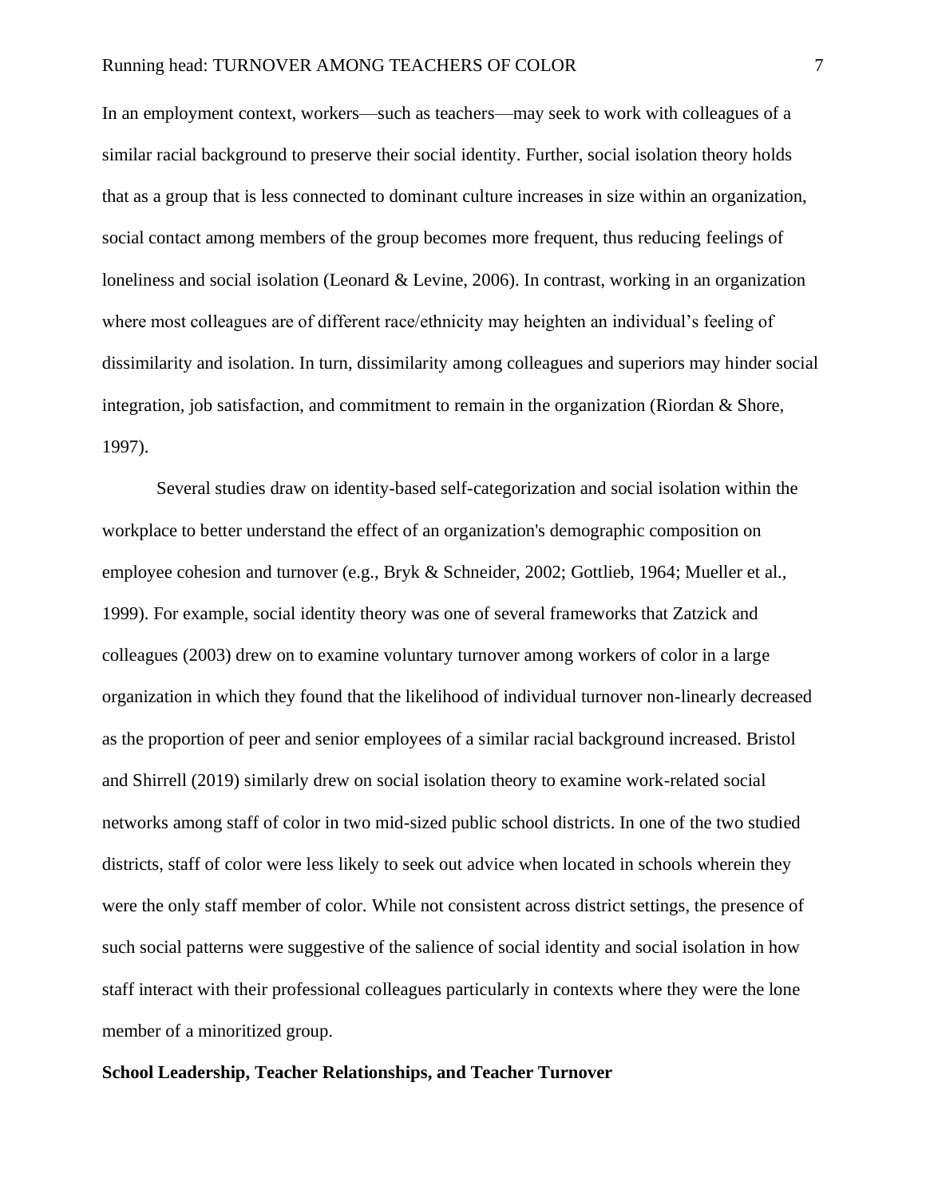In an employment context, workers—such as teachers—may seek to work with colleagues of a similar racial background to preserve their social identity. Further, social isolation theory holds that as a group that is less connected to dominant culture increases in size within an organization, social contact among members of the group becomes more frequent, thus reducing feelings of loneliness and social isolation (Leonard & Levine, 2006). In contrast, working in an organization where most colleagues are of different race/ethnicity may heighten an individual's feeling of dissimilarity and isolation. In turn, dissimilarity among colleagues and superiors may hinder social integration, job satisfaction, and commitment to remain in the organization (Riordan & Shore, 1997).

Several studies draw on identity-based self-categorization and social isolation within the workplace to better understand the effect of an organization's demographic composition on employee cohesion and turnover (e.g., Bryk & Schneider, 2002; Gottlieb, 1964; Mueller et al., 1999). For example, social identity theory was one of several frameworks that Zatzick and colleagues (2003) drew on to examine voluntary turnover among workers of color in a large organization in which they found that the likelihood of individual turnover non-linearly decreased as the proportion of peer and senior employees of a similar racial background increased. Bristol and Shirrell (2019) similarly drew on social isolation theory to examine work-related social networks among staff of color in two mid-sized public school districts. In one of the two studied districts, staff of color were less likely to seek out advice when located in schools wherein they were the only staff member of color. While not consistent across district settings, the presence of such social patterns were suggestive of the salience of social identity and social isolation in how staff interact with their professional colleagues particularly in contexts where they were the lone member of a minoritized group.

**School Leadership, Teacher Relationships, and Teacher Turnover**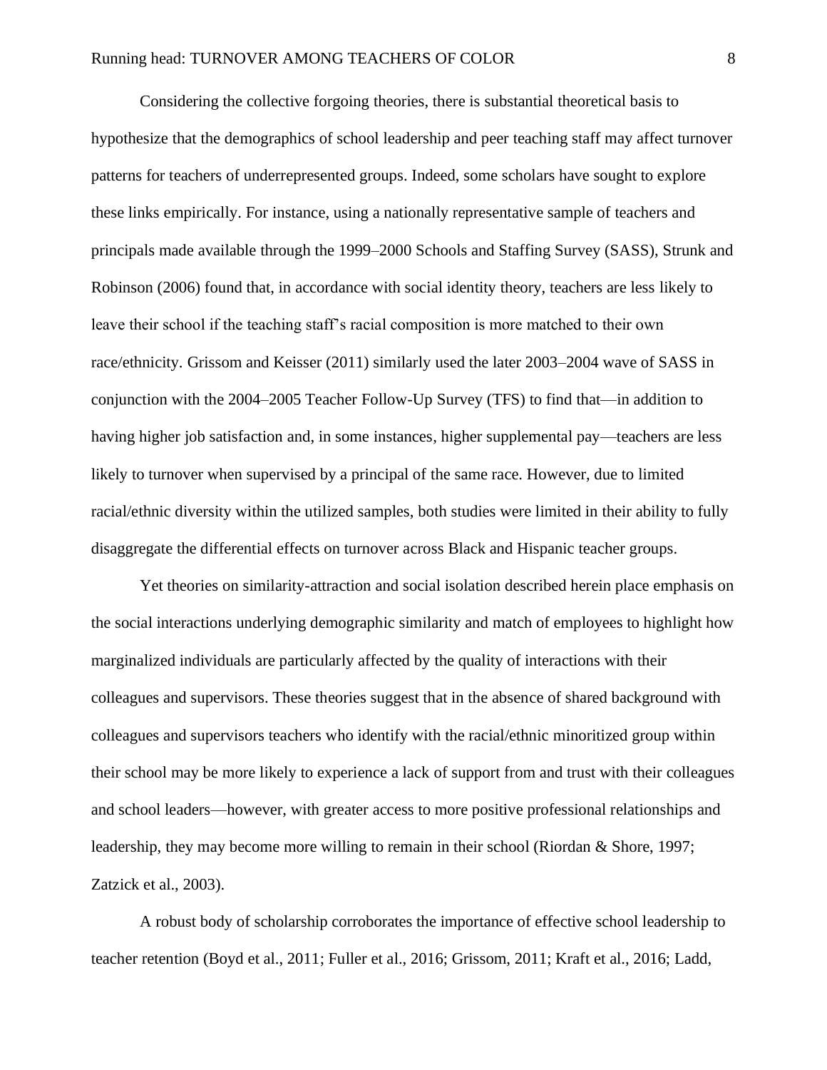Considering the collective forgoing theories, there is substantial theoretical basis to hypothesize that the demographics of school leadership and peer teaching staff may affect turnover patterns for teachers of underrepresented groups. Indeed, some scholars have sought to explore these links empirically. For instance, using a nationally representative sample of teachers and principals made available through the 1999–2000 Schools and Staffing Survey (SASS), Strunk and Robinson (2006) found that, in accordance with social identity theory, teachers are less likely to leave their school if the teaching staff's racial composition is more matched to their own race/ethnicity. Grissom and Keisser (2011) similarly used the later 2003–2004 wave of SASS in conjunction with the 2004–2005 Teacher Follow-Up Survey (TFS) to find that—in addition to having higher job satisfaction and, in some instances, higher supplemental pay—teachers are less likely to turnover when supervised by a principal of the same race. However, due to limited racial/ethnic diversity within the utilized samples, both studies were limited in their ability to fully disaggregate the differential effects on turnover across Black and Hispanic teacher groups.

Yet theories on similarity-attraction and social isolation described herein place emphasis on the social interactions underlying demographic similarity and match of employees to highlight how marginalized individuals are particularly affected by the quality of interactions with their colleagues and supervisors. These theories suggest that in the absence of shared background with colleagues and supervisors teachers who identify with the racial/ethnic minoritized group within their school may be more likely to experience a lack of support from and trust with their colleagues and school leaders—however, with greater access to more positive professional relationships and leadership, they may become more willing to remain in their school (Riordan & Shore, 1997; Zatzick et al., 2003).

A robust body of scholarship corroborates the importance of effective school leadership to teacher retention (Boyd et al., 2011; Fuller et al., 2016; Grissom, 2011; Kraft et al., 2016; Ladd,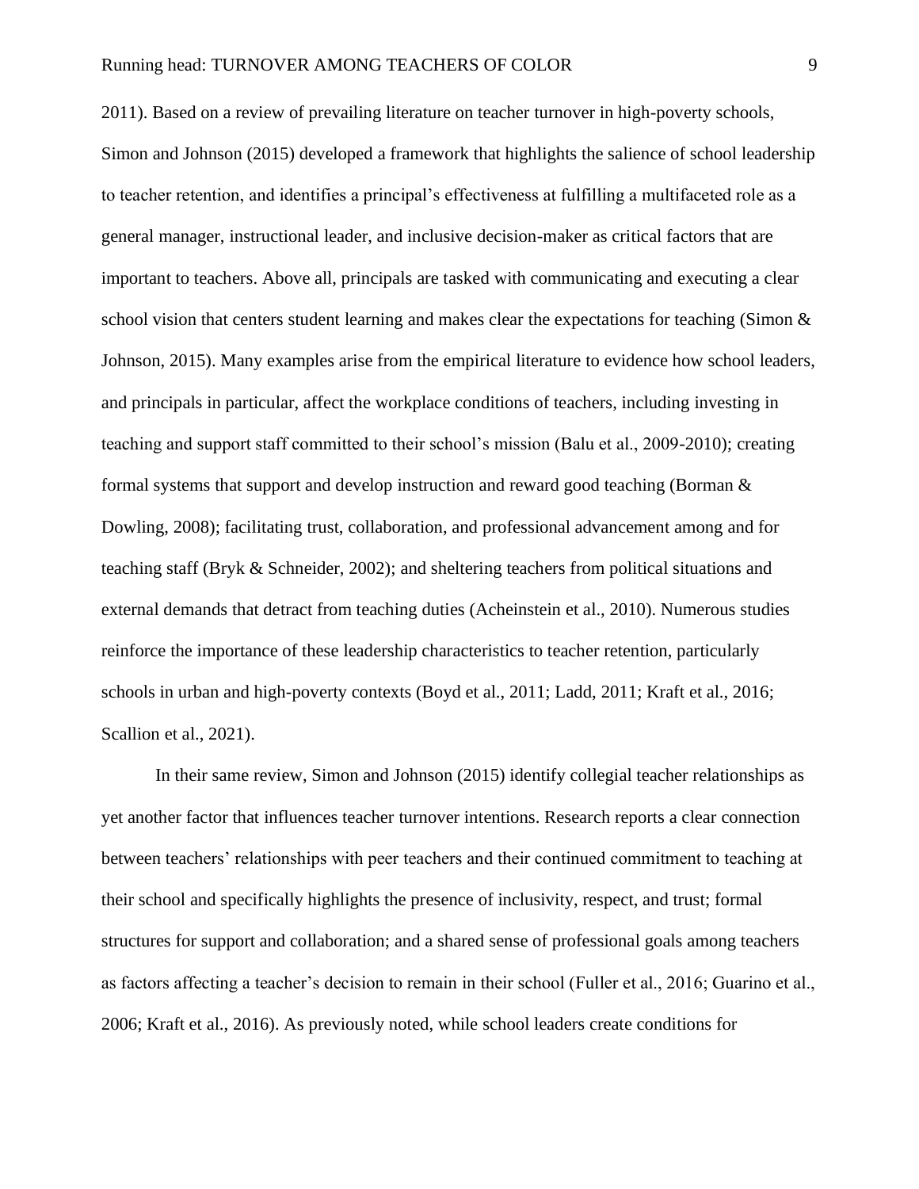2011). Based on a review of prevailing literature on teacher turnover in high-poverty schools, Simon and Johnson (2015) developed a framework that highlights the salience of school leadership to teacher retention, and identifies a principal's effectiveness at fulfilling a multifaceted role as a general manager, instructional leader, and inclusive decision-maker as critical factors that are important to teachers. Above all, principals are tasked with communicating and executing a clear school vision that centers student learning and makes clear the expectations for teaching (Simon & Johnson, 2015). Many examples arise from the empirical literature to evidence how school leaders, and principals in particular, affect the workplace conditions of teachers, including investing in teaching and support staff committed to their school's mission (Balu et al., 2009-2010); creating formal systems that support and develop instruction and reward good teaching (Borman & Dowling, 2008); facilitating trust, collaboration, and professional advancement among and for teaching staff (Bryk & Schneider, 2002); and sheltering teachers from political situations and external demands that detract from teaching duties (Acheinstein et al., 2010). Numerous studies reinforce the importance of these leadership characteristics to teacher retention, particularly schools in urban and high-poverty contexts (Boyd et al., 2011; Ladd, 2011; Kraft et al., 2016; Scallion et al., 2021).

In their same review, Simon and Johnson (2015) identify collegial teacher relationships as yet another factor that influences teacher turnover intentions. Research reports a clear connection between teachers' relationships with peer teachers and their continued commitment to teaching at their school and specifically highlights the presence of inclusivity, respect, and trust; formal structures for support and collaboration; and a shared sense of professional goals among teachers as factors affecting a teacher's decision to remain in their school (Fuller et al., 2016; Guarino et al., 2006; Kraft et al., 2016). As previously noted, while school leaders create conditions for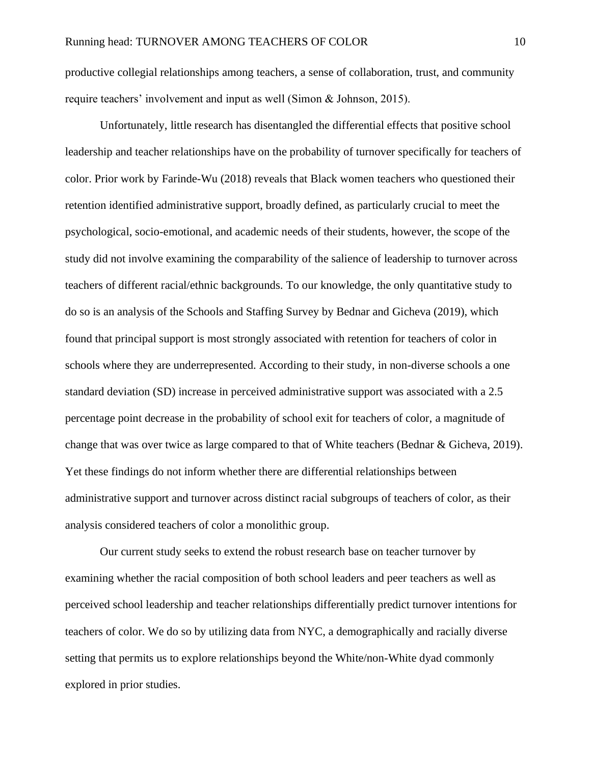productive collegial relationships among teachers, a sense of collaboration, trust, and community require teachers' involvement and input as well (Simon & Johnson, 2015).

Unfortunately, little research has disentangled the differential effects that positive school leadership and teacher relationships have on the probability of turnover specifically for teachers of color. Prior work by Farinde-Wu (2018) reveals that Black women teachers who questioned their retention identified administrative support, broadly defined, as particularly crucial to meet the psychological, socio-emotional, and academic needs of their students, however, the scope of the study did not involve examining the comparability of the salience of leadership to turnover across teachers of different racial/ethnic backgrounds. To our knowledge, the only quantitative study to do so is an analysis of the Schools and Staffing Survey by Bednar and Gicheva (2019), which found that principal support is most strongly associated with retention for teachers of color in schools where they are underrepresented. According to their study, in non-diverse schools a one standard deviation (SD) increase in perceived administrative support was associated with a 2.5 percentage point decrease in the probability of school exit for teachers of color, a magnitude of change that was over twice as large compared to that of White teachers (Bednar & Gicheva, 2019). Yet these findings do not inform whether there are differential relationships between administrative support and turnover across distinct racial subgroups of teachers of color, as their analysis considered teachers of color a monolithic group.

Our current study seeks to extend the robust research base on teacher turnover by examining whether the racial composition of both school leaders and peer teachers as well as perceived school leadership and teacher relationships differentially predict turnover intentions for teachers of color. We do so by utilizing data from NYC, a demographically and racially diverse setting that permits us to explore relationships beyond the White/non-White dyad commonly explored in prior studies.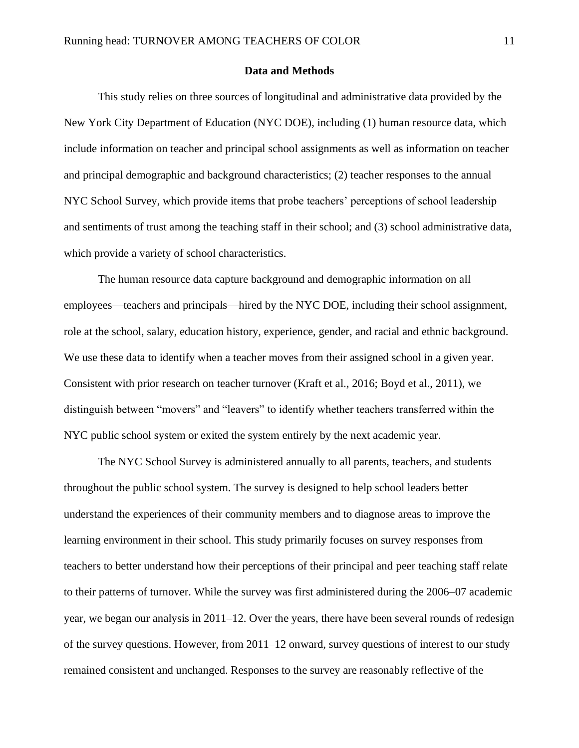## Data and Methods

This study relies on three sources of longitudinal and administrative data provided by the New York City Department of Education (NYC DOE), including (1) human resource data, which include information on teacher and principal school assignments as well as information on teacher and principal demographic and background characteristics; (2) teacher responses to the annual NYC School Survey, which provide items that probe teachers' perceptions of school leadership and sentiments of trust among the teaching staff in their school; and (3) school administrative data, which provide a variety of school characteristics.

The human resource data capture background and demographic information on all employees—teachers and principals—hired by the NYC DOE, including their school assignment, role at the school, salary, education history, experience, gender, and racial and ethnic background. We use these data to identify when a teacher moves from their assigned school in a given year. Consistent with prior research on teacher turnover (Kraft et al., 2016; Boyd et al., 2011), we distinguish between "movers" and "leavers" to identify whether teachers transferred within the NYC public school system or exited the system entirely by the next academic year.

The NYC School Survey is administered annually to all parents, teachers, and students throughout the public school system. The survey is designed to help school leaders better understand the experiences of their community members and to diagnose areas to improve the learning environment in their school. This study primarily focuses on survey responses from teachers to better understand how their perceptions of their principal and peer teaching staff relate to their patterns of turnover. While the survey was first administered during the 2006–07 academic year, we began our analysis in 2011–12. Over the years, there have been several rounds of redesign of the survey questions. However, from 2011–12 onward, survey questions of interest to our study remained consistent and unchanged. Responses to the survey are reasonably reflective of the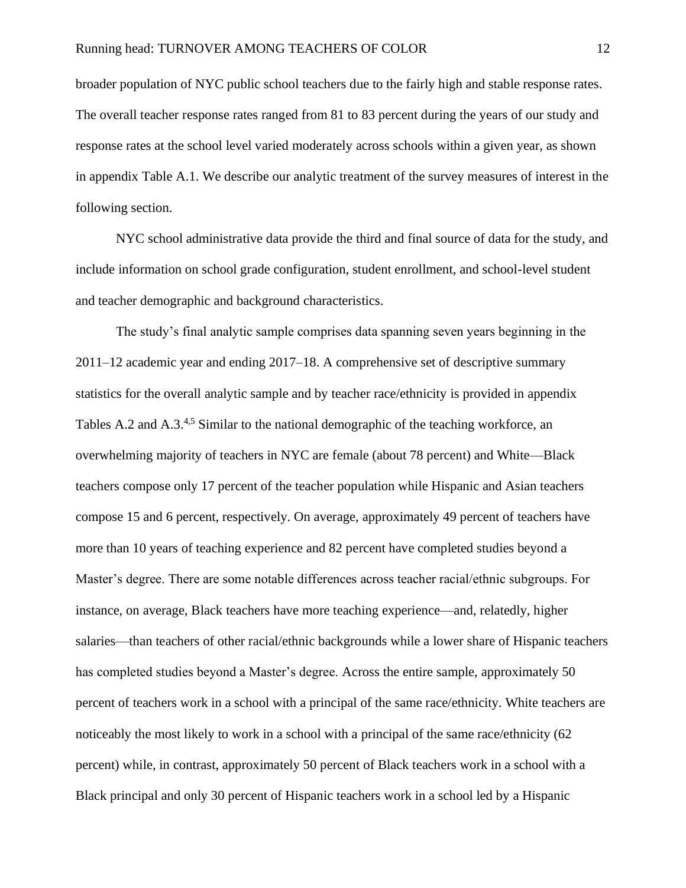broader population of NYC public school teachers due to the fairly high and stable response rates. The overall teacher response rates ranged from 81 to 83 percent during the years of our study and response rates at the school level varied moderately across schools within a given year, as shown in appendix Table A.1. We describe our analytic treatment of the survey measures of interest in the following section.

NYC school administrative data provide the third and final source of data for the study, and include information on school grade configuration, student enrollment, and school-level student and teacher demographic and background characteristics.

The study's final analytic sample comprises data spanning seven years beginning in the 2011–12 academic year and ending 2017–18. A comprehensive set of descriptive summary statistics for the overall analytic sample and by teacher race/ethnicity is provided in appendix Tables A.2 and A.3.[4,5] Similar to the national demographic of the teaching workforce, an overwhelming majority of teachers in NYC are female (about 78 percent) and White—Black teachers compose only 17 percent of the teacher population while Hispanic and Asian teachers compose 15 and 6 percent, respectively. On average, approximately 49 percent of teachers have more than 10 years of teaching experience and 82 percent have completed studies beyond a Master's degree. There are some notable differences across teacher racial/ethnic subgroups. For instance, on average, Black teachers have more teaching experience—and, relatedly, higher salaries—than teachers of other racial/ethnic backgrounds while a lower share of Hispanic teachers has completed studies beyond a Master's degree. Across the entire sample, approximately 50 percent of teachers work in a school with a principal of the same race/ethnicity. White teachers are noticeably the most likely to work in a school with a principal of the same race/ethnicity (62 percent) while, in contrast, approximately 50 percent of Black teachers work in a school with a Black principal and only 30 percent of Hispanic teachers work in a school led by a Hispanic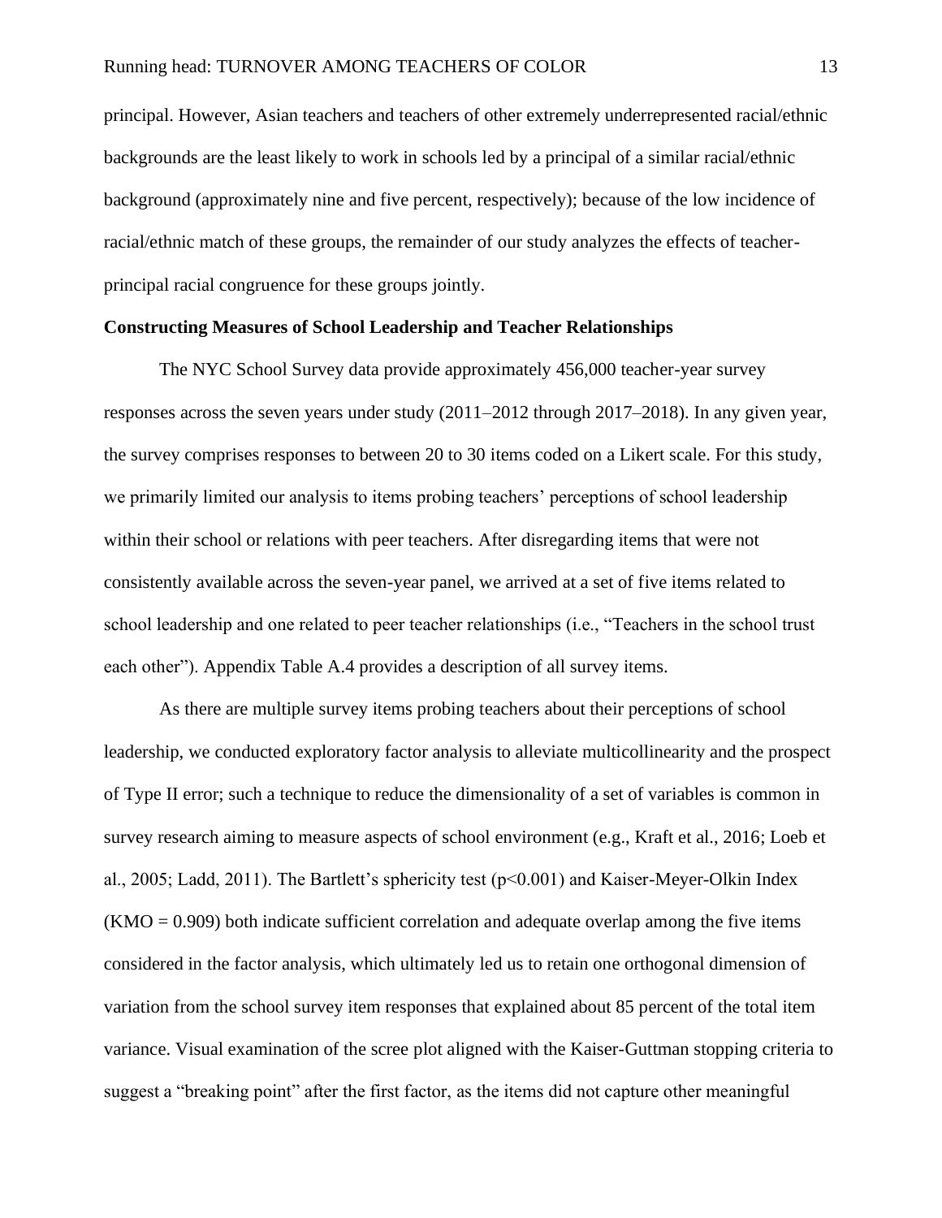principal. However, Asian teachers and teachers of other extremely underrepresented racial/ethnic backgrounds are the least likely to work in schools led by a principal of a similar racial/ethnic background (approximately nine and five percent, respectively); because of the low incidence of racial/ethnic match of these groups, the remainder of our study analyzes the effects of teacher-principal racial congruence for these groups jointly.

**Constructing Measures of School Leadership and Teacher Relationships**

The NYC School Survey data provide approximately 456,000 teacher-year survey responses across the seven years under study (2011–2012 through 2017–2018). In any given year, the survey comprises responses to between 20 to 30 items coded on a Likert scale. For this study, we primarily limited our analysis to items probing teachers' perceptions of school leadership within their school or relations with peer teachers. After disregarding items that were not consistently available across the seven-year panel, we arrived at a set of five items related to school leadership and one related to peer teacher relationships (i.e., "Teachers in the school trust each other"). Appendix Table A.4 provides a description of all survey items.

As there are multiple survey items probing teachers about their perceptions of school leadership, we conducted exploratory factor analysis to alleviate multicollinearity and the prospect of Type II error; such a technique to reduce the dimensionality of a set of variables is common in survey research aiming to measure aspects of school environment (e.g., Kraft et al., 2016; Loeb et al., 2005; Ladd, 2011). The Bartlett's sphericity test ($p<0.001$) and Kaiser-Meyer-Olkin Index (KMO = 0.909) both indicate sufficient correlation and adequate overlap among the five items considered in the factor analysis, which ultimately led us to retain one orthogonal dimension of variation from the school survey item responses that explained about 85 percent of the total item variance. Visual examination of the scree plot aligned with the Kaiser-Guttman stopping criteria to suggest a "breaking point" after the first factor, as the items did not capture other meaningful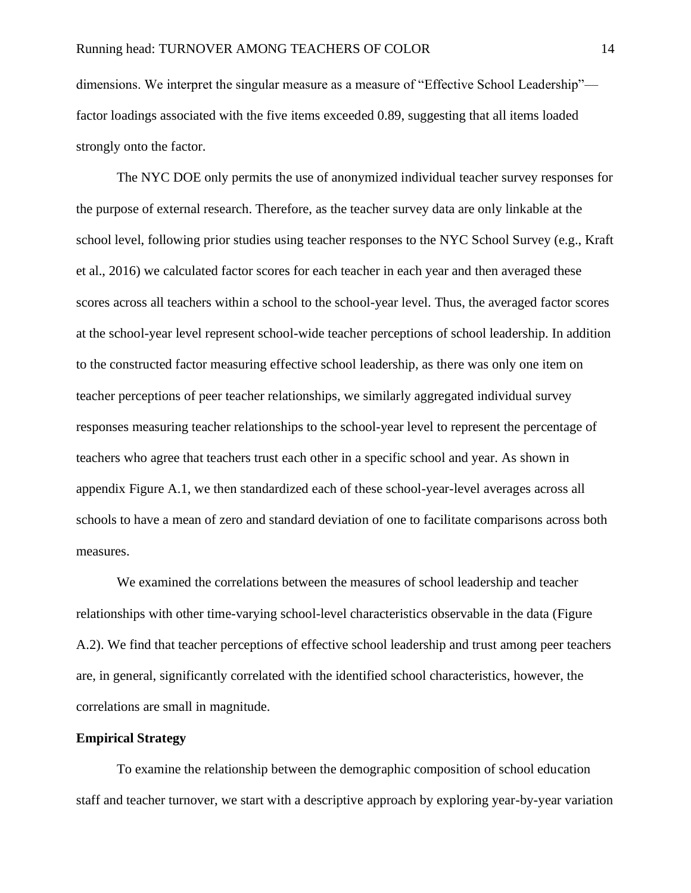dimensions. We interpret the singular measure as a measure of "Effective School Leadership"—factor loadings associated with the five items exceeded 0.89, suggesting that all items loaded strongly onto the factor.

The NYC DOE only permits the use of anonymized individual teacher survey responses for the purpose of external research. Therefore, as the teacher survey data are only linkable at the school level, following prior studies using teacher responses to the NYC School Survey (e.g., Kraft et al., 2016) we calculated factor scores for each teacher in each year and then averaged these scores across all teachers within a school to the school-year level. Thus, the averaged factor scores at the school-year level represent school-wide teacher perceptions of school leadership. In addition to the constructed factor measuring effective school leadership, as there was only one item on teacher perceptions of peer teacher relationships, we similarly aggregated individual survey responses measuring teacher relationships to the school-year level to represent the percentage of teachers who agree that teachers trust each other in a specific school and year. As shown in appendix Figure A.1, we then standardized each of these school-year-level averages across all schools to have a mean of zero and standard deviation of one to facilitate comparisons across both measures.

We examined the correlations between the measures of school leadership and teacher relationships with other time-varying school-level characteristics observable in the data (Figure A.2). We find that teacher perceptions of effective school leadership and trust among peer teachers are, in general, significantly correlated with the identified school characteristics, however, the correlations are small in magnitude.

**Empirical Strategy**

To examine the relationship between the demographic composition of school education staff and teacher turnover, we start with a descriptive approach by exploring year-by-year variation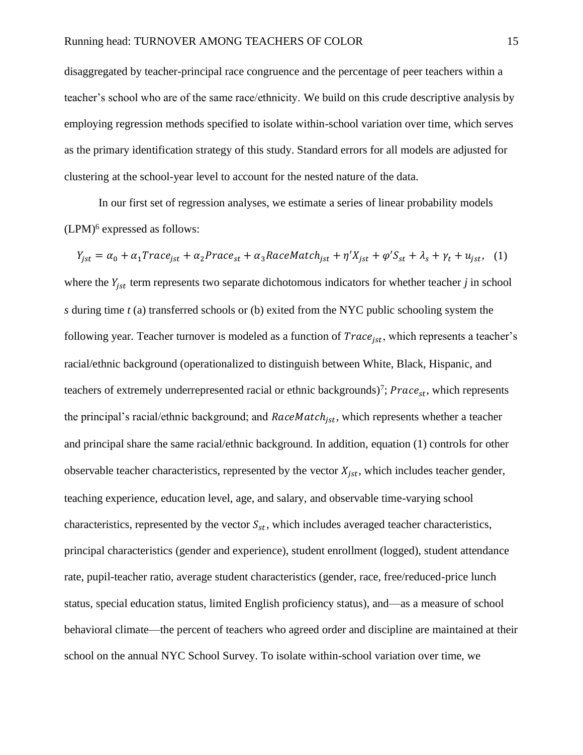disaggregated by teacher-principal race congruence and the percentage of peer teachers within a teacher's school who are of the same race/ethnicity. We build on this crude descriptive analysis by employing regression methods specified to isolate within-school variation over time, which serves as the primary identification strategy of this study. Standard errors for all models are adjusted for clustering at the school-year level to account for the nested nature of the data.

In our first set of regression analyses, we estimate a series of linear probability models (LPM)[6] expressed as follows:

$$Y_{jst} = \alpha_0 + \alpha_1 Trace_{jst} + \alpha_2 Prace_{st} + \alpha_3 RaceMatch_{jst} + \eta' X_{jst} + \varphi' S_{st} + \lambda_s + \gamma_t + u_{jst}, \quad (1)$$

where the $Y_{jst}$ term represents two separate dichotomous indicators for whether teacher *j* in school *s* during time *t* (a) transferred schools or (b) exited from the NYC public schooling system the following year. Teacher turnover is modeled as a function of $Trace_{jst}$, which represents a teacher's racial/ethnic background (operationalized to distinguish between White, Black, Hispanic, and teachers of extremely underrepresented racial or ethnic backgrounds)[7]; $Prace_{st}$, which represents the principal's racial/ethnic background; and $RaceMatch_{jst}$, which represents whether a teacher and principal share the same racial/ethnic background. In addition, equation (1) controls for other observable teacher characteristics, represented by the vector $X_{jst}$, which includes teacher gender, teaching experience, education level, age, and salary, and observable time-varying school characteristics, represented by the vector $S_{st}$, which includes averaged teacher characteristics, principal characteristics (gender and experience), student enrollment (logged), student attendance rate, pupil-teacher ratio, average student characteristics (gender, race, free/reduced-price lunch status, special education status, limited English proficiency status), and—as a measure of school behavioral climate—the percent of teachers who agreed order and discipline are maintained at their school on the annual NYC School Survey. To isolate within-school variation over time, we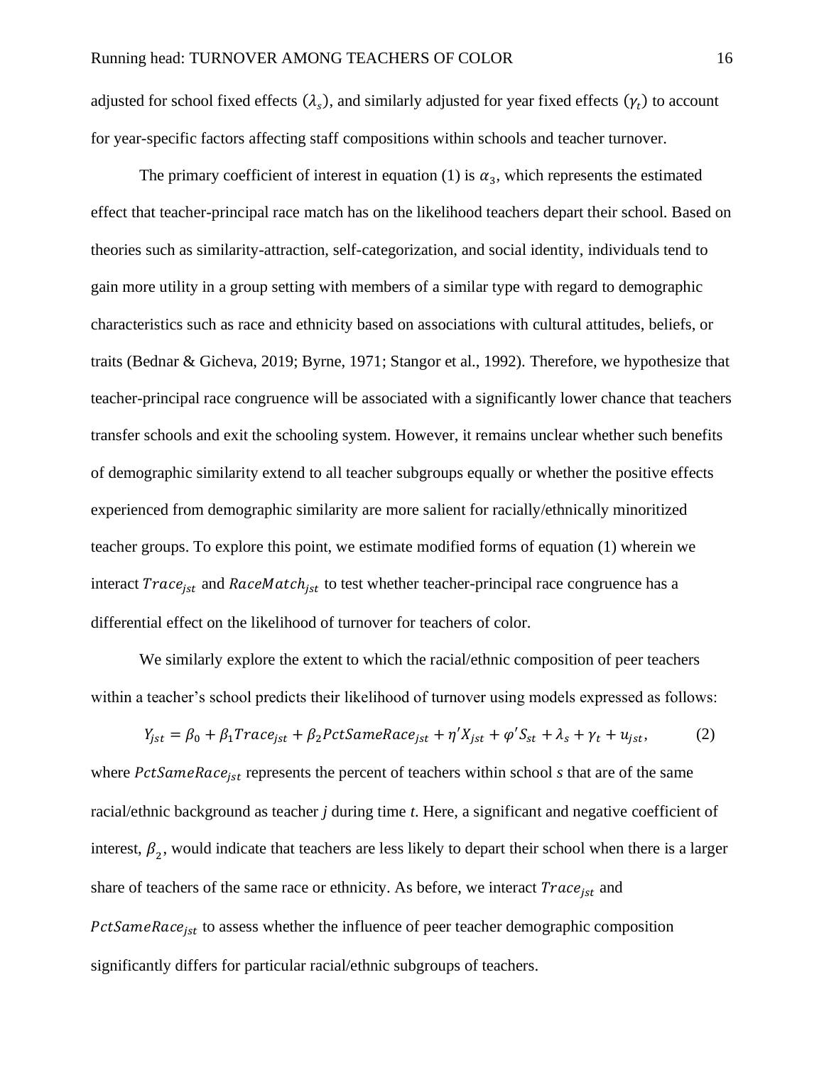adjusted for school fixed effects ($\lambda_s$), and similarly adjusted for year fixed effects ($\gamma_t$) to account for year-specific factors affecting staff compositions within schools and teacher turnover.

The primary coefficient of interest in equation (1) is $\alpha_3$, which represents the estimated effect that teacher-principal race match has on the likelihood teachers depart their school. Based on theories such as similarity-attraction, self-categorization, and social identity, individuals tend to gain more utility in a group setting with members of a similar type with regard to demographic characteristics such as race and ethnicity based on associations with cultural attitudes, beliefs, or traits (Bednar & Gicheva, 2019; Byrne, 1971; Stangor et al., 1992). Therefore, we hypothesize that teacher-principal race congruence will be associated with a significantly lower chance that teachers transfer schools and exit the schooling system. However, it remains unclear whether such benefits of demographic similarity extend to all teacher subgroups equally or whether the positive effects experienced from demographic similarity are more salient for racially/ethnically minoritized teacher groups. To explore this point, we estimate modified forms of equation (1) wherein we interact $Trace_{jst}$ and $RaceMatch_{jst}$ to test whether teacher-principal race congruence has a differential effect on the likelihood of turnover for teachers of color.

We similarly explore the extent to which the racial/ethnic composition of peer teachers within a teacher's school predicts their likelihood of turnover using models expressed as follows:

$$Y_{jst} = \beta_0 + \beta_1 Trace_{jst} + \beta_2 PctSameRace_{jst} + \eta' X_{jst} + \varphi' S_{st} + \lambda_s + \gamma_t + u_{jst}, \qquad (2)$$

where $PctSameRace_{jst}$ represents the percent of teachers within school *s* that are of the same racial/ethnic background as teacher *j* during time *t*. Here, a significant and negative coefficient of interest, $\beta_2$, would indicate that teachers are less likely to depart their school when there is a larger share of teachers of the same race or ethnicity. As before, we interact $Trace_{jst}$ and $PctSameRace_{jst}$ to assess whether the influence of peer teacher demographic composition significantly differs for particular racial/ethnic subgroups of teachers.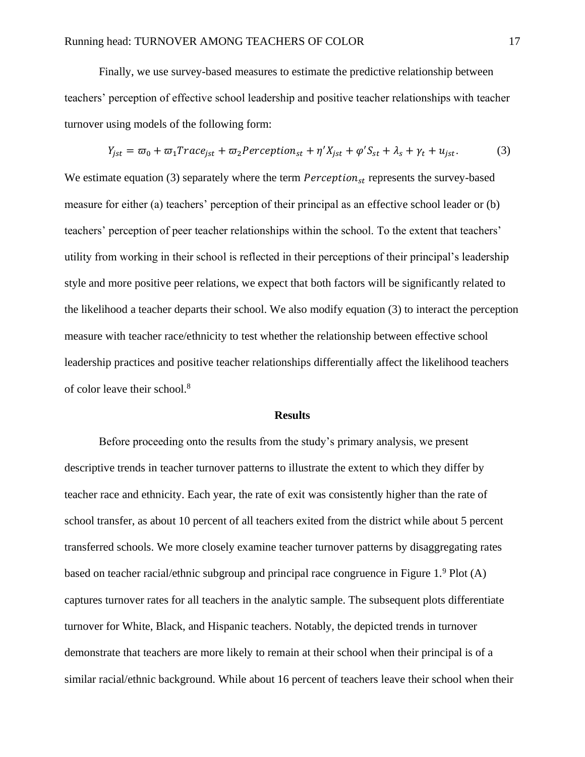Finally, we use survey-based measures to estimate the predictive relationship between teachers' perception of effective school leadership and positive teacher relationships with teacher turnover using models of the following form:

$$Y_{jst} = \varpi_0 + \varpi_1 Trace_{jst} + \varpi_2 Perception_{st} + \eta' X_{jst} + \varphi' S_{st} + \lambda_s + \gamma_t + u_{jst}. \quad (3)$$

We estimate equation (3) separately where the term $Perception_{st}$ represents the survey-based measure for either (a) teachers' perception of their principal as an effective school leader or (b) teachers' perception of peer teacher relationships within the school. To the extent that teachers' utility from working in their school is reflected in their perceptions of their principal's leadership style and more positive peer relations, we expect that both factors will be significantly related to the likelihood a teacher departs their school. We also modify equation (3) to interact the perception measure with teacher race/ethnicity to test whether the relationship between effective school leadership practices and positive teacher relationships differentially affect the likelihood teachers of color leave their school.[8]

## Results

Before proceeding onto the results from the study's primary analysis, we present descriptive trends in teacher turnover patterns to illustrate the extent to which they differ by teacher race and ethnicity. Each year, the rate of exit was consistently higher than the rate of school transfer, as about 10 percent of all teachers exited from the district while about 5 percent transferred schools. We more closely examine teacher turnover patterns by disaggregating rates based on teacher racial/ethnic subgroup and principal race congruence in Figure 1.[9] Plot (A) captures turnover rates for all teachers in the analytic sample. The subsequent plots differentiate turnover for White, Black, and Hispanic teachers. Notably, the depicted trends in turnover demonstrate that teachers are more likely to remain at their school when their principal is of a similar racial/ethnic background. While about 16 percent of teachers leave their school when their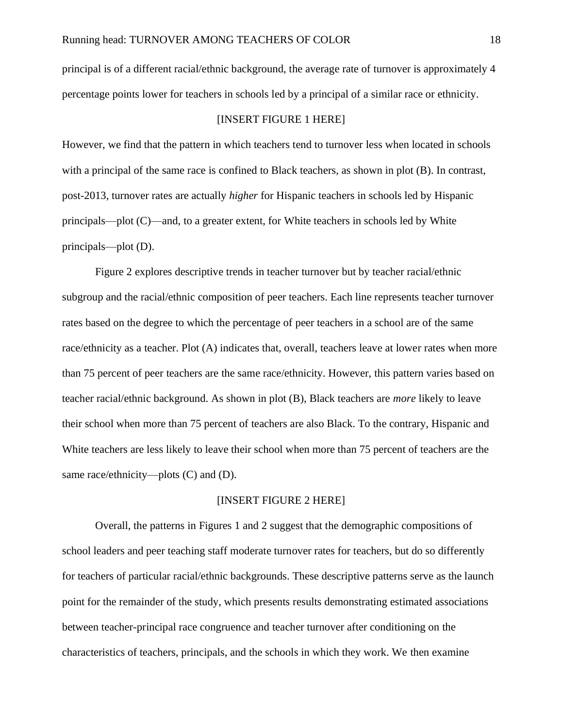principal is of a different racial/ethnic background, the average rate of turnover is approximately 4 percentage points lower for teachers in schools led by a principal of a similar race or ethnicity.

[INSERT FIGURE 1 HERE]

However, we find that the pattern in which teachers tend to turnover less when located in schools with a principal of the same race is confined to Black teachers, as shown in plot (B). In contrast, post-2013, turnover rates are actually *higher* for Hispanic teachers in schools led by Hispanic principals—plot (C)—and, to a greater extent, for White teachers in schools led by White principals—plot (D).

Figure 2 explores descriptive trends in teacher turnover but by teacher racial/ethnic subgroup and the racial/ethnic composition of peer teachers. Each line represents teacher turnover rates based on the degree to which the percentage of peer teachers in a school are of the same race/ethnicity as a teacher. Plot (A) indicates that, overall, teachers leave at lower rates when more than 75 percent of peer teachers are the same race/ethnicity. However, this pattern varies based on teacher racial/ethnic background. As shown in plot (B), Black teachers are *more* likely to leave their school when more than 75 percent of teachers are also Black. To the contrary, Hispanic and White teachers are less likely to leave their school when more than 75 percent of teachers are the same race/ethnicity—plots (C) and (D).

[INSERT FIGURE 2 HERE]

Overall, the patterns in Figures 1 and 2 suggest that the demographic compositions of school leaders and peer teaching staff moderate turnover rates for teachers, but do so differently for teachers of particular racial/ethnic backgrounds. These descriptive patterns serve as the launch point for the remainder of the study, which presents results demonstrating estimated associations between teacher-principal race congruence and teacher turnover after conditioning on the characteristics of teachers, principals, and the schools in which they work. We then examine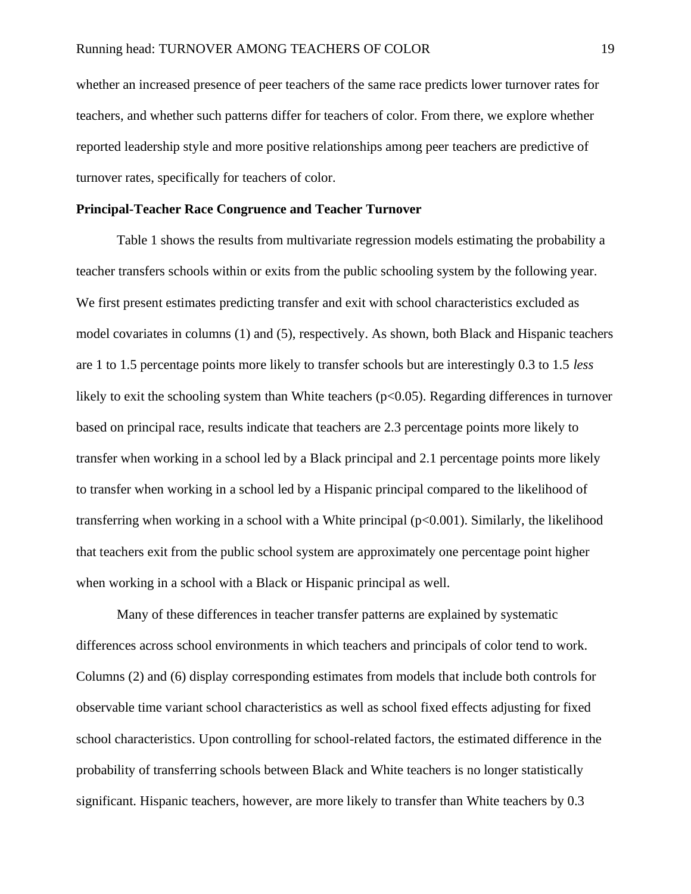whether an increased presence of peer teachers of the same race predicts lower turnover rates for teachers, and whether such patterns differ for teachers of color. From there, we explore whether reported leadership style and more positive relationships among peer teachers are predictive of turnover rates, specifically for teachers of color.

**Principal-Teacher Race Congruence and Teacher Turnover**

Table 1 shows the results from multivariate regression models estimating the probability a teacher transfers schools within or exits from the public schooling system by the following year. We first present estimates predicting transfer and exit with school characteristics excluded as model covariates in columns (1) and (5), respectively. As shown, both Black and Hispanic teachers are 1 to 1.5 percentage points more likely to transfer schools but are interestingly 0.3 to 1.5 *less* likely to exit the schooling system than White teachers ($p<0.05$). Regarding differences in turnover based on principal race, results indicate that teachers are 2.3 percentage points more likely to transfer when working in a school led by a Black principal and 2.1 percentage points more likely to transfer when working in a school led by a Hispanic principal compared to the likelihood of transferring when working in a school with a White principal ($p<0.001$). Similarly, the likelihood that teachers exit from the public school system are approximately one percentage point higher when working in a school with a Black or Hispanic principal as well.

Many of these differences in teacher transfer patterns are explained by systematic differences across school environments in which teachers and principals of color tend to work. Columns (2) and (6) display corresponding estimates from models that include both controls for observable time variant school characteristics as well as school fixed effects adjusting for fixed school characteristics. Upon controlling for school-related factors, the estimated difference in the probability of transferring schools between Black and White teachers is no longer statistically significant. Hispanic teachers, however, are more likely to transfer than White teachers by 0.3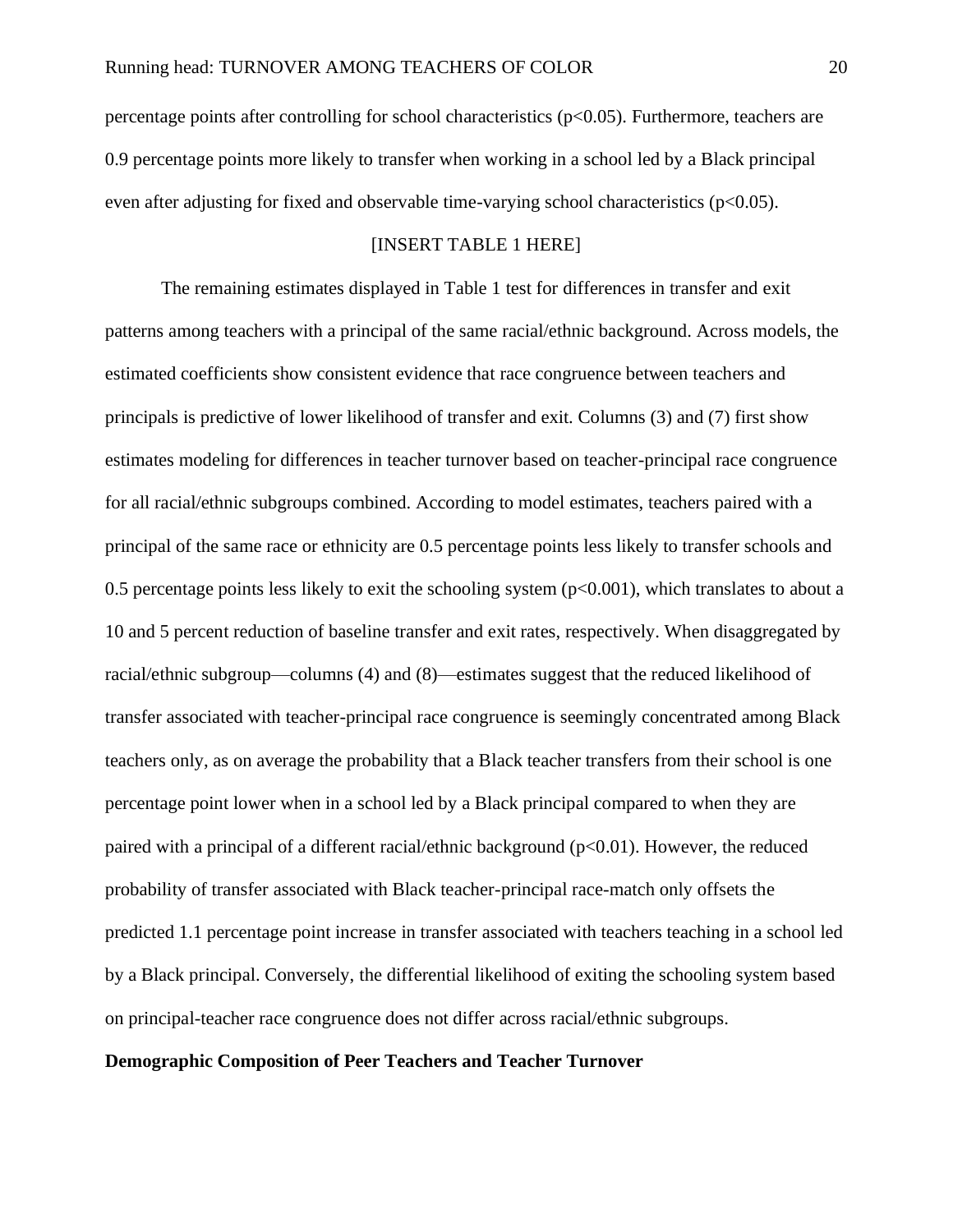percentage points after controlling for school characteristics ($p<0.05$). Furthermore, teachers are 0.9 percentage points more likely to transfer when working in a school led by a Black principal even after adjusting for fixed and observable time-varying school characteristics ($p<0.05$).

[INSERT TABLE 1 HERE]

The remaining estimates displayed in Table 1 test for differences in transfer and exit patterns among teachers with a principal of the same racial/ethnic background. Across models, the estimated coefficients show consistent evidence that race congruence between teachers and principals is predictive of lower likelihood of transfer and exit. Columns (3) and (7) first show estimates modeling for differences in teacher turnover based on teacher-principal race congruence for all racial/ethnic subgroups combined. According to model estimates, teachers paired with a principal of the same race or ethnicity are 0.5 percentage points less likely to transfer schools and 0.5 percentage points less likely to exit the schooling system ($p<0.001$), which translates to about a 10 and 5 percent reduction of baseline transfer and exit rates, respectively. When disaggregated by racial/ethnic subgroup—columns (4) and (8)—estimates suggest that the reduced likelihood of transfer associated with teacher-principal race congruence is seemingly concentrated among Black teachers only, as on average the probability that a Black teacher transfers from their school is one percentage point lower when in a school led by a Black principal compared to when they are paired with a principal of a different racial/ethnic background ($p<0.01$). However, the reduced probability of transfer associated with Black teacher-principal race-match only offsets the predicted 1.1 percentage point increase in transfer associated with teachers teaching in a school led by a Black principal. Conversely, the differential likelihood of exiting the schooling system based on principal-teacher race congruence does not differ across racial/ethnic subgroups.

**Demographic Composition of Peer Teachers and Teacher Turnover**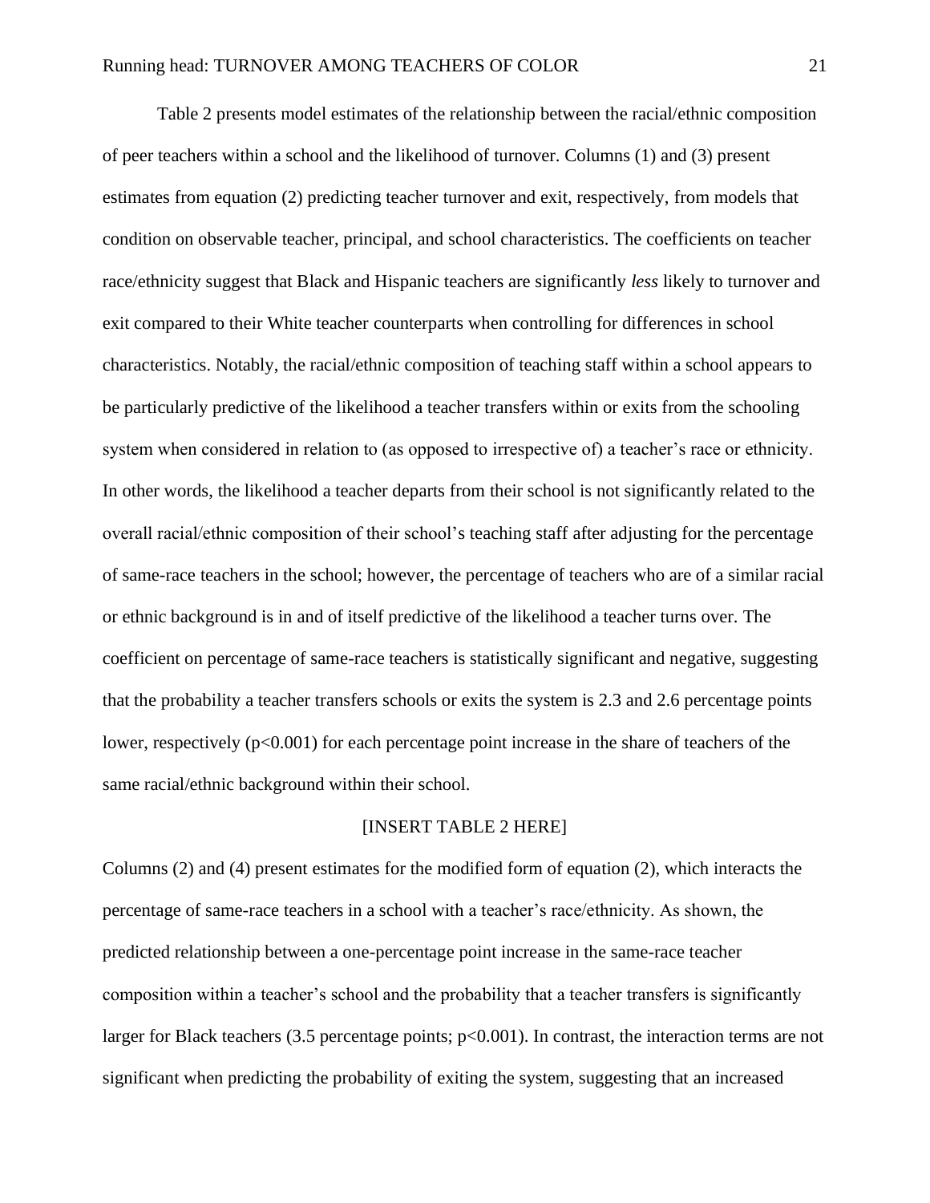Table 2 presents model estimates of the relationship between the racial/ethnic composition of peer teachers within a school and the likelihood of turnover. Columns (1) and (3) present estimates from equation (2) predicting teacher turnover and exit, respectively, from models that condition on observable teacher, principal, and school characteristics. The coefficients on teacher race/ethnicity suggest that Black and Hispanic teachers are significantly *less* likely to turnover and exit compared to their White teacher counterparts when controlling for differences in school characteristics. Notably, the racial/ethnic composition of teaching staff within a school appears to be particularly predictive of the likelihood a teacher transfers within or exits from the schooling system when considered in relation to (as opposed to irrespective of) a teacher's race or ethnicity. In other words, the likelihood a teacher departs from their school is not significantly related to the overall racial/ethnic composition of their school's teaching staff after adjusting for the percentage of same-race teachers in the school; however, the percentage of teachers who are of a similar racial or ethnic background is in and of itself predictive of the likelihood a teacher turns over. The coefficient on percentage of same-race teachers is statistically significant and negative, suggesting that the probability a teacher transfers schools or exits the system is 2.3 and 2.6 percentage points lower, respectively ($p<0.001$) for each percentage point increase in the share of teachers of the same racial/ethnic background within their school.

[INSERT TABLE 2 HERE]

Columns (2) and (4) present estimates for the modified form of equation (2), which interacts the percentage of same-race teachers in a school with a teacher's race/ethnicity. As shown, the predicted relationship between a one-percentage point increase in the same-race teacher composition within a teacher's school and the probability that a teacher transfers is significantly larger for Black teachers (3.5 percentage points; $p<0.001$). In contrast, the interaction terms are not significant when predicting the probability of exiting the system, suggesting that an increased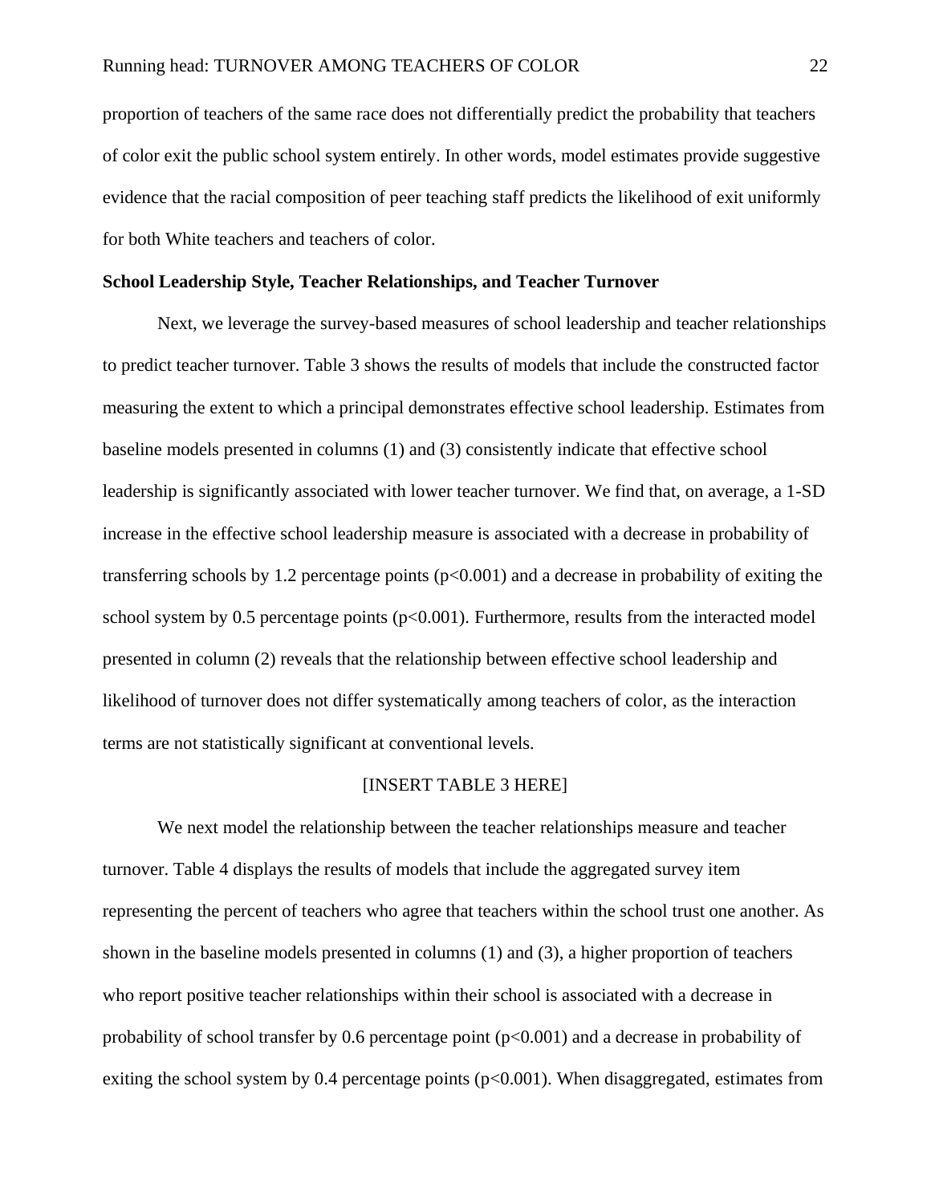proportion of teachers of the same race does not differentially predict the probability that teachers of color exit the public school system entirely. In other words, model estimates provide suggestive evidence that the racial composition of peer teaching staff predicts the likelihood of exit uniformly for both White teachers and teachers of color.

**School Leadership Style, Teacher Relationships, and Teacher Turnover**

Next, we leverage the survey-based measures of school leadership and teacher relationships to predict teacher turnover. Table 3 shows the results of models that include the constructed factor measuring the extent to which a principal demonstrates effective school leadership. Estimates from baseline models presented in columns (1) and (3) consistently indicate that effective school leadership is significantly associated with lower teacher turnover. We find that, on average, a 1-SD increase in the effective school leadership measure is associated with a decrease in probability of transferring schools by 1.2 percentage points ($p<0.001$) and a decrease in probability of exiting the school system by 0.5 percentage points ($p<0.001$). Furthermore, results from the interacted model presented in column (2) reveals that the relationship between effective school leadership and likelihood of turnover does not differ systematically among teachers of color, as the interaction terms are not statistically significant at conventional levels.

[INSERT TABLE 3 HERE]

We next model the relationship between the teacher relationships measure and teacher turnover. Table 4 displays the results of models that include the aggregated survey item representing the percent of teachers who agree that teachers within the school trust one another. As shown in the baseline models presented in columns (1) and (3), a higher proportion of teachers who report positive teacher relationships within their school is associated with a decrease in probability of school transfer by 0.6 percentage point ($p<0.001$) and a decrease in probability of exiting the school system by 0.4 percentage points ($p<0.001$). When disaggregated, estimates from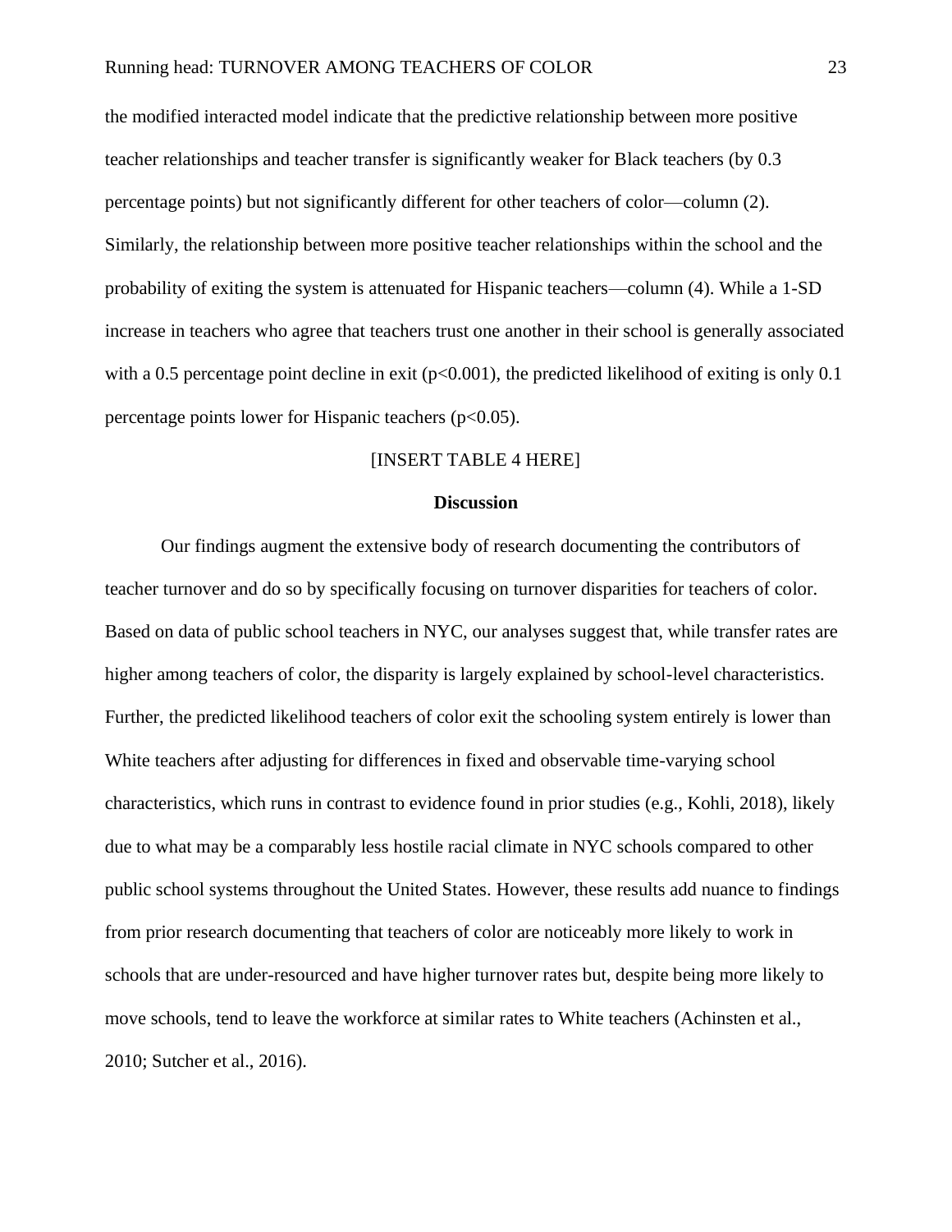the modified interacted model indicate that the predictive relationship between more positive teacher relationships and teacher transfer is significantly weaker for Black teachers (by 0.3 percentage points) but not significantly different for other teachers of color—column (2). Similarly, the relationship between more positive teacher relationships within the school and the probability of exiting the system is attenuated for Hispanic teachers—column (4). While a 1-SD increase in teachers who agree that teachers trust one another in their school is generally associated with a 0.5 percentage point decline in exit ($p<0.001$), the predicted likelihood of exiting is only 0.1 percentage points lower for Hispanic teachers ($p<0.05$).

[INSERT TABLE 4 HERE]

## Discussion

Our findings augment the extensive body of research documenting the contributors of teacher turnover and do so by specifically focusing on turnover disparities for teachers of color. Based on data of public school teachers in NYC, our analyses suggest that, while transfer rates are higher among teachers of color, the disparity is largely explained by school-level characteristics. Further, the predicted likelihood teachers of color exit the schooling system entirely is lower than White teachers after adjusting for differences in fixed and observable time-varying school characteristics, which runs in contrast to evidence found in prior studies (e.g., Kohli, 2018), likely due to what may be a comparably less hostile racial climate in NYC schools compared to other public school systems throughout the United States. However, these results add nuance to findings from prior research documenting that teachers of color are noticeably more likely to work in schools that are under-resourced and have higher turnover rates but, despite being more likely to move schools, tend to leave the workforce at similar rates to White teachers (Achinsten et al., 2010; Sutcher et al., 2016).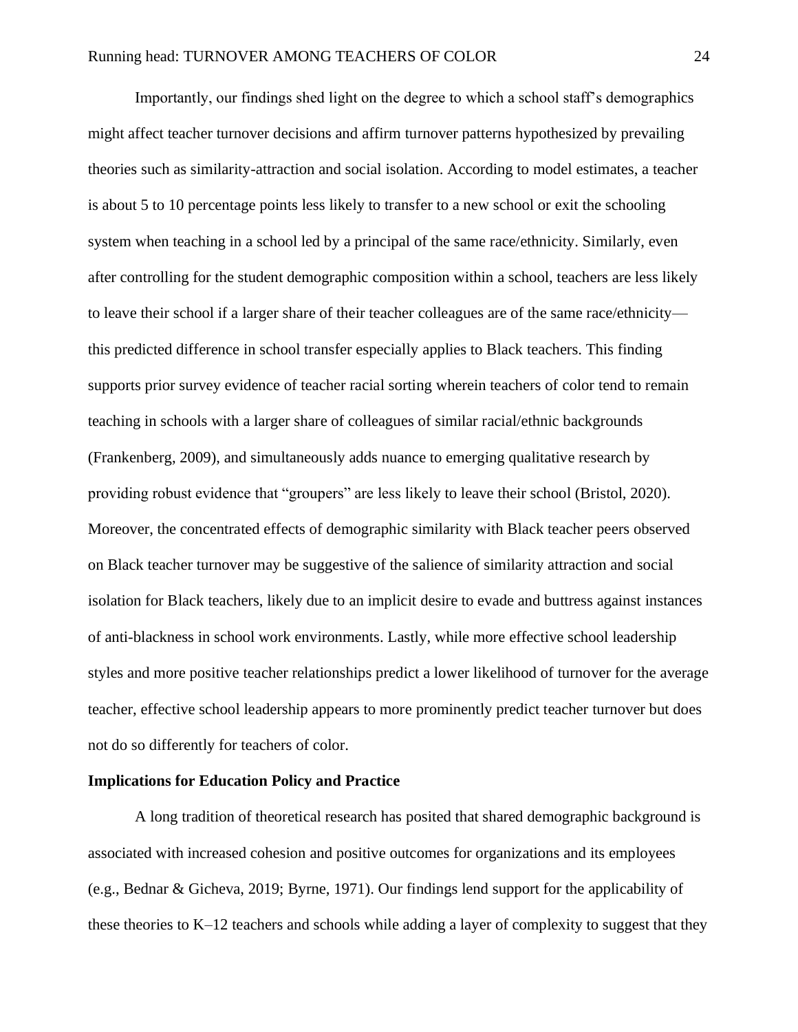Importantly, our findings shed light on the degree to which a school staff's demographics might affect teacher turnover decisions and affirm turnover patterns hypothesized by prevailing theories such as similarity-attraction and social isolation. According to model estimates, a teacher is about 5 to 10 percentage points less likely to transfer to a new school or exit the schooling system when teaching in a school led by a principal of the same race/ethnicity. Similarly, even after controlling for the student demographic composition within a school, teachers are less likely to leave their school if a larger share of their teacher colleagues are of the same race/ethnicity—this predicted difference in school transfer especially applies to Black teachers. This finding supports prior survey evidence of teacher racial sorting wherein teachers of color tend to remain teaching in schools with a larger share of colleagues of similar racial/ethnic backgrounds (Frankenberg, 2009), and simultaneously adds nuance to emerging qualitative research by providing robust evidence that "groupers" are less likely to leave their school (Bristol, 2020). Moreover, the concentrated effects of demographic similarity with Black teacher peers observed on Black teacher turnover may be suggestive of the salience of similarity attraction and social isolation for Black teachers, likely due to an implicit desire to evade and buttress against instances of anti-blackness in school work environments. Lastly, while more effective school leadership styles and more positive teacher relationships predict a lower likelihood of turnover for the average teacher, effective school leadership appears to more prominently predict teacher turnover but does not do so differently for teachers of color.

### Implications for Education Policy and Practice

A long tradition of theoretical research has posited that shared demographic background is associated with increased cohesion and positive outcomes for organizations and its employees (e.g., Bednar & Gicheva, 2019; Byrne, 1971). Our findings lend support for the applicability of these theories to K–12 teachers and schools while adding a layer of complexity to suggest that they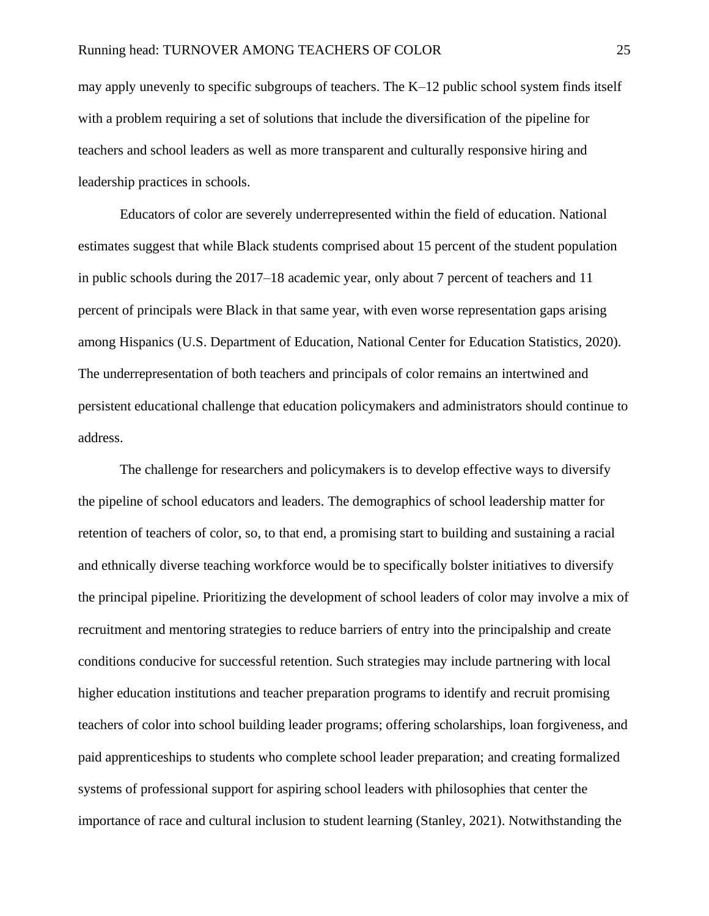may apply unevenly to specific subgroups of teachers. The K–12 public school system finds itself with a problem requiring a set of solutions that include the diversification of the pipeline for teachers and school leaders as well as more transparent and culturally responsive hiring and leadership practices in schools.

Educators of color are severely underrepresented within the field of education. National estimates suggest that while Black students comprised about 15 percent of the student population in public schools during the 2017–18 academic year, only about 7 percent of teachers and 11 percent of principals were Black in that same year, with even worse representation gaps arising among Hispanics (U.S. Department of Education, National Center for Education Statistics, 2020). The underrepresentation of both teachers and principals of color remains an intertwined and persistent educational challenge that education policymakers and administrators should continue to address.

The challenge for researchers and policymakers is to develop effective ways to diversify the pipeline of school educators and leaders. The demographics of school leadership matter for retention of teachers of color, so, to that end, a promising start to building and sustaining a racial and ethnically diverse teaching workforce would be to specifically bolster initiatives to diversify the principal pipeline. Prioritizing the development of school leaders of color may involve a mix of recruitment and mentoring strategies to reduce barriers of entry into the principalship and create conditions conducive for successful retention. Such strategies may include partnering with local higher education institutions and teacher preparation programs to identify and recruit promising teachers of color into school building leader programs; offering scholarships, loan forgiveness, and paid apprenticeships to students who complete school leader preparation; and creating formalized systems of professional support for aspiring school leaders with philosophies that center the importance of race and cultural inclusion to student learning (Stanley, 2021). Notwithstanding the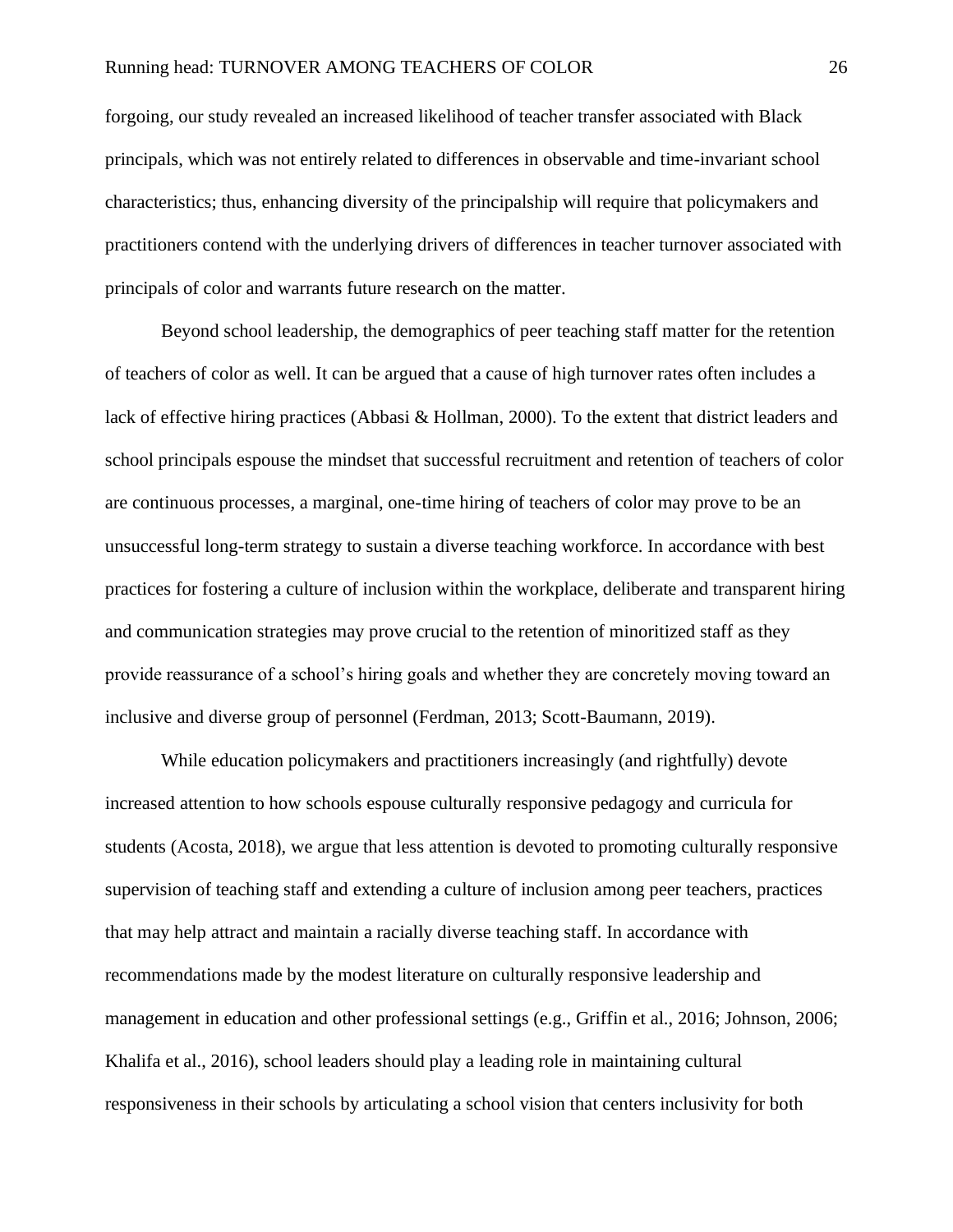forgoing, our study revealed an increased likelihood of teacher transfer associated with Black principals, which was not entirely related to differences in observable and time-invariant school characteristics; thus, enhancing diversity of the principalship will require that policymakers and practitioners contend with the underlying drivers of differences in teacher turnover associated with principals of color and warrants future research on the matter.

Beyond school leadership, the demographics of peer teaching staff matter for the retention of teachers of color as well. It can be argued that a cause of high turnover rates often includes a lack of effective hiring practices (Abbasi & Hollman, 2000). To the extent that district leaders and school principals espouse the mindset that successful recruitment and retention of teachers of color are continuous processes, a marginal, one-time hiring of teachers of color may prove to be an unsuccessful long-term strategy to sustain a diverse teaching workforce. In accordance with best practices for fostering a culture of inclusion within the workplace, deliberate and transparent hiring and communication strategies may prove crucial to the retention of minoritized staff as they provide reassurance of a school's hiring goals and whether they are concretely moving toward an inclusive and diverse group of personnel (Ferdman, 2013; Scott-Baumann, 2019).

While education policymakers and practitioners increasingly (and rightfully) devote increased attention to how schools espouse culturally responsive pedagogy and curricula for students (Acosta, 2018), we argue that less attention is devoted to promoting culturally responsive supervision of teaching staff and extending a culture of inclusion among peer teachers, practices that may help attract and maintain a racially diverse teaching staff. In accordance with recommendations made by the modest literature on culturally responsive leadership and management in education and other professional settings (e.g., Griffin et al., 2016; Johnson, 2006; Khalifa et al., 2016), school leaders should play a leading role in maintaining cultural responsiveness in their schools by articulating a school vision that centers inclusivity for both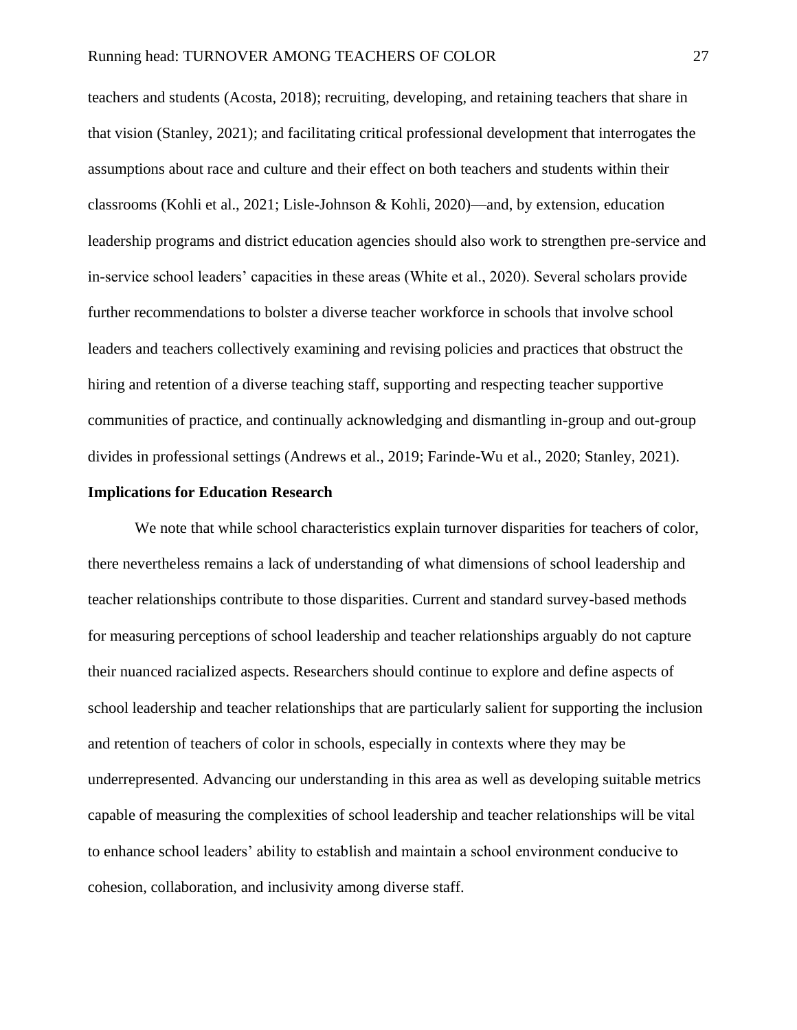teachers and students (Acosta, 2018); recruiting, developing, and retaining teachers that share in that vision (Stanley, 2021); and facilitating critical professional development that interrogates the assumptions about race and culture and their effect on both teachers and students within their classrooms (Kohli et al., 2021; Lisle-Johnson & Kohli, 2020)—and, by extension, education leadership programs and district education agencies should also work to strengthen pre-service and in-service school leaders' capacities in these areas (White et al., 2020). Several scholars provide further recommendations to bolster a diverse teacher workforce in schools that involve school leaders and teachers collectively examining and revising policies and practices that obstruct the hiring and retention of a diverse teaching staff, supporting and respecting teacher supportive communities of practice, and continually acknowledging and dismantling in-group and out-group divides in professional settings (Andrews et al., 2019; Farinde-Wu et al., 2020; Stanley, 2021).

## Implications for Education Research

We note that while school characteristics explain turnover disparities for teachers of color, there nevertheless remains a lack of understanding of what dimensions of school leadership and teacher relationships contribute to those disparities. Current and standard survey-based methods for measuring perceptions of school leadership and teacher relationships arguably do not capture their nuanced racialized aspects. Researchers should continue to explore and define aspects of school leadership and teacher relationships that are particularly salient for supporting the inclusion and retention of teachers of color in schools, especially in contexts where they may be underrepresented. Advancing our understanding in this area as well as developing suitable metrics capable of measuring the complexities of school leadership and teacher relationships will be vital to enhance school leaders' ability to establish and maintain a school environment conducive to cohesion, collaboration, and inclusivity among diverse staff.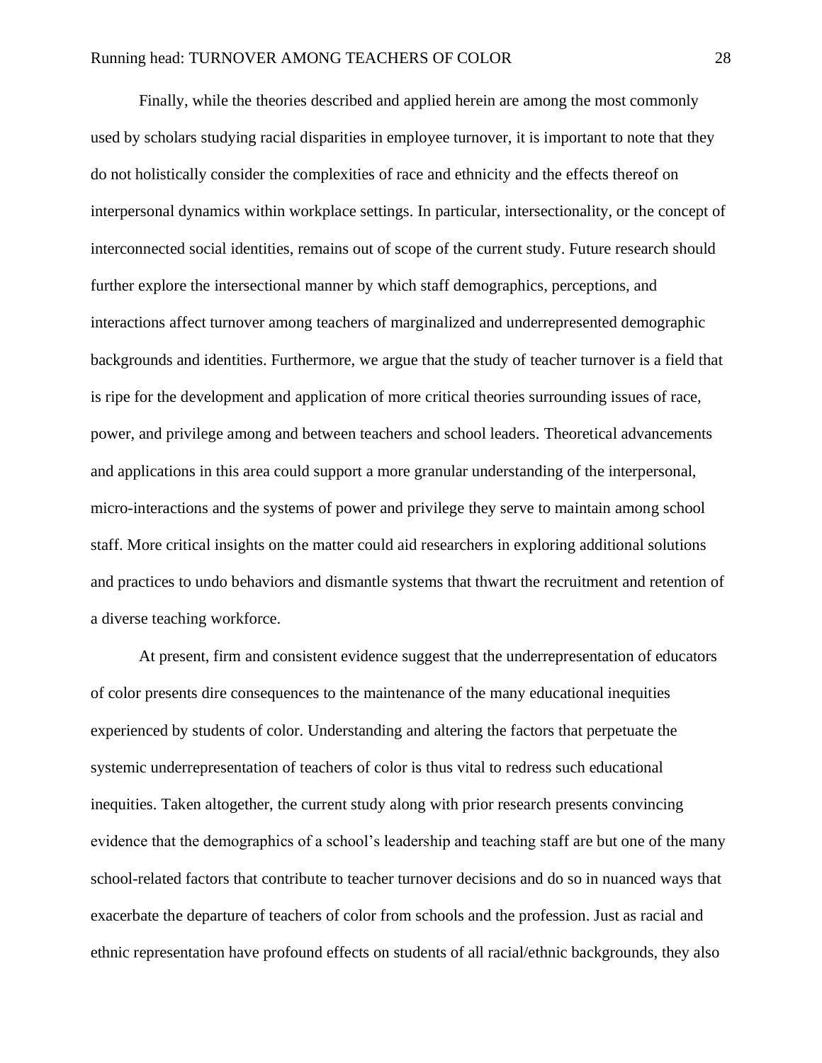Finally, while the theories described and applied herein are among the most commonly used by scholars studying racial disparities in employee turnover, it is important to note that they do not holistically consider the complexities of race and ethnicity and the effects thereof on interpersonal dynamics within workplace settings. In particular, intersectionality, or the concept of interconnected social identities, remains out of scope of the current study. Future research should further explore the intersectional manner by which staff demographics, perceptions, and interactions affect turnover among teachers of marginalized and underrepresented demographic backgrounds and identities. Furthermore, we argue that the study of teacher turnover is a field that is ripe for the development and application of more critical theories surrounding issues of race, power, and privilege among and between teachers and school leaders. Theoretical advancements and applications in this area could support a more granular understanding of the interpersonal, micro-interactions and the systems of power and privilege they serve to maintain among school staff. More critical insights on the matter could aid researchers in exploring additional solutions and practices to undo behaviors and dismantle systems that thwart the recruitment and retention of a diverse teaching workforce.

At present, firm and consistent evidence suggest that the underrepresentation of educators of color presents dire consequences to the maintenance of the many educational inequities experienced by students of color. Understanding and altering the factors that perpetuate the systemic underrepresentation of teachers of color is thus vital to redress such educational inequities. Taken altogether, the current study along with prior research presents convincing evidence that the demographics of a school's leadership and teaching staff are but one of the many school-related factors that contribute to teacher turnover decisions and do so in nuanced ways that exacerbate the departure of teachers of color from schools and the profession. Just as racial and ethnic representation have profound effects on students of all racial/ethnic backgrounds, they also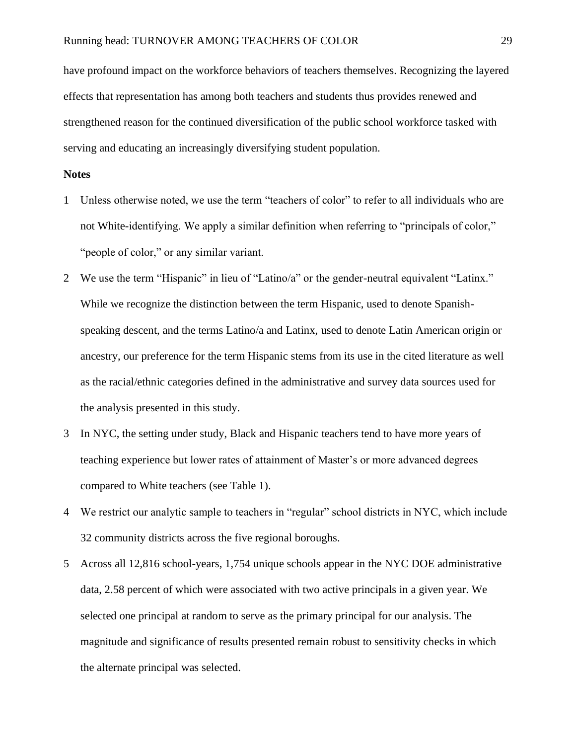have profound impact on the workforce behaviors of teachers themselves. Recognizing the layered effects that representation has among both teachers and students thus provides renewed and strengthened reason for the continued diversification of the public school workforce tasked with serving and educating an increasingly diversifying student population.

**Notes**

1. Unless otherwise noted, we use the term "teachers of color" to refer to all individuals who are not White-identifying. We apply a similar definition when referring to "principals of color," "people of color," or any similar variant.
2. We use the term "Hispanic" in lieu of "Latino/a" or the gender-neutral equivalent "Latinx." While we recognize the distinction between the term Hispanic, used to denote Spanish-speaking descent, and the terms Latino/a and Latinx, used to denote Latin American origin or ancestry, our preference for the term Hispanic stems from its use in the cited literature as well as the racial/ethnic categories defined in the administrative and survey data sources used for the analysis presented in this study.
3. In NYC, the setting under study, Black and Hispanic teachers tend to have more years of teaching experience but lower rates of attainment of Master's or more advanced degrees compared to White teachers (see Table 1).
4. We restrict our analytic sample to teachers in "regular" school districts in NYC, which include 32 community districts across the five regional boroughs.
5. Across all 12,816 school-years, 1,754 unique schools appear in the NYC DOE administrative data, 2.58 percent of which were associated with two active principals in a given year. We selected one principal at random to serve as the primary principal for our analysis. The magnitude and significance of results presented remain robust to sensitivity checks in which the alternate principal was selected.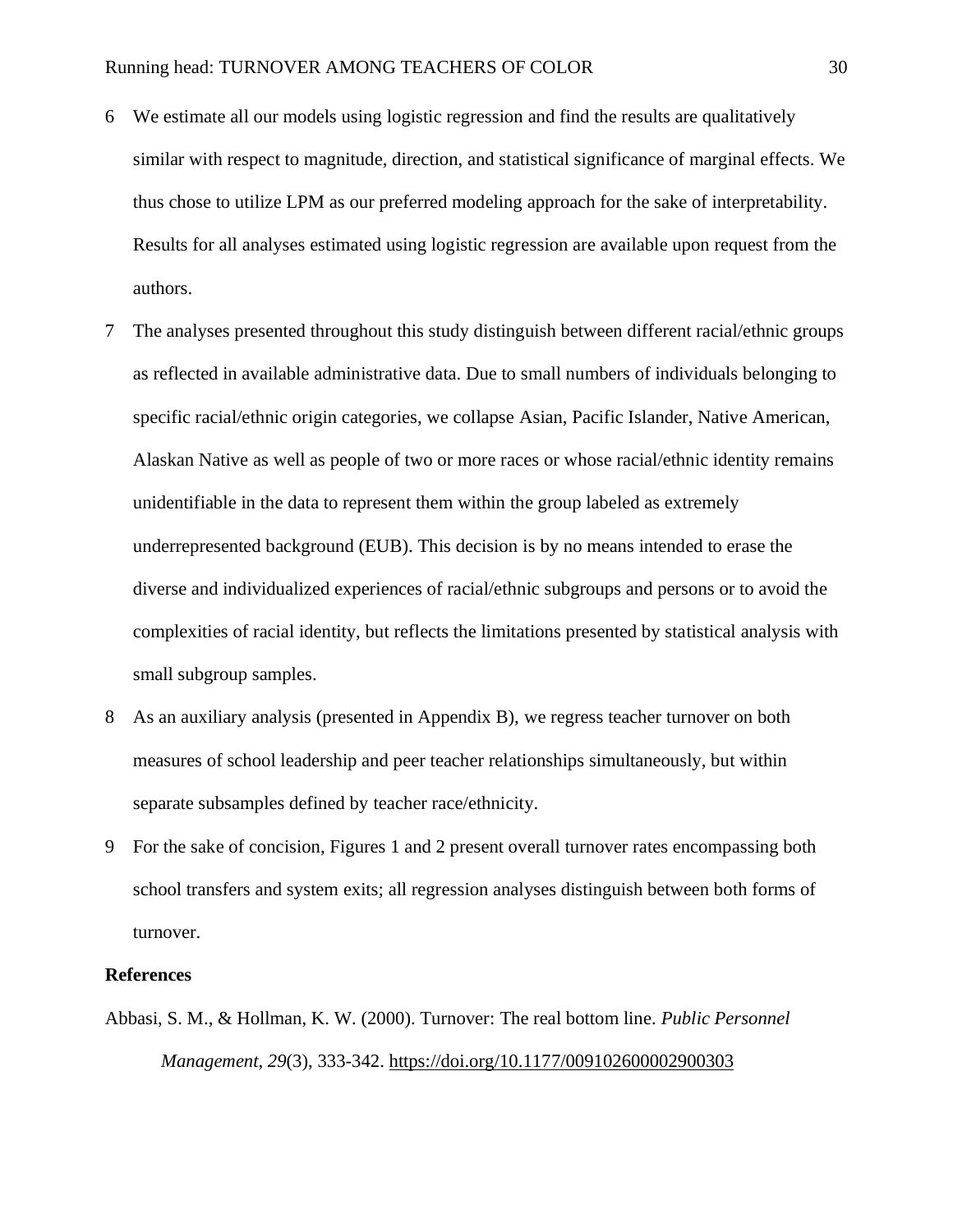6 We estimate all our models using logistic regression and find the results are qualitatively similar with respect to magnitude, direction, and statistical significance of marginal effects. We thus chose to utilize LPM as our preferred modeling approach for the sake of interpretability. Results for all analyses estimated using logistic regression are available upon request from the authors.

7 The analyses presented throughout this study distinguish between different racial/ethnic groups as reflected in available administrative data. Due to small numbers of individuals belonging to specific racial/ethnic origin categories, we collapse Asian, Pacific Islander, Native American, Alaskan Native as well as people of two or more races or whose racial/ethnic identity remains unidentifiable in the data to represent them within the group labeled as extremely underrepresented background (EUB). This decision is by no means intended to erase the diverse and individualized experiences of racial/ethnic subgroups and persons or to avoid the complexities of racial identity, but reflects the limitations presented by statistical analysis with small subgroup samples.

8 As an auxiliary analysis (presented in Appendix B), we regress teacher turnover on both measures of school leadership and peer teacher relationships simultaneously, but within separate subsamples defined by teacher race/ethnicity.

9 For the sake of concision, Figures 1 and 2 present overall turnover rates encompassing both school transfers and system exits; all regression analyses distinguish between both forms of turnover.

**References**

Abbasi, S. M., & Hollman, K. W. (2000). Turnover: The real bottom line. *Public Personnel Management*, *29*(3), 333-342. https://doi.org/10.1177/009102600002900303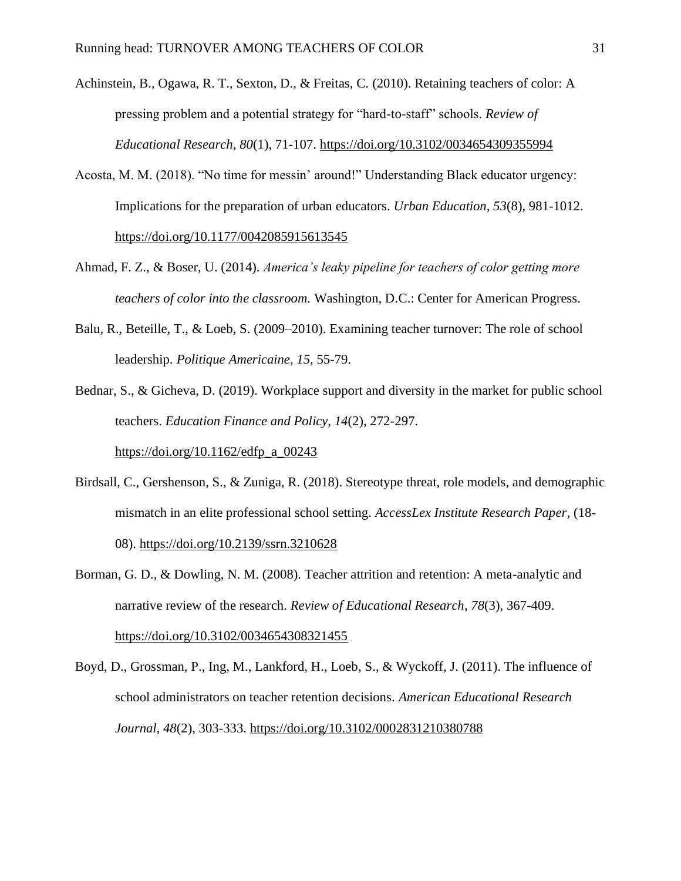Achinstein, B., Ogawa, R. T., Sexton, D., & Freitas, C. (2010). Retaining teachers of color: A pressing problem and a potential strategy for "hard-to-staff" schools. *Review of Educational Research*, *80*(1), 71-107. https://doi.org/10.3102/0034654309355994

Acosta, M. M. (2018). "No time for messin' around!" Understanding Black educator urgency: Implications for the preparation of urban educators. *Urban Education*, *53*(8), 981-1012. https://doi.org/10.1177/0042085915613545

Ahmad, F. Z., & Boser, U. (2014). *America's leaky pipeline for teachers of color getting more teachers of color into the classroom.* Washington, D.C.: Center for American Progress.

Balu, R., Beteille, T., & Loeb, S. (2009–2010). Examining teacher turnover: The role of school leadership. *Politique Americaine*, *15*, 55-79.

Bednar, S., & Gicheva, D. (2019). Workplace support and diversity in the market for public school teachers. *Education Finance and Policy*, *14*(2), 272-297. https://doi.org/10.1162/edfp_a_00243

Birdsall, C., Gershenson, S., & Zuniga, R. (2018). Stereotype threat, role models, and demographic mismatch in an elite professional school setting. *AccessLex Institute Research Paper*, (18-08). https://doi.org/10.2139/ssrn.3210628

Borman, G. D., & Dowling, N. M. (2008). Teacher attrition and retention: A meta-analytic and narrative review of the research. *Review of Educational Research*, *78*(3), 367-409. https://doi.org/10.3102/0034654308321455

Boyd, D., Grossman, P., Ing, M., Lankford, H., Loeb, S., & Wyckoff, J. (2011). The influence of school administrators on teacher retention decisions. *American Educational Research Journal*, *48*(2), 303-333. https://doi.org/10.3102/0002831210380788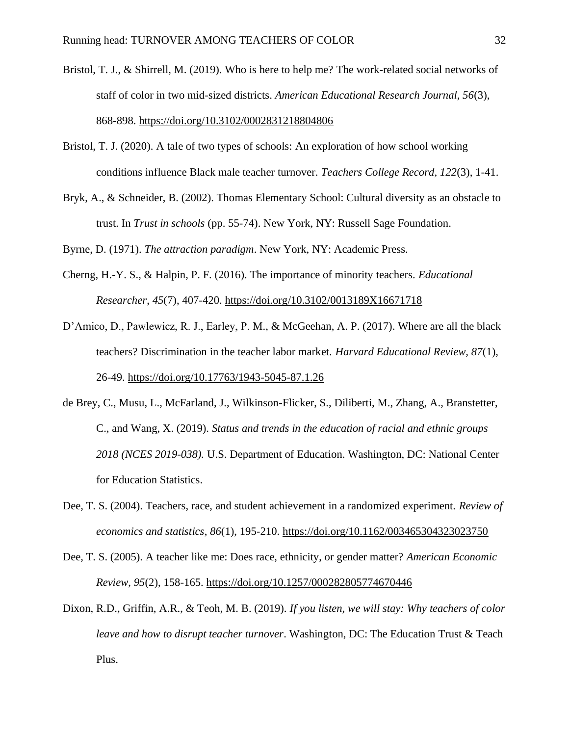Bristol, T. J., & Shirrell, M. (2019). Who is here to help me? The work-related social networks of staff of color in two mid-sized districts. *American Educational Research Journal, 56*(3), 868-898. https://doi.org/10.3102/0002831218804806

Bristol, T. J. (2020). A tale of two types of schools: An exploration of how school working conditions influence Black male teacher turnover. *Teachers College Record*, *122*(3), 1-41.

Bryk, A., & Schneider, B. (2002). Thomas Elementary School: Cultural diversity as an obstacle to trust. In *Trust in schools* (pp. 55-74). New York, NY: Russell Sage Foundation.

Byrne, D. (1971). *The attraction paradigm*. New York, NY: Academic Press.

Cherng, H.-Y. S., & Halpin, P. F. (2016). The importance of minority teachers. *Educational Researcher*, *45*(7), 407-420. https://doi.org/10.3102/0013189X16671718

D'Amico, D., Pawlewicz, R. J., Earley, P. M., & McGeehan, A. P. (2017). Where are all the black teachers? Discrimination in the teacher labor market. *Harvard Educational Review, 87*(1), 26-49. https://doi.org/10.17763/1943-5045-87.1.26

de Brey, C., Musu, L., McFarland, J., Wilkinson-Flicker, S., Diliberti, M., Zhang, A., Branstetter, C., and Wang, X. (2019). *Status and trends in the education of racial and ethnic groups 2018 (NCES 2019-038).* U.S. Department of Education. Washington, DC: National Center for Education Statistics.

Dee, T. S. (2004). Teachers, race, and student achievement in a randomized experiment. *Review of economics and statistics*, *86*(1), 195-210. https://doi.org/10.1162/003465304323023750

Dee, T. S. (2005). A teacher like me: Does race, ethnicity, or gender matter? *American Economic Review*, *95*(2), 158-165. https://doi.org/10.1257/000282805774670446

Dixon, R.D., Griffin, A.R., & Teoh, M. B. (2019). *If you listen, we will stay: Why teachers of color leave and how to disrupt teacher turnover*. Washington, DC: The Education Trust & Teach Plus.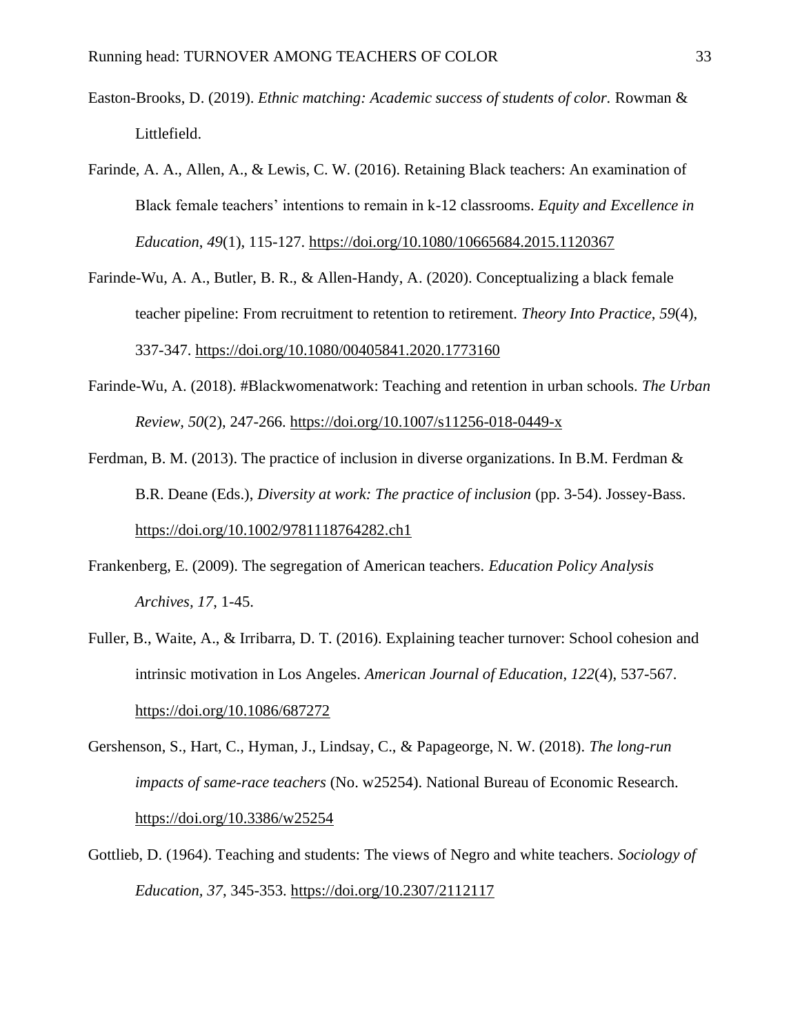Easton-Brooks, D. (2019). *Ethnic matching: Academic success of students of color.* Rowman & Littlefield.

Farinde, A. A., Allen, A., & Lewis, C. W. (2016). Retaining Black teachers: An examination of Black female teachers' intentions to remain in k-12 classrooms. *Equity and Excellence in Education*, *49*(1), 115-127. https://doi.org/10.1080/10665684.2015.1120367

Farinde-Wu, A. A., Butler, B. R., & Allen-Handy, A. (2020). Conceptualizing a black female teacher pipeline: From recruitment to retention to retirement. *Theory Into Practice*, *59*(4), 337-347. https://doi.org/10.1080/00405841.2020.1773160

Farinde-Wu, A. (2018). #Blackwomenatwork: Teaching and retention in urban schools. *The Urban Review, 50*(2), 247-266. https://doi.org/10.1007/s11256-018-0449-x

Ferdman, B. M. (2013). The practice of inclusion in diverse organizations. In B.M. Ferdman & B.R. Deane (Eds.), *Diversity at work: The practice of inclusion* (pp. 3-54). Jossey-Bass. https://doi.org/10.1002/9781118764282.ch1

Frankenberg, E. (2009). The segregation of American teachers. *Education Policy Analysis Archives, 17*, 1-45.

Fuller, B., Waite, A., & Irribarra, D. T. (2016). Explaining teacher turnover: School cohesion and intrinsic motivation in Los Angeles. *American Journal of Education*, *122*(4), 537-567. https://doi.org/10.1086/687272

Gershenson, S., Hart, C., Hyman, J., Lindsay, C., & Papageorge, N. W. (2018). *The long-run impacts of same-race teachers* (No. w25254). National Bureau of Economic Research. https://doi.org/10.3386/w25254

Gottlieb, D. (1964). Teaching and students: The views of Negro and white teachers. *Sociology of Education, 37*, 345-353. https://doi.org/10.2307/2112117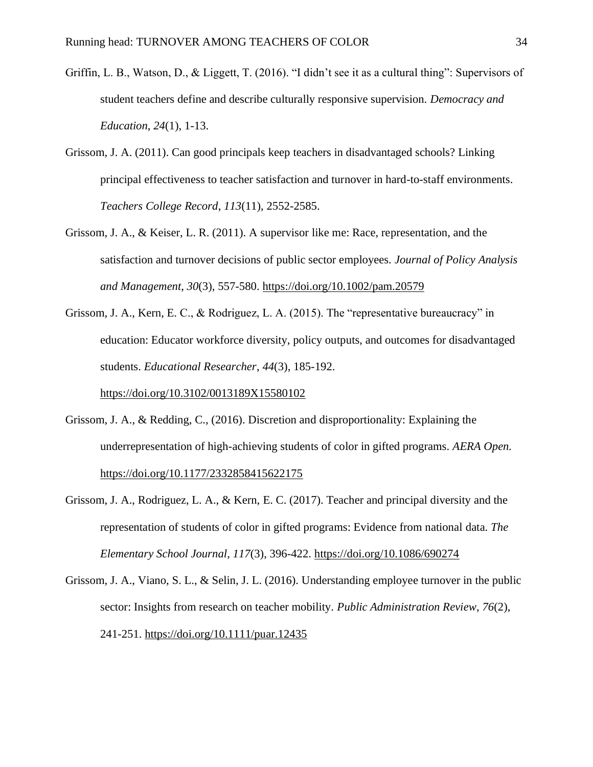Griffin, L. B., Watson, D., & Liggett, T. (2016). “I didn’t see it as a cultural thing”: Supervisors of student teachers define and describe culturally responsive supervision. *Democracy and Education*, *24*(1), 1-13.

Grissom, J. A. (2011). Can good principals keep teachers in disadvantaged schools? Linking principal effectiveness to teacher satisfaction and turnover in hard-to-staff environments. *Teachers College Record*, *113*(11), 2552-2585.

Grissom, J. A., & Keiser, L. R. (2011). A supervisor like me: Race, representation, and the satisfaction and turnover decisions of public sector employees. *Journal of Policy Analysis and Management*, *30*(3), 557-580. https://doi.org/10.1002/pam.20579

Grissom, J. A., Kern, E. C., & Rodriguez, L. A. (2015). The “representative bureaucracy” in education: Educator workforce diversity, policy outputs, and outcomes for disadvantaged students. *Educational Researcher*, *44*(3), 185-192. https://doi.org/10.3102/0013189X15580102

Grissom, J. A., & Redding, C., (2016). Discretion and disproportionality: Explaining the underrepresentation of high-achieving students of color in gifted programs. *AERA Open.* https://doi.org/10.1177/2332858415622175

Grissom, J. A., Rodriguez, L. A., & Kern, E. C. (2017). Teacher and principal diversity and the representation of students of color in gifted programs: Evidence from national data. *The Elementary School Journal*, *117*(3), 396-422. https://doi.org/10.1086/690274

Grissom, J. A., Viano, S. L., & Selin, J. L. (2016). Understanding employee turnover in the public sector: Insights from research on teacher mobility. *Public Administration Review*, *76*(2), 241-251. https://doi.org/10.1111/puar.12435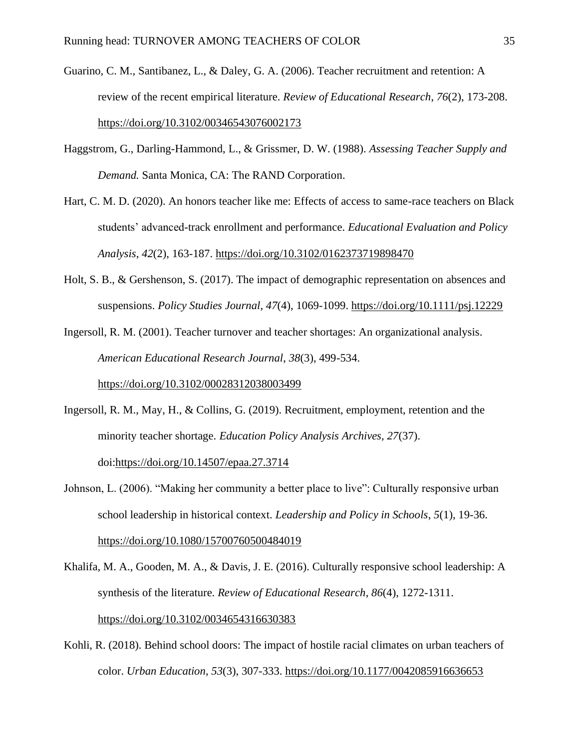Guarino, C. M., Santibanez, L., & Daley, G. A. (2006). Teacher recruitment and retention: A review of the recent empirical literature. *Review of Educational Research*, *76*(2), 173-208. https://doi.org/10.3102/00346543076002173

Haggstrom, G., Darling-Hammond, L., & Grissmer, D. W. (1988). *Assessing Teacher Supply and Demand.* Santa Monica, CA: The RAND Corporation.

Hart, C. M. D. (2020). An honors teacher like me: Effects of access to same-race teachers on Black students' advanced-track enrollment and performance. *Educational Evaluation and Policy Analysis*, *42*(2), 163-187. https://doi.org/10.3102/0162373719898470

Holt, S. B., & Gershenson, S. (2017). The impact of demographic representation on absences and suspensions. *Policy Studies Journal*, *47*(4), 1069-1099. https://doi.org/10.1111/psj.12229

Ingersoll, R. M. (2001). Teacher turnover and teacher shortages: An organizational analysis. *American Educational Research Journal*, *38*(3), 499-534. https://doi.org/10.3102/00028312038003499

Ingersoll, R. M., May, H., & Collins, G. (2019). Recruitment, employment, retention and the minority teacher shortage. *Education Policy Analysis Archives*, *27*(37). doi:https://doi.org/10.14507/epaa.27.3714

Johnson, L. (2006). "Making her community a better place to live": Culturally responsive urban school leadership in historical context. *Leadership and Policy in Schools*, *5*(1), 19-36. https://doi.org/10.1080/15700760500484019

Khalifa, M. A., Gooden, M. A., & Davis, J. E. (2016). Culturally responsive school leadership: A synthesis of the literature. *Review of Educational Research*, *86*(4), 1272-1311. https://doi.org/10.3102/0034654316630383

Kohli, R. (2018). Behind school doors: The impact of hostile racial climates on urban teachers of color. *Urban Education*, *53*(3), 307-333. https://doi.org/10.1177/0042085916636653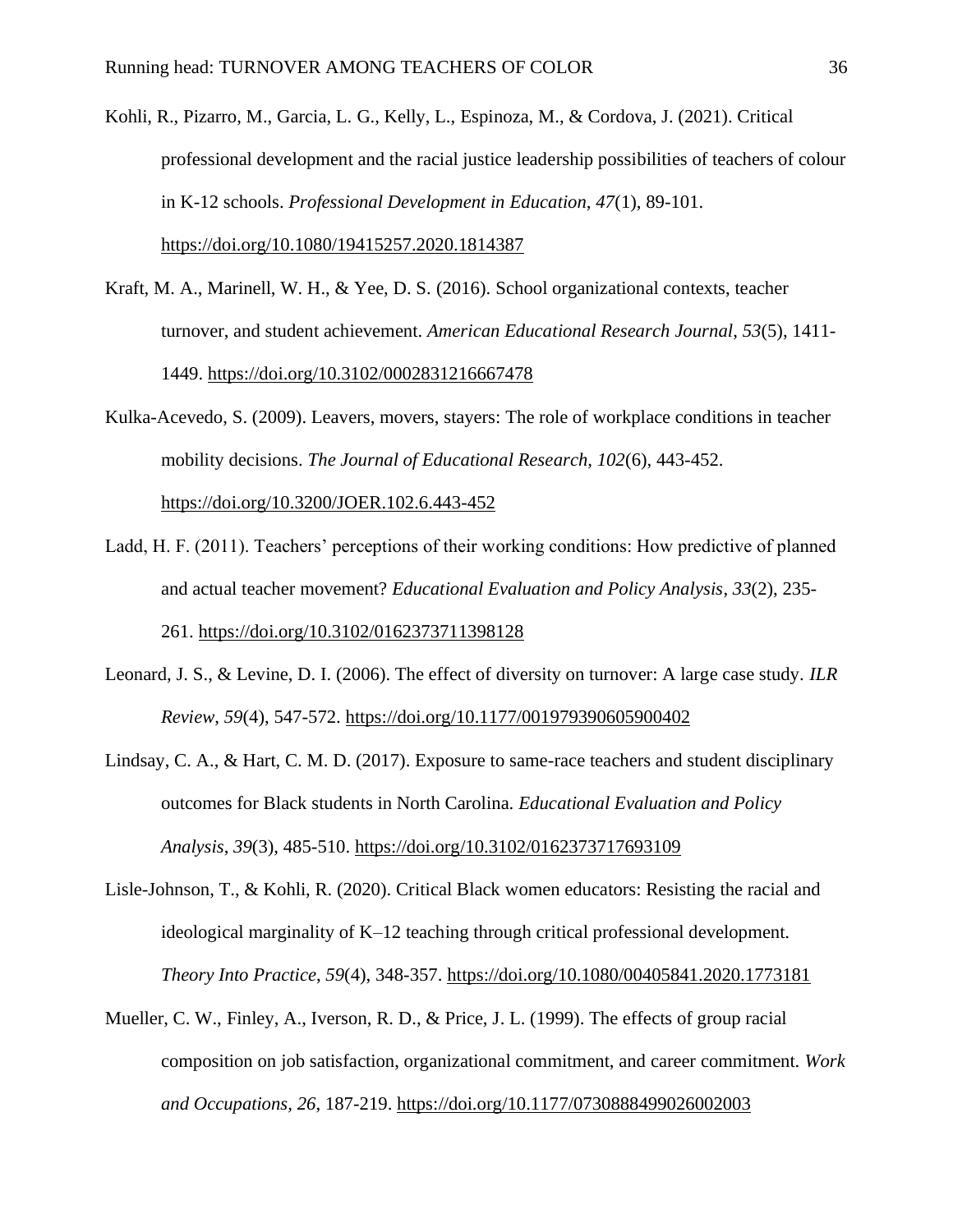Kohli, R., Pizarro, M., Garcia, L. G., Kelly, L., Espinoza, M., & Cordova, J. (2021). Critical professional development and the racial justice leadership possibilities of teachers of colour in K-12 schools. *Professional Development in Education, 47*(1), 89-101. https://doi.org/10.1080/19415257.2020.1814387

Kraft, M. A., Marinell, W. H., & Yee, D. S. (2016). School organizational contexts, teacher turnover, and student achievement. *American Educational Research Journal*, *53*(5), 1411-1449. https://doi.org/10.3102/0002831216667478

Kulka-Acevedo, S. (2009). Leavers, movers, stayers: The role of workplace conditions in teacher mobility decisions. *The Journal of Educational Research, 102*(6), 443-452. https://doi.org/10.3200/JOER.102.6.443-452

Ladd, H. F. (2011). Teachers' perceptions of their working conditions: How predictive of planned and actual teacher movement? *Educational Evaluation and Policy Analysis*, *33*(2), 235-261. https://doi.org/10.3102/0162373711398128

Leonard, J. S., & Levine, D. I. (2006). The effect of diversity on turnover: A large case study. *ILR Review*, *59*(4), 547-572. https://doi.org/10.1177/001979390605900402

Lindsay, C. A., & Hart, C. M. D. (2017). Exposure to same-race teachers and student disciplinary outcomes for Black students in North Carolina. *Educational Evaluation and Policy Analysis*, *39*(3), 485-510. https://doi.org/10.3102/0162373717693109

Lisle-Johnson, T., & Kohli, R. (2020). Critical Black women educators: Resisting the racial and ideological marginality of K–12 teaching through critical professional development. *Theory Into Practice*, *59*(4), 348-357. https://doi.org/10.1080/00405841.2020.1773181

Mueller, C. W., Finley, A., Iverson, R. D., & Price, J. L. (1999). The effects of group racial composition on job satisfaction, organizational commitment, and career commitment. *Work and Occupations, 26*, 187-219. https://doi.org/10.1177/0730888499026002003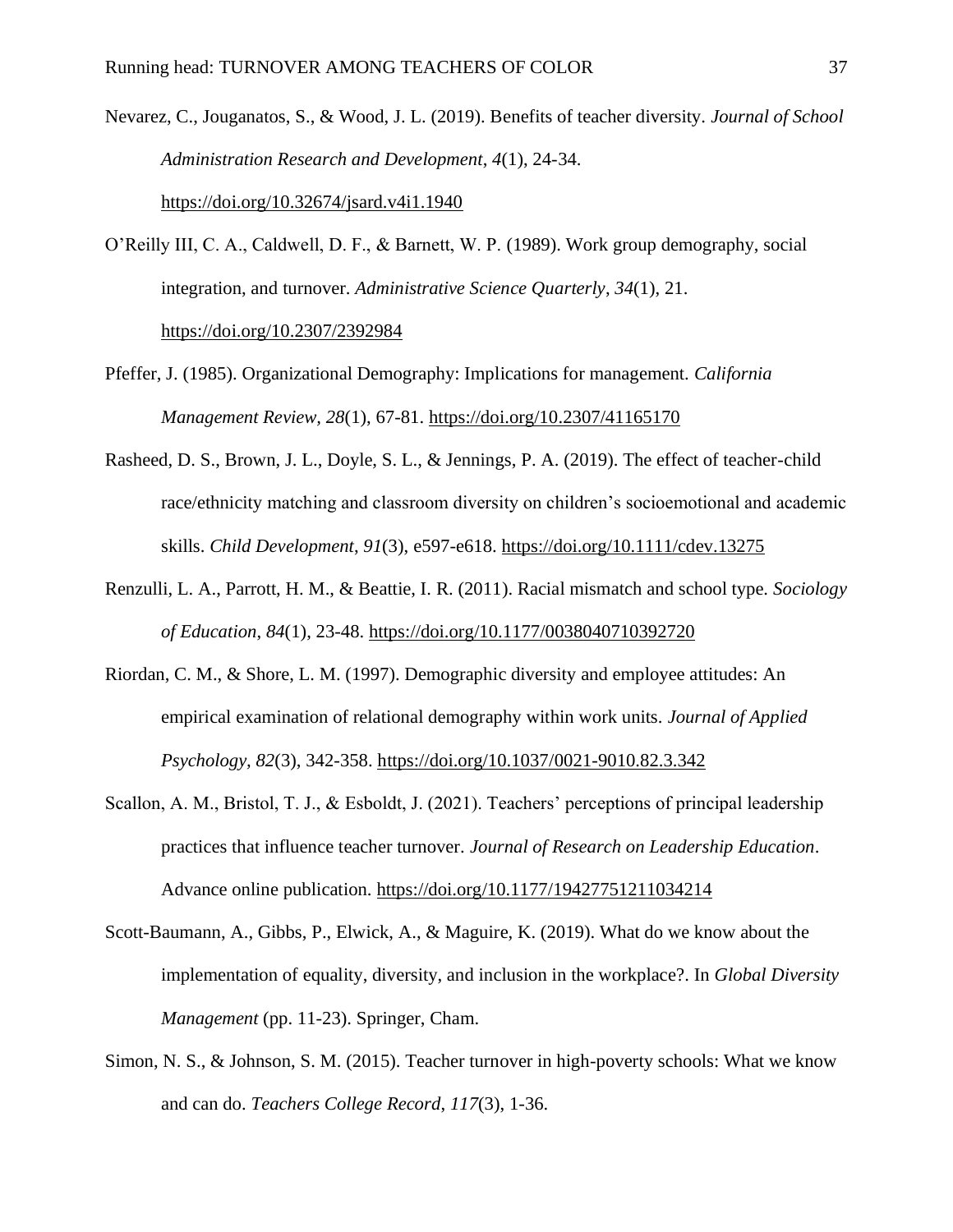Nevarez, C., Jouganatos, S., & Wood, J. L. (2019). Benefits of teacher diversity. *Journal of School Administration Research and Development*, *4*(1), 24-34. https://doi.org/10.32674/jsard.v4i1.1940

O'Reilly III, C. A., Caldwell, D. F., & Barnett, W. P. (1989). Work group demography, social integration, and turnover. *Administrative Science Quarterly*, *34*(1), 21. https://doi.org/10.2307/2392984

Pfeffer, J. (1985). Organizational Demography: Implications for management. *California Management Review*, *28*(1), 67-81. https://doi.org/10.2307/41165170

Rasheed, D. S., Brown, J. L., Doyle, S. L., & Jennings, P. A. (2019). The effect of teacher-child race/ethnicity matching and classroom diversity on children's socioemotional and academic skills. *Child Development*, *91*(3), e597-e618. https://doi.org/10.1111/cdev.13275

Renzulli, L. A., Parrott, H. M., & Beattie, I. R. (2011). Racial mismatch and school type. *Sociology of Education*, *84*(1), 23-48. https://doi.org/10.1177/0038040710392720

Riordan, C. M., & Shore, L. M. (1997). Demographic diversity and employee attitudes: An empirical examination of relational demography within work units. *Journal of Applied Psychology*, *82*(3), 342-358. https://doi.org/10.1037/0021-9010.82.3.342

Scallon, A. M., Bristol, T. J., & Esboldt, J. (2021). Teachers' perceptions of principal leadership practices that influence teacher turnover. *Journal of Research on Leadership Education*. Advance online publication. https://doi.org/10.1177/19427751211034214

Scott-Baumann, A., Gibbs, P., Elwick, A., & Maguire, K. (2019). What do we know about the implementation of equality, diversity, and inclusion in the workplace?. In *Global Diversity Management* (pp. 11-23). Springer, Cham.

Simon, N. S., & Johnson, S. M. (2015). Teacher turnover in high-poverty schools: What we know and can do. *Teachers College Record*, *117*(3), 1-36.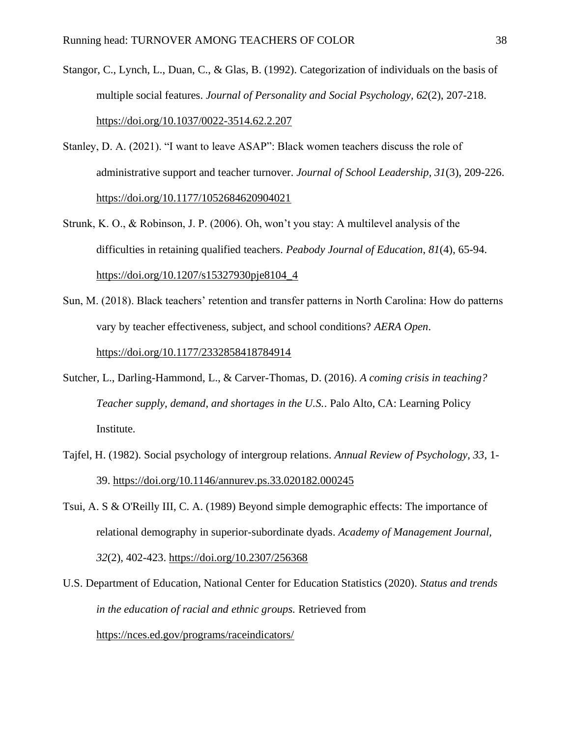Stangor, C., Lynch, L., Duan, C., & Glas, B. (1992). Categorization of individuals on the basis of multiple social features. *Journal of Personality and Social Psychology, 62*(2), 207-218. https://doi.org/10.1037/0022-3514.62.2.207

Stanley, D. A. (2021). "I want to leave ASAP": Black women teachers discuss the role of administrative support and teacher turnover. *Journal of School Leadership, 31*(3), 209-226. https://doi.org/10.1177/1052684620904021

Strunk, K. O., & Robinson, J. P. (2006). Oh, won't you stay: A multilevel analysis of the difficulties in retaining qualified teachers. *Peabody Journal of Education*, *81*(4), 65-94. https://doi.org/10.1207/s15327930pje8104_4

Sun, M. (2018). Black teachers' retention and transfer patterns in North Carolina: How do patterns vary by teacher effectiveness, subject, and school conditions? *AERA Open*. https://doi.org/10.1177/2332858418784914

Sutcher, L., Darling-Hammond, L., & Carver-Thomas, D. (2016). *A coming crisis in teaching? Teacher supply, demand, and shortages in the U.S.*. Palo Alto, CA: Learning Policy Institute.

Tajfel, H. (1982). Social psychology of intergroup relations. *Annual Review of Psychology*, *33*, 1-39. https://doi.org/10.1146/annurev.ps.33.020182.000245

Tsui, A. S & O'Reilly III, C. A. (1989) Beyond simple demographic effects: The importance of relational demography in superior-subordinate dyads. *Academy of Management Journal*, *32*(2), 402-423. https://doi.org/10.2307/256368

U.S. Department of Education, National Center for Education Statistics (2020). *Status and trends in the education of racial and ethnic groups.* Retrieved from https://nces.ed.gov/programs/raceindicators/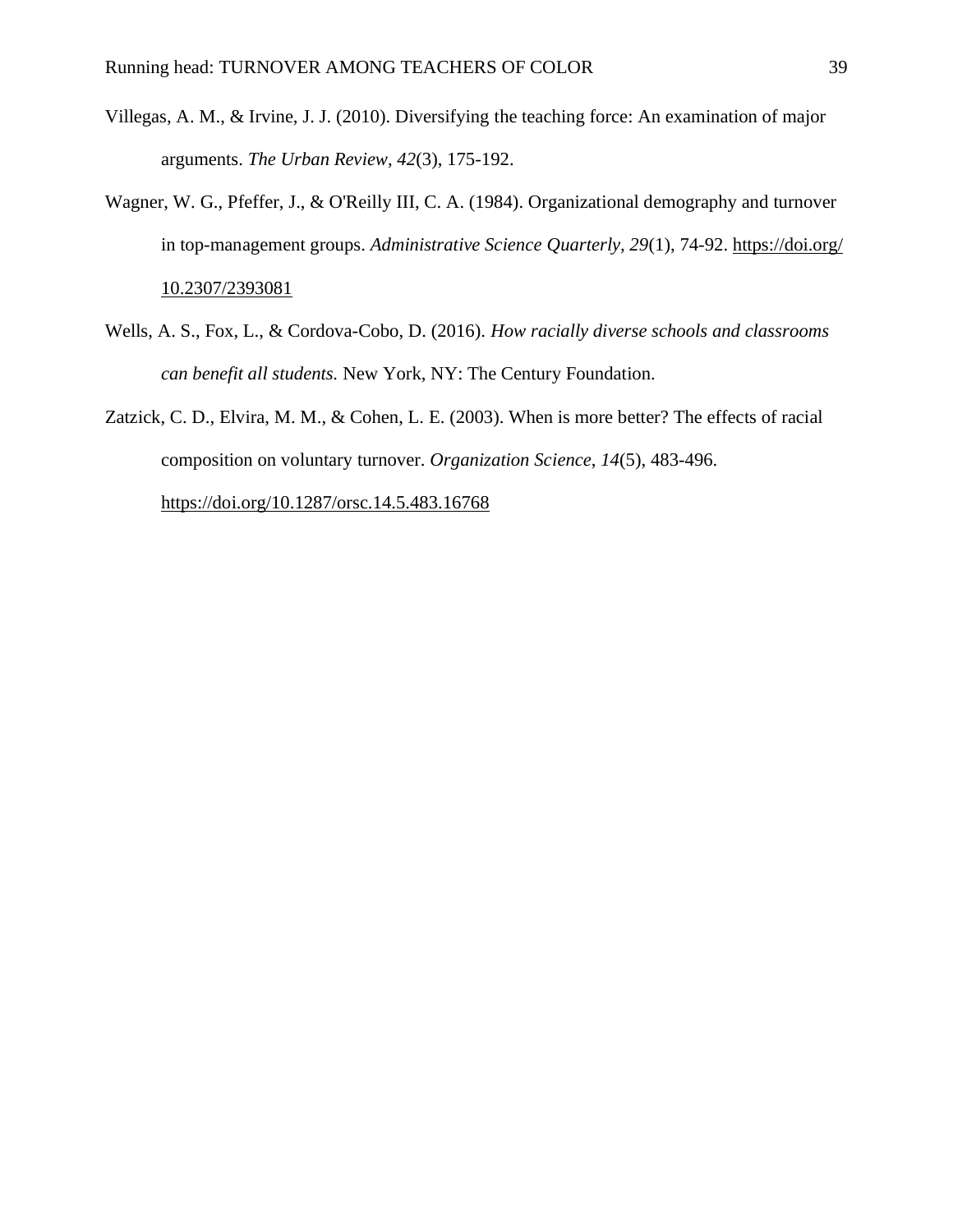Villegas, A. M., & Irvine, J. J. (2010). Diversifying the teaching force: An examination of major arguments. *The Urban Review*, *42*(3), 175-192.

Wagner, W. G., Pfeffer, J., & O'Reilly III, C. A. (1984). Organizational demography and turnover in top-management groups. *Administrative Science Quarterly*, *29*(1), 74-92. https://doi.org/10.2307/2393081

Wells, A. S., Fox, L., & Cordova-Cobo, D. (2016). *How racially diverse schools and classrooms can benefit all students.* New York, NY: The Century Foundation.

Zatzick, C. D., Elvira, M. M., & Cohen, L. E. (2003). When is more better? The effects of racial composition on voluntary turnover. *Organization Science*, *14*(5), 483-496. https://doi.org/10.1287/orsc.14.5.483.16768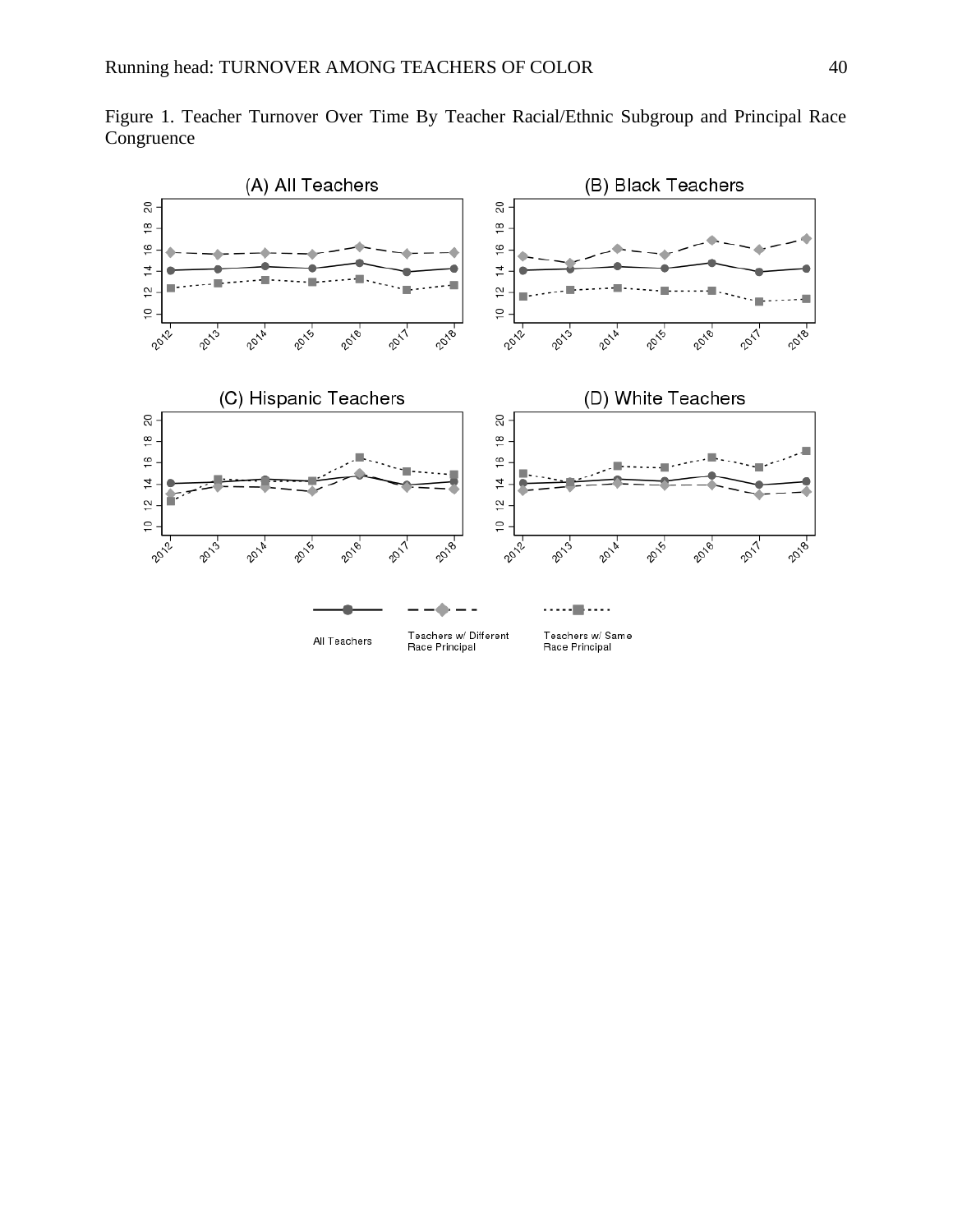Figure 1. Teacher Turnover Over Time By Teacher Racial/Ethnic Subgroup and Principal Race Congruence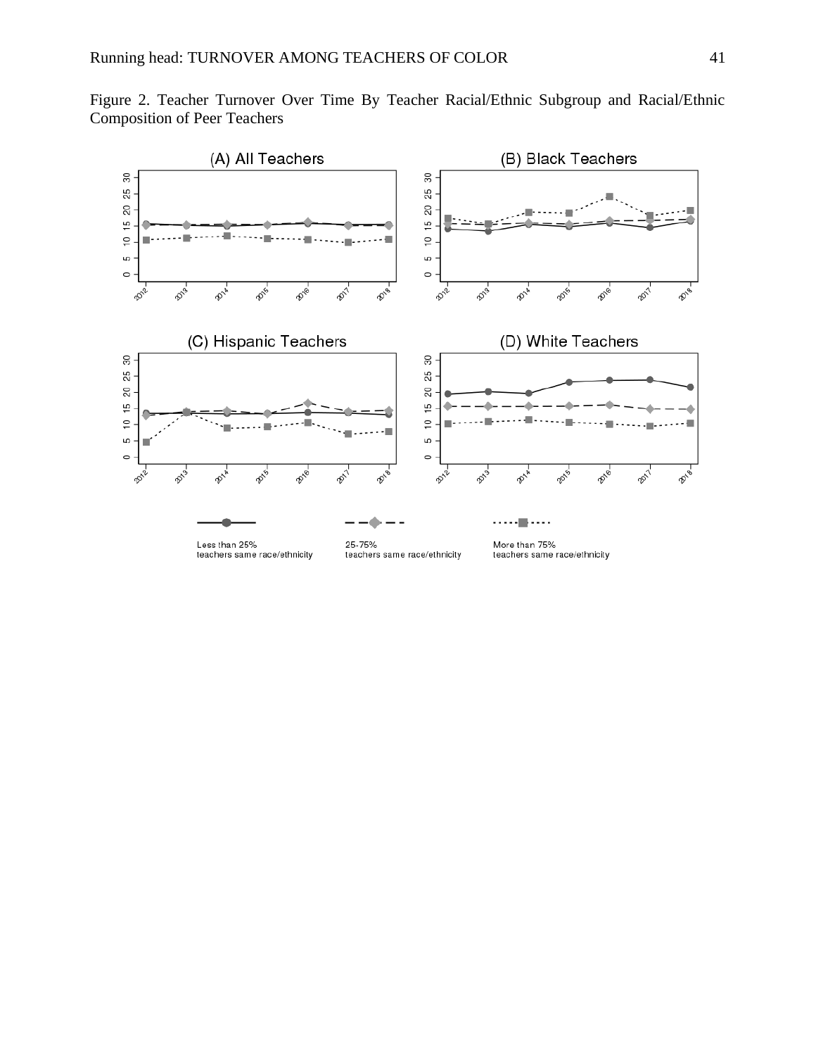Figure 2. Teacher Turnover Over Time By Teacher Racial/Ethnic Subgroup and Racial/Ethnic Composition of Peer Teachers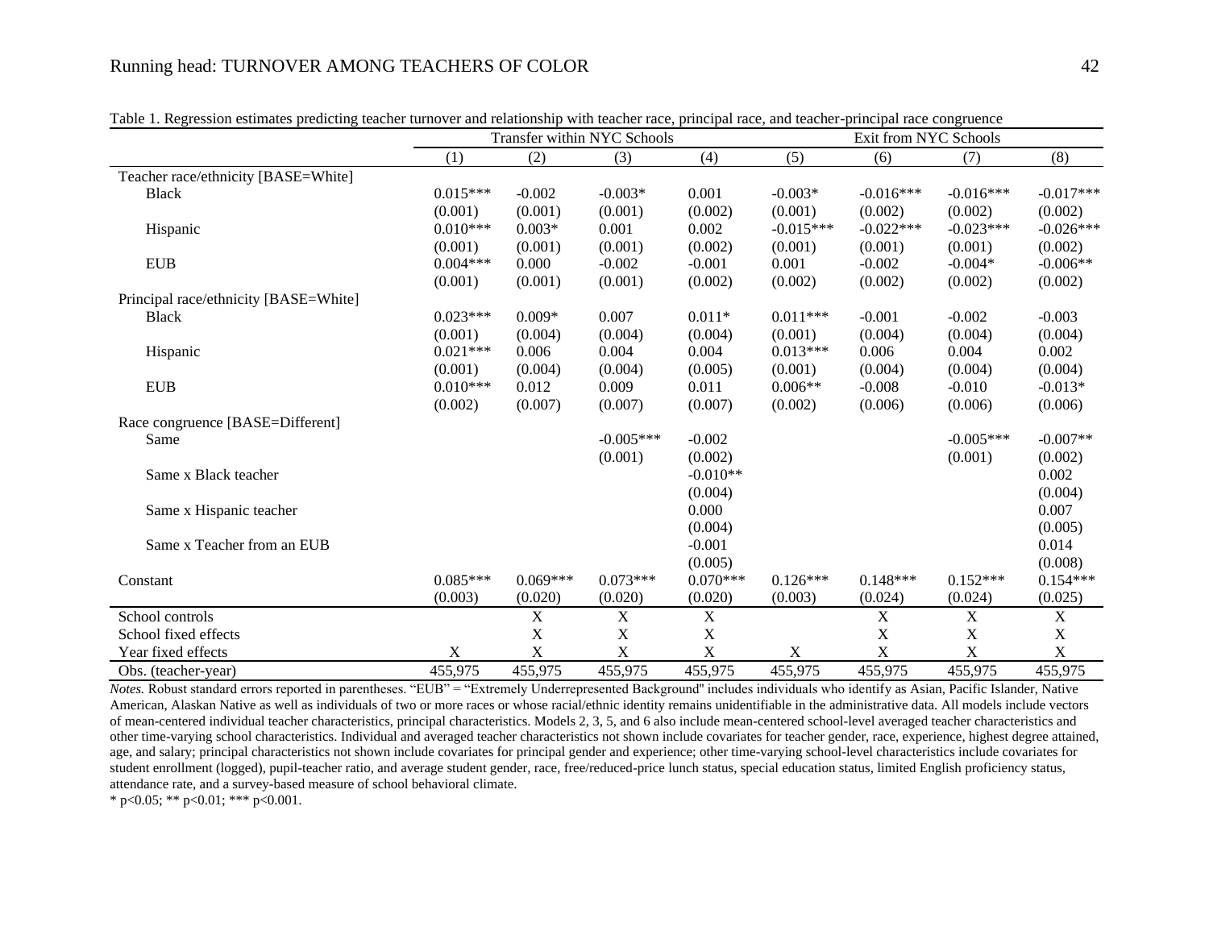Table 1. Regression estimates predicting teacher turnover and relationship with teacher race, principal race, and teacher-principal race congruence

| | Transfer within NYC Schools | | | | Exit from NYC Schools | | | |
|---|---|---|---|---|---|---|---|---|
| | (1) | (2) | (3) | (4) | (5) | (6) | (7) | (8) |
| Teacher race/ethnicity [BASE=White] | | | | | | | | |
| Black | 0.015*** | -0.002 | -0.003* | 0.001 | -0.003* | -0.016*** | -0.016*** | -0.017*** |
| | (0.001) | (0.001) | (0.001) | (0.002) | (0.001) | (0.002) | (0.002) | (0.002) |
| Hispanic | 0.010*** | 0.003* | 0.001 | 0.002 | -0.015*** | -0.022*** | -0.023*** | -0.026*** |
| | (0.001) | (0.001) | (0.001) | (0.002) | (0.001) | (0.001) | (0.001) | (0.002) |
| EUB | 0.004*** | 0.000 | -0.002 | -0.001 | 0.001 | -0.002 | -0.004* | -0.006** |
| | (0.001) | (0.001) | (0.001) | (0.002) | (0.002) | (0.002) | (0.002) | (0.002) |
| Principal race/ethnicity [BASE=White] | | | | | | | | |
| Black | 0.023*** | 0.009* | 0.007 | 0.011* | 0.011*** | -0.001 | -0.002 | -0.003 |
| | (0.001) | (0.004) | (0.004) | (0.004) | (0.001) | (0.004) | (0.004) | (0.004) |
| Hispanic | 0.021*** | 0.006 | 0.004 | 0.004 | 0.013*** | 0.006 | 0.004 | 0.002 |
| | (0.001) | (0.004) | (0.004) | (0.005) | (0.001) | (0.004) | (0.004) | (0.004) |
| EUB | 0.010*** | 0.012 | 0.009 | 0.011 | 0.006** | -0.008 | -0.010 | -0.013* |
| | (0.002) | (0.007) | (0.007) | (0.007) | (0.002) | (0.006) | (0.006) | (0.006) |
| Race congruence [BASE=Different] | | | | | | | | |
| Same | | | -0.005*** | -0.002 | | | -0.005*** | -0.007** |
| | | | (0.001) | (0.002) | | | (0.001) | (0.002) |
| Same x Black teacher | | | | -0.010** | | | | 0.002 |
| | | | | (0.004) | | | | (0.004) |
| Same x Hispanic teacher | | | | 0.000 | | | | 0.007 |
| | | | | (0.004) | | | | (0.005) |
| Same x Teacher from an EUB | | | | -0.001 | | | | 0.014 |
| | | | | (0.005) | | | | (0.008) |
| Constant | 0.085*** | 0.069*** | 0.073*** | 0.070*** | 0.126*** | 0.148*** | 0.152*** | 0.154*** |
| | (0.003) | (0.020) | (0.020) | (0.020) | (0.003) | (0.024) | (0.024) | (0.025) |
| School controls | | X | X | X | | X | X | X |
| School fixed effects | | X | X | X | | X | X | X |
| Year fixed effects | X | X | X | X | X | X | X | X |
| Obs. (teacher-year) | 455,975 | 455,975 | 455,975 | 455,975 | 455,975 | 455,975 | 455,975 | 455,975 |

*Notes.* Robust standard errors reported in parentheses. "EUB" = "Extremely Underrepresented Background" includes individuals who identify as Asian, Pacific Islander, Native American, Alaskan Native as well as individuals of two or more races or whose racial/ethnic identity remains unidentifiable in the administrative data. All models include vectors of mean-centered individual teacher characteristics, principal characteristics. Models 2, 3, 5, and 6 also include mean-centered school-level averaged teacher characteristics and other time-varying school characteristics. Individual and averaged teacher characteristics not shown include covariates for teacher gender, race, experience, highest degree attained, age, and salary; principal characteristics not shown include covariates for principal gender and experience; other time-varying school-level characteristics include covariates for student enrollment (logged), pupil-teacher ratio, and average student gender, race, free/reduced-price lunch status, special education status, limited English proficiency status, attendance rate, and a survey-based measure of school behavioral climate.

* $p<0.05$; ** $p<0.01$; *** $p<0.001$.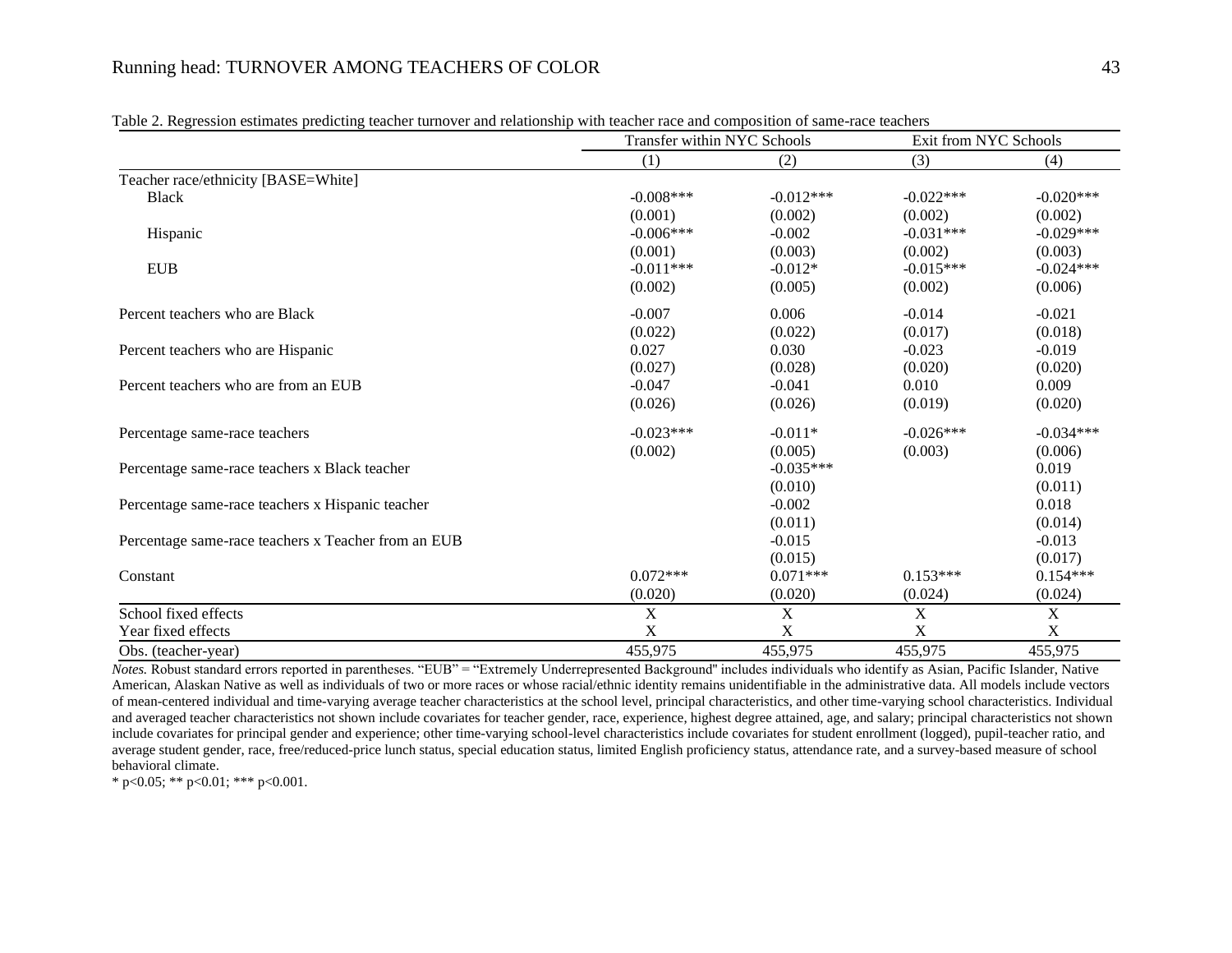Table 2. Regression estimates predicting teacher turnover and relationship with teacher race and composition of same-race teachers

| | Transfer within NYC Schools | | Exit from NYC Schools | |
|---|---|---|---|---|
| | (1) | (2) | (3) | (4) |
| Teacher race/ethnicity [BASE=White] | | | | |
| Black | -0.008*** | -0.012*** | -0.022*** | -0.020*** |
| | (0.001) | (0.002) | (0.002) | (0.002) |
| Hispanic | -0.006*** | -0.002 | -0.031*** | -0.029*** |
| | (0.001) | (0.003) | (0.002) | (0.003) |
| EUB | -0.011*** | -0.012* | -0.015*** | -0.024*** |
| | (0.002) | (0.005) | (0.002) | (0.006) |
| Percent teachers who are Black | -0.007 | 0.006 | -0.014 | -0.021 |
| | (0.022) | (0.022) | (0.017) | (0.018) |
| Percent teachers who are Hispanic | 0.027 | 0.030 | -0.023 | -0.019 |
| | (0.027) | (0.028) | (0.020) | (0.020) |
| Percent teachers who are from an EUB | -0.047 | -0.041 | 0.010 | 0.009 |
| | (0.026) | (0.026) | (0.019) | (0.020) |
| Percentage same-race teachers | -0.023*** | -0.011* | -0.026*** | -0.034*** |
| | (0.002) | (0.005) | (0.003) | (0.006) |
| Percentage same-race teachers x Black teacher | | -0.035*** | | 0.019 |
| | | (0.010) | | (0.011) |
| Percentage same-race teachers x Hispanic teacher | | -0.002 | | 0.018 |
| | | (0.011) | | (0.014) |
| Percentage same-race teachers x Teacher from an EUB | | -0.015 | | -0.013 |
| | | (0.015) | | (0.017) |
| Constant | 0.072*** | 0.071*** | 0.153*** | 0.154*** |
| | (0.020) | (0.020) | (0.024) | (0.024) |
| School fixed effects | X | X | X | X |
| Year fixed effects | X | X | X | X |
| Obs. (teacher-year) | 455,975 | 455,975 | 455,975 | 455,975 |

*Notes.* Robust standard errors reported in parentheses. "EUB" = "Extremely Underrepresented Background" includes individuals who identify as Asian, Pacific Islander, Native American, Alaskan Native as well as individuals of two or more races or whose racial/ethnic identity remains unidentifiable in the administrative data. All models include vectors of mean-centered individual and time-varying average teacher characteristics at the school level, principal characteristics, and other time-varying school characteristics. Individual and averaged teacher characteristics not shown include covariates for teacher gender, race, experience, highest degree attained, age, and salary; principal characteristics not shown include covariates for principal gender and experience; other time-varying school-level characteristics include covariates for student enrollment (logged), pupil-teacher ratio, and average student gender, race, free/reduced-price lunch status, special education status, limited English proficiency status, attendance rate, and a survey-based measure of school behavioral climate.

* $p<0.05$; ** $p<0.01$; *** $p<0.001$.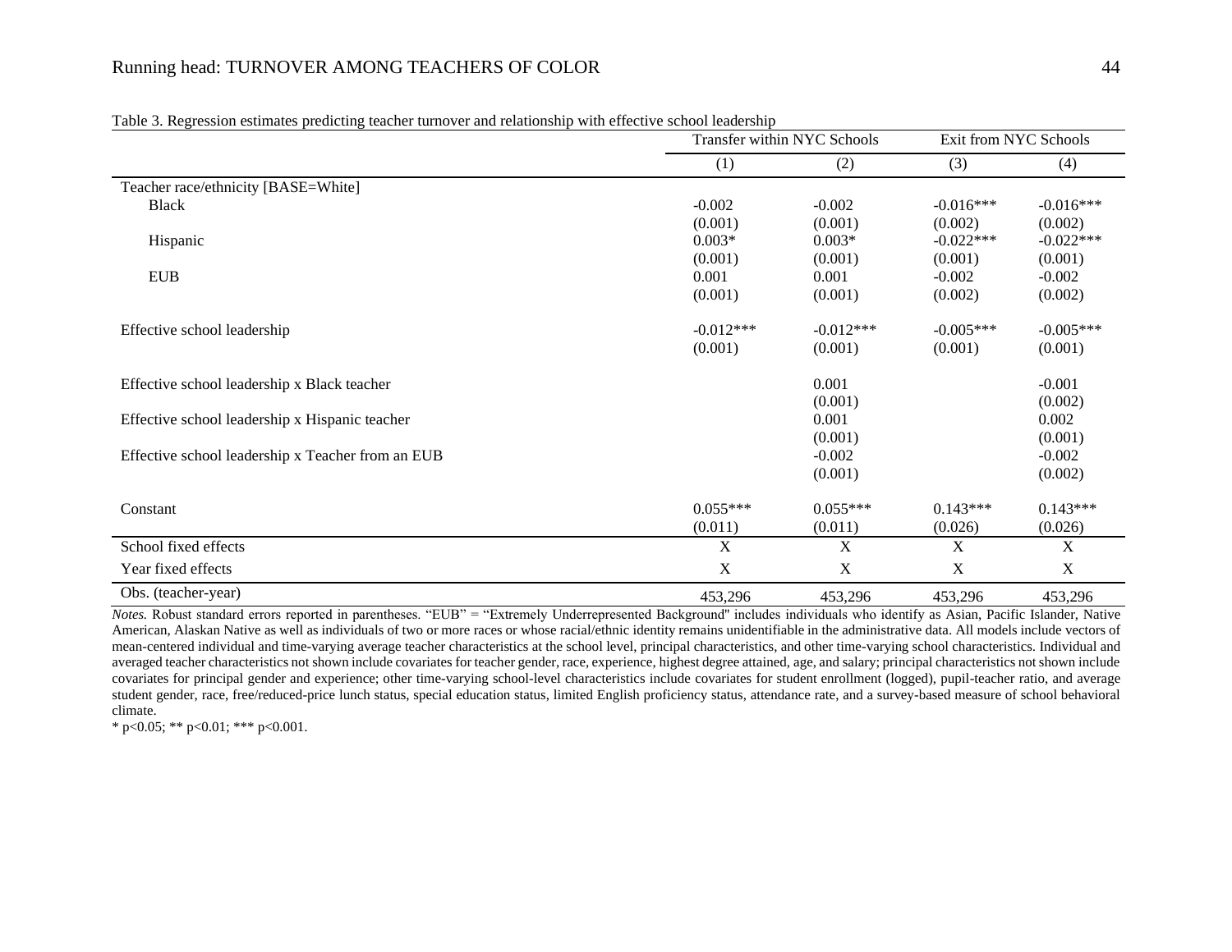Table 3. Regression estimates predicting teacher turnover and relationship with effective school leadership

| | Transfer within NYC Schools | | Exit from NYC Schools | |
|---|---|---|---|---|
| | (1) | (2) | (3) | (4) |
| Teacher race/ethnicity [BASE=White] | | | | |
| Black | -0.002 | -0.002 | -0.016*** | -0.016*** |
| | (0.001) | (0.001) | (0.002) | (0.002) |
| Hispanic | 0.003* | 0.003* | -0.022*** | -0.022*** |
| | (0.001) | (0.001) | (0.001) | (0.001) |
| EUB | 0.001 | 0.001 | -0.002 | -0.002 |
| | (0.001) | (0.001) | (0.002) | (0.002) |
| Effective school leadership | -0.012*** | -0.012*** | -0.005*** | -0.005*** |
| | (0.001) | (0.001) | (0.001) | (0.001) |
| Effective school leadership x Black teacher | | 0.001 | | -0.001 |
| | | (0.001) | | (0.002) |
| Effective school leadership x Hispanic teacher | | 0.001 | | 0.002 |
| | | (0.001) | | (0.001) |
| Effective school leadership x Teacher from an EUB | | -0.002 | | -0.002 |
| | | (0.001) | | (0.002) |
| Constant | 0.055*** | 0.055*** | 0.143*** | 0.143*** |
| | (0.011) | (0.011) | (0.026) | (0.026) |
| School fixed effects | X | X | X | X |
| Year fixed effects | X | X | X | X |
| Obs. (teacher-year) | 453,296 | 453,296 | 453,296 | 453,296 |

*Notes.* Robust standard errors reported in parentheses. "EUB" = "Extremely Underrepresented Background" includes individuals who identify as Asian, Pacific Islander, Native American, Alaskan Native as well as individuals of two or more races or whose racial/ethnic identity remains unidentifiable in the administrative data. All models include vectors of mean-centered individual and time-varying average teacher characteristics at the school level, principal characteristics, and other time-varying school characteristics. Individual and averaged teacher characteristics not shown include covariates for teacher gender, race, experience, highest degree attained, age, and salary; principal characteristics not shown include covariates for principal gender and experience; other time-varying school-level characteristics include covariates for student enrollment (logged), pupil-teacher ratio, and average student gender, race, free/reduced-price lunch status, special education status, limited English proficiency status, attendance rate, and a survey-based measure of school behavioral climate.

* p<0.05; ** p<0.01; *** p<0.001.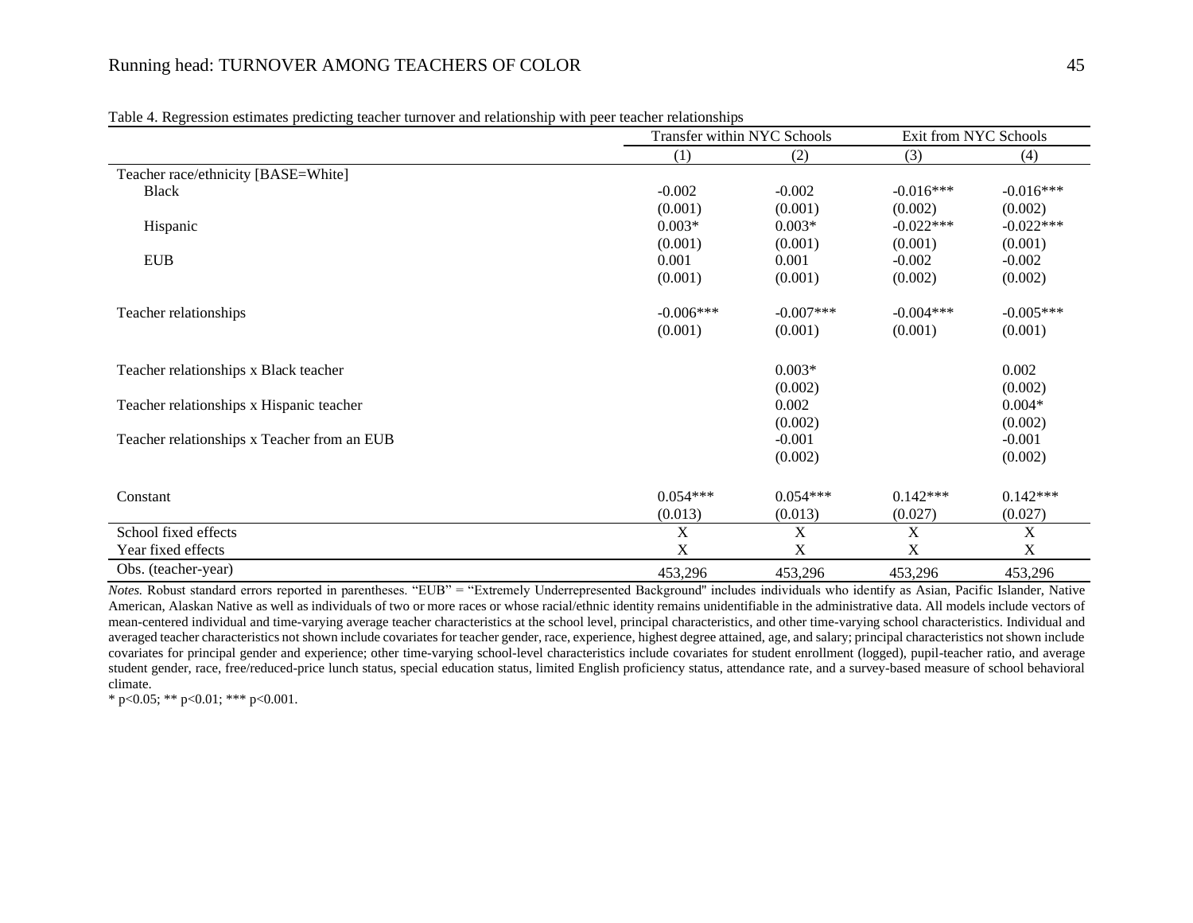Table 4. Regression estimates predicting teacher turnover and relationship with peer teacher relationships

| | Transfer within NYC Schools | | Exit from NYC Schools | |
|---|---|---|---|---|
| | (1) | (2) | (3) | (4) |
| Teacher race/ethnicity [BASE=White] | | | | |
| Black | -0.002 | -0.002 | -0.016*** | -0.016*** |
| | (0.001) | (0.001) | (0.002) | (0.002) |
| Hispanic | 0.003* | 0.003* | -0.022*** | -0.022*** |
| | (0.001) | (0.001) | (0.001) | (0.001) |
| EUB | 0.001 | 0.001 | -0.002 | -0.002 |
| | (0.001) | (0.001) | (0.002) | (0.002) |
| Teacher relationships | -0.006*** | -0.007*** | -0.004*** | -0.005*** |
| | (0.001) | (0.001) | (0.001) | (0.001) |
| Teacher relationships x Black teacher | | 0.003* | | 0.002 |
| | | (0.002) | | (0.002) |
| Teacher relationships x Hispanic teacher | | 0.002 | | 0.004* |
| | | (0.002) | | (0.002) |
| Teacher relationships x Teacher from an EUB | | -0.001 | | -0.001 |
| | | (0.002) | | (0.002) |
| Constant | 0.054*** | 0.054*** | 0.142*** | 0.142*** |
| | (0.013) | (0.013) | (0.027) | (0.027) |
| School fixed effects | X | X | X | X |
| Year fixed effects | X | X | X | X |
| Obs. (teacher-year) | 453,296 | 453,296 | 453,296 | 453,296 |

*Notes.* Robust standard errors reported in parentheses. "EUB" = "Extremely Underrepresented Background" includes individuals who identify as Asian, Pacific Islander, Native American, Alaskan Native as well as individuals of two or more races or whose racial/ethnic identity remains unidentifiable in the administrative data. All models include vectors of mean-centered individual and time-varying average teacher characteristics at the school level, principal characteristics, and other time-varying school characteristics. Individual and averaged teacher characteristics not shown include covariates for teacher gender, race, experience, highest degree attained, age, and salary; principal characteristics not shown include covariates for principal gender and experience; other time-varying school-level characteristics include covariates for student enrollment (logged), pupil-teacher ratio, and average student gender, race, free/reduced-price lunch status, special education status, limited English proficiency status, attendance rate, and a survey-based measure of school behavioral climate.

* p<0.05; ** p<0.01; *** p<0.001.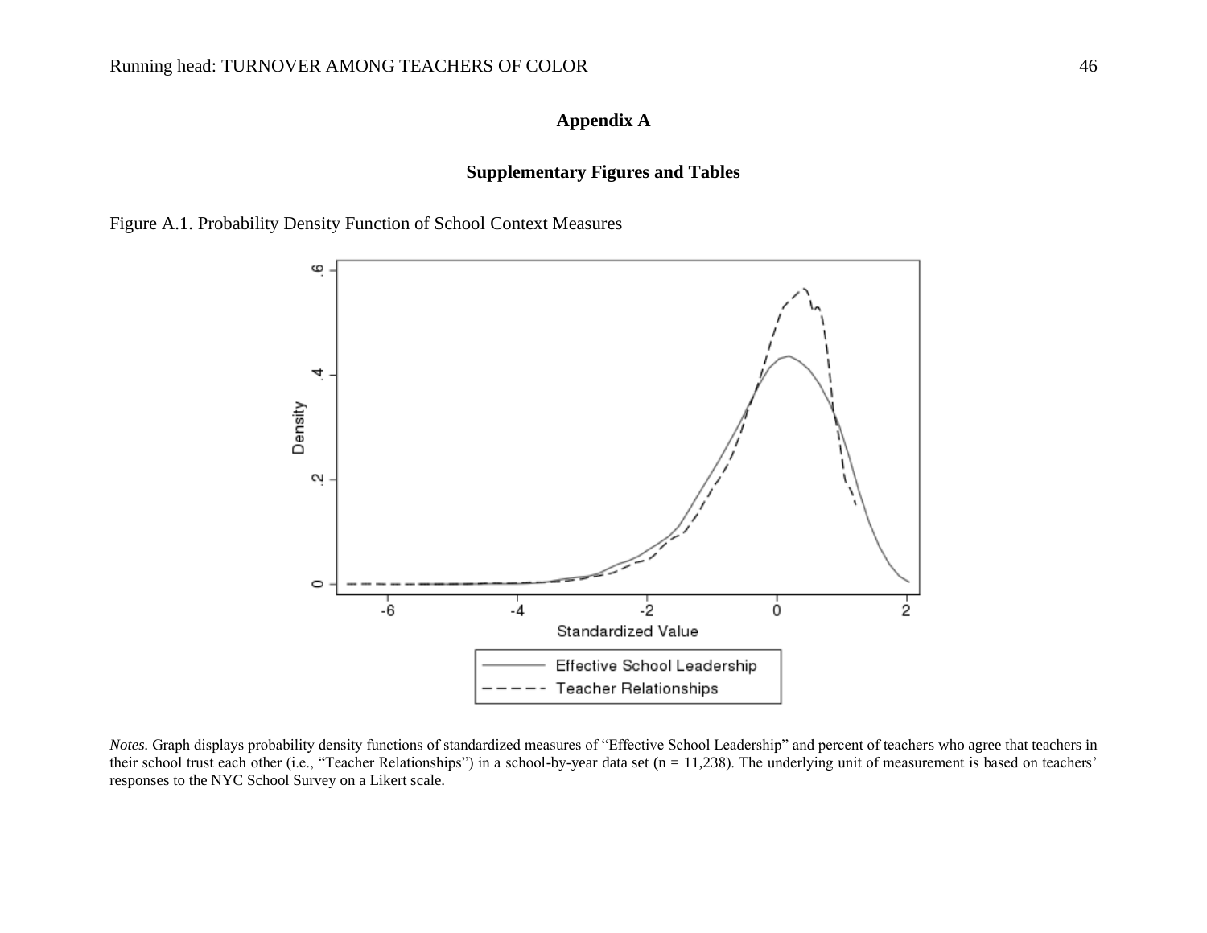# Appendix A

## Supplementary Figures and Tables

Figure A.1. Probability Density Function of School Context Measures

*Notes.* Graph displays probability density functions of standardized measures of "Effective School Leadership" and percent of teachers who agree that teachers in their school trust each other (i.e., "Teacher Relationships") in a school-by-year data set (n = 11,238). The underlying unit of measurement is based on teachers' responses to the NYC School Survey on a Likert scale.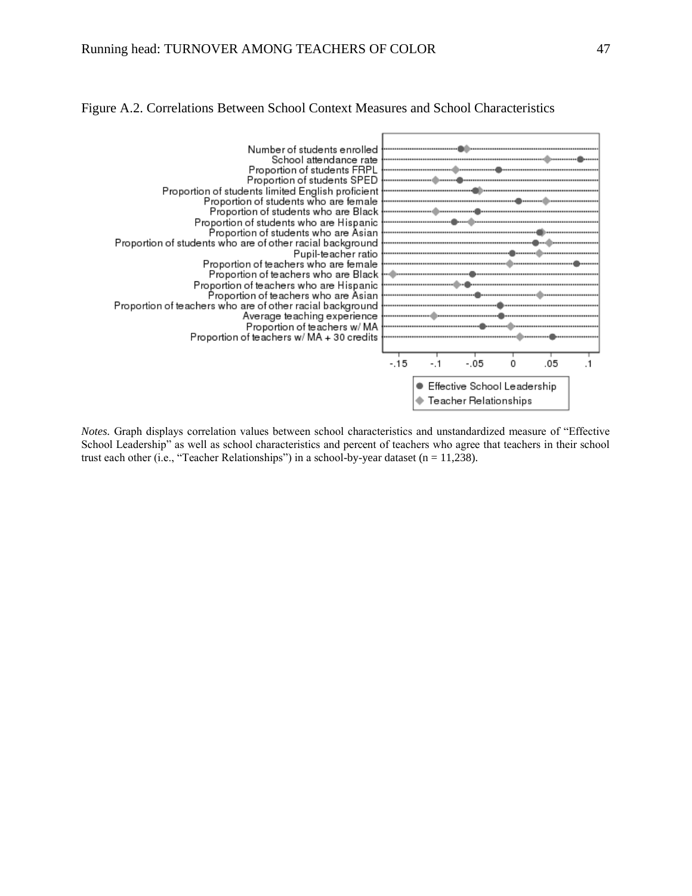Figure A.2. Correlations Between School Context Measures and School Characteristics

*Notes.* Graph displays correlation values between school characteristics and unstandardized measure of "Effective School Leadership" as well as school characteristics and percent of teachers who agree that teachers in their school trust each other (i.e., "Teacher Relationships") in a school-by-year dataset (n = 11,238).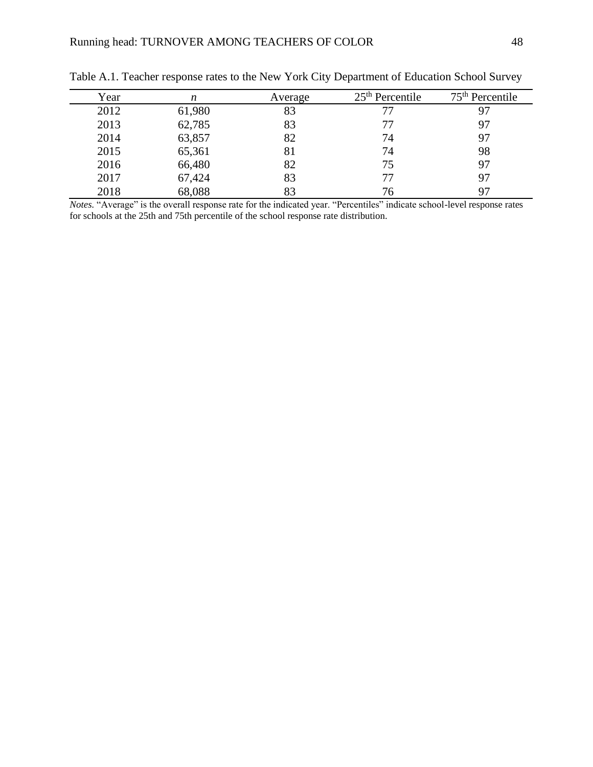Table A.1. Teacher response rates to the New York City Department of Education School Survey

| Year | *n* | Average | 25th Percentile | 75th Percentile |
|---|---|---|---|---|
| 2012 | 61,980 | 83 | 77 | 97 |
| 2013 | 62,785 | 83 | 77 | 97 |
| 2014 | 63,857 | 82 | 74 | 97 |
| 2015 | 65,361 | 81 | 74 | 98 |
| 2016 | 66,480 | 82 | 75 | 97 |
| 2017 | 67,424 | 83 | 77 | 97 |
| 2018 | 68,088 | 83 | 76 | 97 |

*Notes.* "Average" is the overall response rate for the indicated year. "Percentiles" indicate school-level response rates for schools at the 25th and 75th percentile of the school response rate distribution.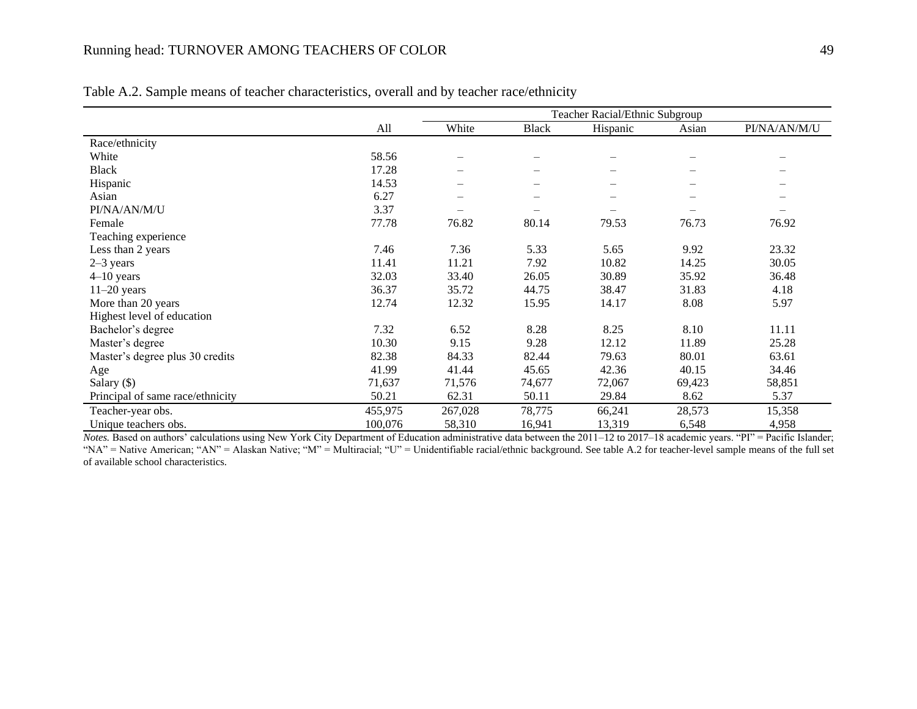Table A.2. Sample means of teacher characteristics, overall and by teacher race/ethnicity

| | | Teacher Racial/Ethnic Subgroup | | | | |
|---|---|---|---|---|---|---|
| | All | White | Black | Hispanic | Asian | PI/NA/AN/M/U |
| Race/ethnicity | | | | | | |
| White | 58.56 | – | – | – | – | – |
| Black | 17.28 | – | – | – | – | – |
| Hispanic | 14.53 | – | – | – | – | – |
| Asian | 6.27 | – | – | – | – | – |
| PI/NA/AN/M/U | 3.37 | – | – | – | – | – |
| Female | 77.78 | 76.82 | 80.14 | 79.53 | 76.73 | 76.92 |
| Teaching experience | | | | | | |
| Less than 2 years | 7.46 | 7.36 | 5.33 | 5.65 | 9.92 | 23.32 |
| 2–3 years | 11.41 | 11.21 | 7.92 | 10.82 | 14.25 | 30.05 |
| 4–10 years | 32.03 | 33.40 | 26.05 | 30.89 | 35.92 | 36.48 |
| 11–20 years | 36.37 | 35.72 | 44.75 | 38.47 | 31.83 | 4.18 |
| More than 20 years | 12.74 | 12.32 | 15.95 | 14.17 | 8.08 | 5.97 |
| Highest level of education | | | | | | |
| Bachelor's degree | 7.32 | 6.52 | 8.28 | 8.25 | 8.10 | 11.11 |
| Master's degree | 10.30 | 9.15 | 9.28 | 12.12 | 11.89 | 25.28 |
| Master's degree plus 30 credits | 82.38 | 84.33 | 82.44 | 79.63 | 80.01 | 63.61 |
| Age | 41.99 | 41.44 | 45.65 | 42.36 | 40.15 | 34.46 |
| Salary ($) | 71,637 | 71,576 | 74,677 | 72,067 | 69,423 | 58,851 |
| Principal of same race/ethnicity | 50.21 | 62.31 | 50.11 | 29.84 | 8.62 | 5.37 |
| Teacher-year obs. | 455,975 | 267,028 | 78,775 | 66,241 | 28,573 | 15,358 |
| Unique teachers obs. | 100,076 | 58,310 | 16,941 | 13,319 | 6,548 | 4,958 |

*Notes.* Based on authors' calculations using New York City Department of Education administrative data between the 2011–12 to 2017–18 academic years. "PI" = Pacific Islander; "NA" = Native American; "AN" = Alaskan Native; "M" = Multiracial; "U" = Unidentifiable racial/ethnic background. See table A.2 for teacher-level sample means of the full set of available school characteristics.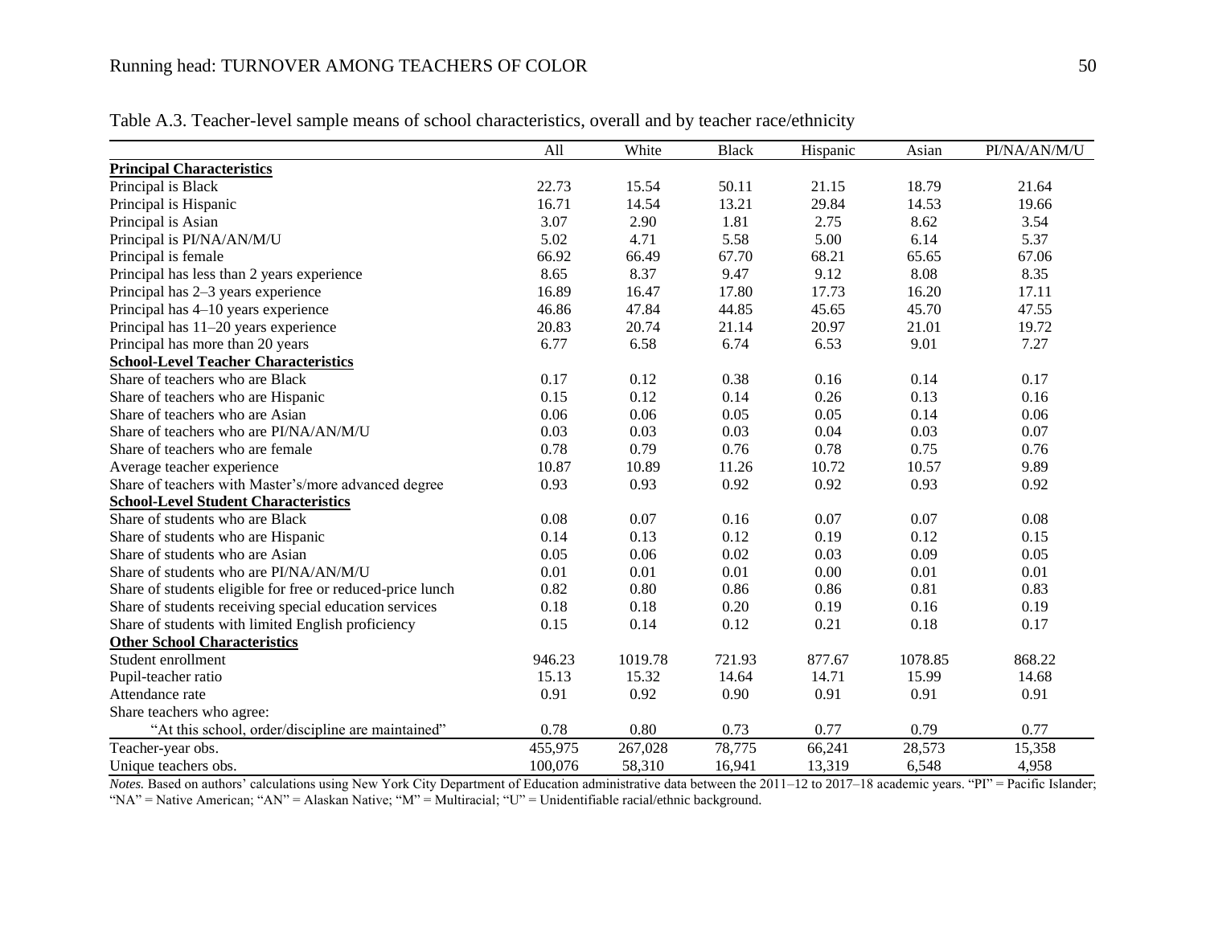Table A.3. Teacher-level sample means of school characteristics, overall and by teacher race/ethnicity

| | All | White | Black | Hispanic | Asian | PI/NA/AN/M/U |
|---|---|---|---|---|---|---|
| **Principal Characteristics** | | | | | | |
| Principal is Black | 22.73 | 15.54 | 50.11 | 21.15 | 18.79 | 21.64 |
| Principal is Hispanic | 16.71 | 14.54 | 13.21 | 29.84 | 14.53 | 19.66 |
| Principal is Asian | 3.07 | 2.90 | 1.81 | 2.75 | 8.62 | 3.54 |
| Principal is PI/NA/AN/M/U | 5.02 | 4.71 | 5.58 | 5.00 | 6.14 | 5.37 |
| Principal is female | 66.92 | 66.49 | 67.70 | 68.21 | 65.65 | 67.06 |
| Principal has less than 2 years experience | 8.65 | 8.37 | 9.47 | 9.12 | 8.08 | 8.35 |
| Principal has 2–3 years experience | 16.89 | 16.47 | 17.80 | 17.73 | 16.20 | 17.11 |
| Principal has 4–10 years experience | 46.86 | 47.84 | 44.85 | 45.65 | 45.70 | 47.55 |
| Principal has 11–20 years experience | 20.83 | 20.74 | 21.14 | 20.97 | 21.01 | 19.72 |
| Principal has more than 20 years | 6.77 | 6.58 | 6.74 | 6.53 | 9.01 | 7.27 |
| **School-Level Teacher Characteristics** | | | | | | |
| Share of teachers who are Black | 0.17 | 0.12 | 0.38 | 0.16 | 0.14 | 0.17 |
| Share of teachers who are Hispanic | 0.15 | 0.12 | 0.14 | 0.26 | 0.13 | 0.16 |
| Share of teachers who are Asian | 0.06 | 0.06 | 0.05 | 0.05 | 0.14 | 0.06 |
| Share of teachers who are PI/NA/AN/M/U | 0.03 | 0.03 | 0.03 | 0.04 | 0.03 | 0.07 |
| Share of teachers who are female | 0.78 | 0.79 | 0.76 | 0.78 | 0.75 | 0.76 |
| Average teacher experience | 10.87 | 10.89 | 11.26 | 10.72 | 10.57 | 9.89 |
| Share of teachers with Master's/more advanced degree | 0.93 | 0.93 | 0.92 | 0.92 | 0.93 | 0.92 |
| **School-Level Student Characteristics** | | | | | | |
| Share of students who are Black | 0.08 | 0.07 | 0.16 | 0.07 | 0.07 | 0.08 |
| Share of students who are Hispanic | 0.14 | 0.13 | 0.12 | 0.19 | 0.12 | 0.15 |
| Share of students who are Asian | 0.05 | 0.06 | 0.02 | 0.03 | 0.09 | 0.05 |
| Share of students who are PI/NA/AN/M/U | 0.01 | 0.01 | 0.01 | 0.00 | 0.01 | 0.01 |
| Share of students eligible for free or reduced-price lunch | 0.82 | 0.80 | 0.86 | 0.86 | 0.81 | 0.83 |
| Share of students receiving special education services | 0.18 | 0.18 | 0.20 | 0.19 | 0.16 | 0.19 |
| Share of students with limited English proficiency | 0.15 | 0.14 | 0.12 | 0.21 | 0.18 | 0.17 |
| **Other School Characteristics** | | | | | | |
| Student enrollment | 946.23 | 1019.78 | 721.93 | 877.67 | 1078.85 | 868.22 |
| Pupil-teacher ratio | 15.13 | 15.32 | 14.64 | 14.71 | 15.99 | 14.68 |
| Attendance rate | 0.91 | 0.92 | 0.90 | 0.91 | 0.91 | 0.91 |
| Share teachers who agree: | | | | | | |
| "At this school, order/discipline are maintained" | 0.78 | 0.80 | 0.73 | 0.77 | 0.79 | 0.77 |
| Teacher-year obs. | 455,975 | 267,028 | 78,775 | 66,241 | 28,573 | 15,358 |
| Unique teachers obs. | 100,076 | 58,310 | 16,941 | 13,319 | 6,548 | 4,958 |

*Notes.* Based on authors' calculations using New York City Department of Education administrative data between the 2011–12 to 2017–18 academic years. "PI" = Pacific Islander; "NA" = Native American; "AN" = Alaskan Native; "M" = Multiracial; "U" = Unidentifiable racial/ethnic background.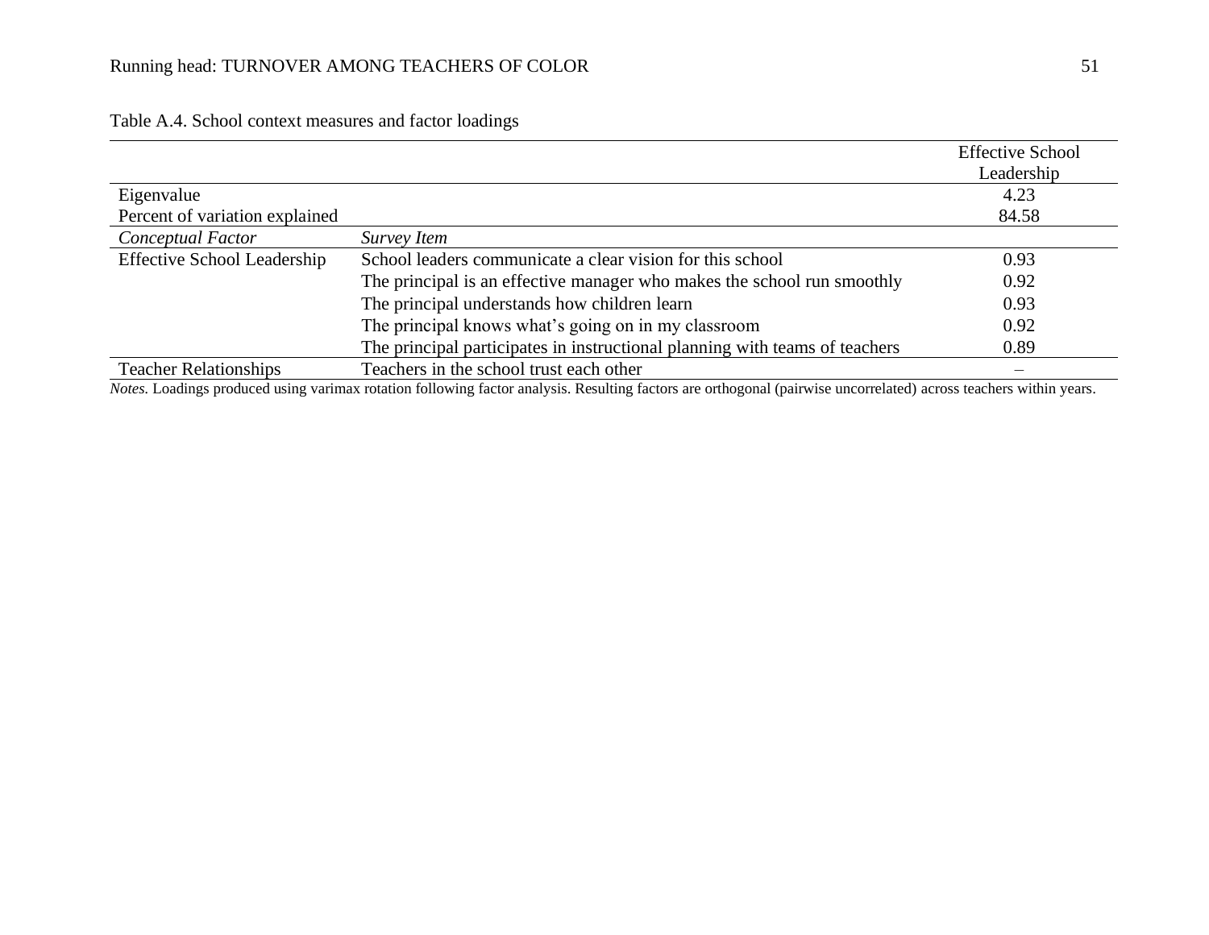Table A.4. School context measures and factor loadings

| | | Effective School Leadership |
|---|---|---|
| Eigenvalue | | 4.23 |
| Percent of variation explained | | 84.58 |
| *Conceptual Factor* | *Survey Item* | |
| Effective School Leadership | School leaders communicate a clear vision for this school | 0.93 |
| | The principal is an effective manager who makes the school run smoothly | 0.92 |
| | The principal understands how children learn | 0.93 |
| | The principal knows what's going on in my classroom | 0.92 |
| | The principal participates in instructional planning with teams of teachers | 0.89 |
| Teacher Relationships | Teachers in the school trust each other | – |

*Notes.* Loadings produced using varimax rotation following factor analysis. Resulting factors are orthogonal (pairwise uncorrelated) across teachers within years.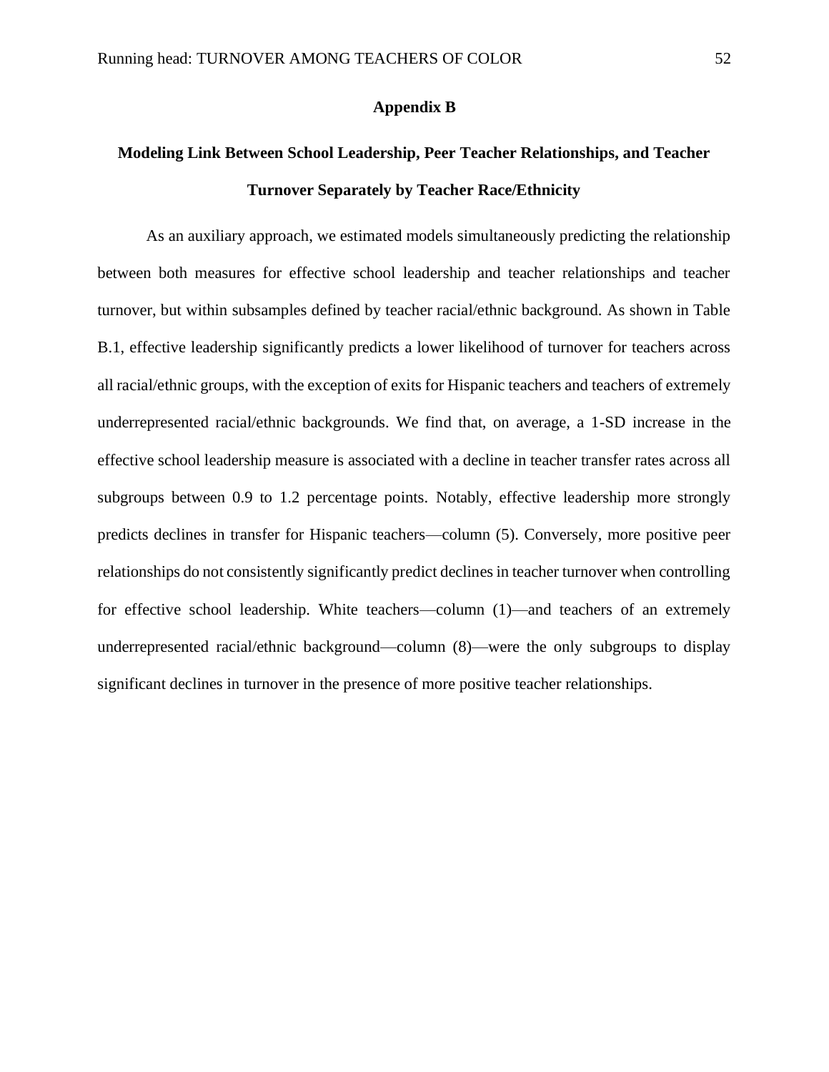## Appendix B

### Modeling Link Between School Leadership, Peer Teacher Relationships, and Teacher Turnover Separately by Teacher Race/Ethnicity

As an auxiliary approach, we estimated models simultaneously predicting the relationship between both measures for effective school leadership and teacher relationships and teacher turnover, but within subsamples defined by teacher racial/ethnic background. As shown in Table B.1, effective leadership significantly predicts a lower likelihood of turnover for teachers across all racial/ethnic groups, with the exception of exits for Hispanic teachers and teachers of extremely underrepresented racial/ethnic backgrounds. We find that, on average, a 1-SD increase in the effective school leadership measure is associated with a decline in teacher transfer rates across all subgroups between 0.9 to 1.2 percentage points. Notably, effective leadership more strongly predicts declines in transfer for Hispanic teachers—column (5). Conversely, more positive peer relationships do not consistently significantly predict declines in teacher turnover when controlling for effective school leadership. White teachers—column (1)—and teachers of an extremely underrepresented racial/ethnic background—column (8)—were the only subgroups to display significant declines in turnover in the presence of more positive teacher relationships.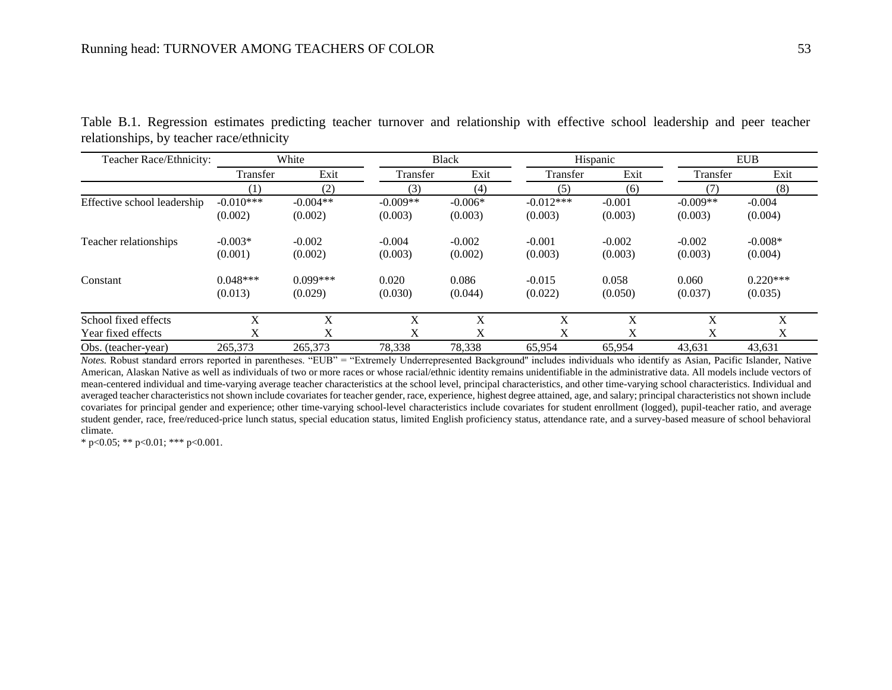Table B.1. Regression estimates predicting teacher turnover and relationship with effective school leadership and peer teacher relationships, by teacher race/ethnicity

| Teacher Race/Ethnicity: | White | | Black | | Hispanic | | EUB | |
|---|---|---|---|---|---|---|---|---|
| | Transfer | Exit | Transfer | Exit | Transfer | Exit | Transfer | Exit |
| | (1) | (2) | (3) | (4) | (5) | (6) | (7) | (8) |
| Effective school leadership | -0.010*** | -0.004** | -0.009** | -0.006* | -0.012*** | -0.001 | -0.009** | -0.004 |
| | (0.002) | (0.002) | (0.003) | (0.003) | (0.003) | (0.003) | (0.003) | (0.004) |
| Teacher relationships | -0.003* | -0.002 | -0.004 | -0.002 | -0.001 | -0.002 | -0.002 | -0.008* |
| | (0.001) | (0.002) | (0.003) | (0.002) | (0.003) | (0.003) | (0.003) | (0.004) |
| Constant | 0.048*** | 0.099*** | 0.020 | 0.086 | -0.015 | 0.058 | 0.060 | 0.220*** |
| | (0.013) | (0.029) | (0.030) | (0.044) | (0.022) | (0.050) | (0.037) | (0.035) |
| School fixed effects | X | X | X | X | X | X | X | X |
| Year fixed effects | X | X | X | X | X | X | X | X |
| Obs. (teacher-year) | 265,373 | 265,373 | 78,338 | 78,338 | 65,954 | 65,954 | 43,631 | 43,631 |

*Notes.* Robust standard errors reported in parentheses. "EUB" = "Extremely Underrepresented Background" includes individuals who identify as Asian, Pacific Islander, Native American, Alaskan Native as well as individuals of two or more races or whose racial/ethnic identity remains unidentifiable in the administrative data. All models include vectors of mean-centered individual and time-varying average teacher characteristics at the school level, principal characteristics, and other time-varying school characteristics. Individual and averaged teacher characteristics not shown include covariates for teacher gender, race, experience, highest degree attained, age, and salary; principal characteristics not shown include covariates for principal gender and experience; other time-varying school-level characteristics include covariates for student enrollment (logged), pupil-teacher ratio, and average student gender, race, free/reduced-price lunch status, special education status, limited English proficiency status, attendance rate, and a survey-based measure of school behavioral climate.

* p<0.05; ** p<0.01; *** p<0.001.